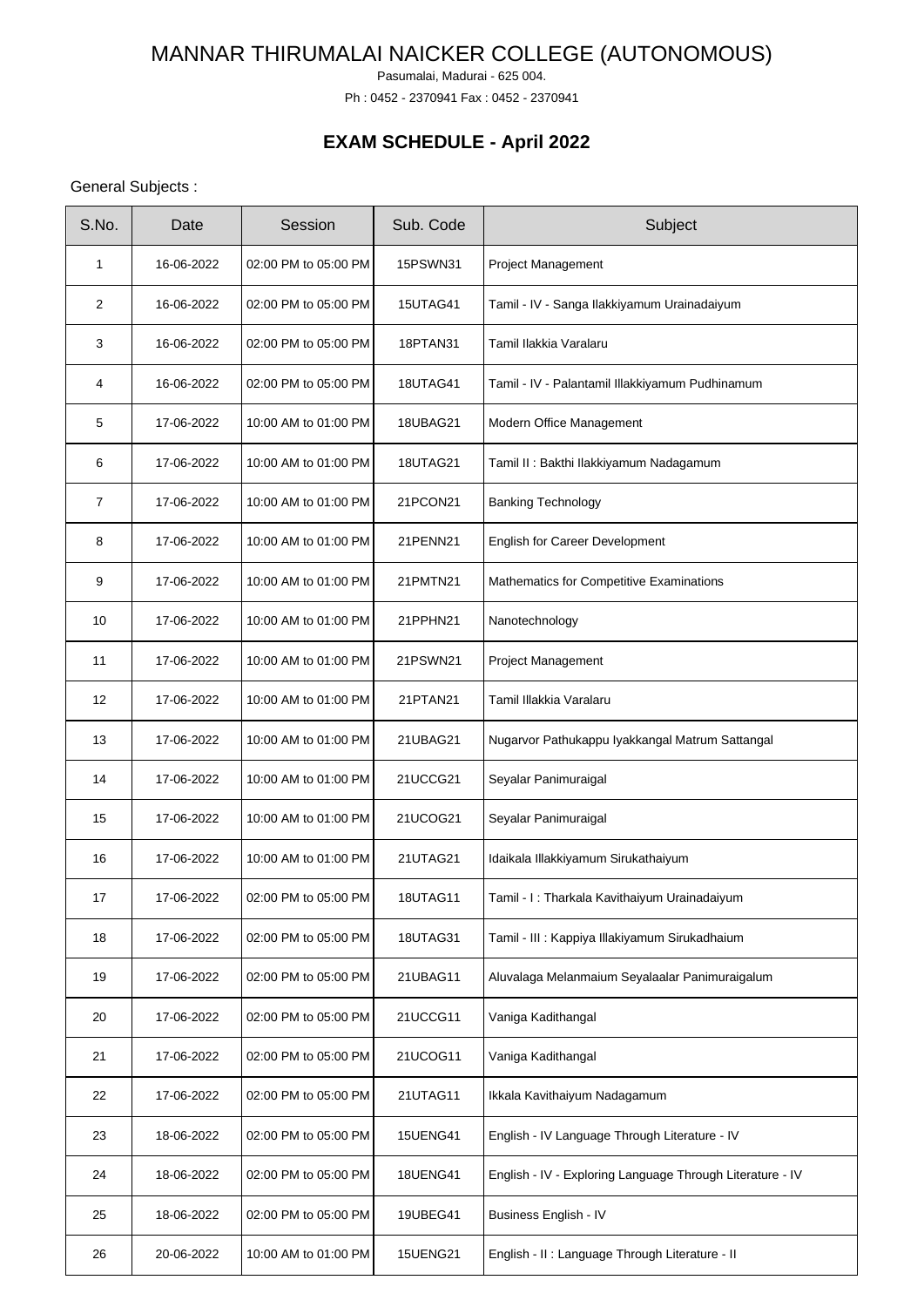# MANNAR THIRUMALAI NAICKER COLLEGE (AUTONOMOUS)

Pasumalai, Madurai - 625 004.

Ph : 0452 - 2370941 Fax : 0452 - 2370941

## EXAM SCHEDULE - April 2022

General Subjects :

| S.No. | Date | Session | Sub. Code | Subject |
|---|---|---|---|---|
| 1 | 16-06-2022 | 02:00 PM to 05:00 PM | 15PSWN31 | Project Management |
| 2 | 16-06-2022 | 02:00 PM to 05:00 PM | 15UTAG41 | Tamil - IV - Sanga Ilakkiyamum Urainadaiyum |
| 3 | 16-06-2022 | 02:00 PM to 05:00 PM | 18PTAN31 | Tamil Ilakkia Varalaru |
| 4 | 16-06-2022 | 02:00 PM to 05:00 PM | 18UTAG41 | Tamil - IV - Palantamil Illakkiyamum Pudhinamum |
| 5 | 17-06-2022 | 10:00 AM to 01:00 PM | 18UBAG21 | Modern Office Management |
| 6 | 17-06-2022 | 10:00 AM to 01:00 PM | 18UTAG21 | Tamil II : Bakthi Ilakkiyamum Nadagamum |
| 7 | 17-06-2022 | 10:00 AM to 01:00 PM | 21PCON21 | Banking Technology |
| 8 | 17-06-2022 | 10:00 AM to 01:00 PM | 21PENN21 | English for Career Development |
| 9 | 17-06-2022 | 10:00 AM to 01:00 PM | 21PMTN21 | Mathematics for Competitive Examinations |
| 10 | 17-06-2022 | 10:00 AM to 01:00 PM | 21PPHN21 | Nanotechnology |
| 11 | 17-06-2022 | 10:00 AM to 01:00 PM | 21PSWN21 | Project Management |
| 12 | 17-06-2022 | 10:00 AM to 01:00 PM | 21PTAN21 | Tamil Illakkia Varalaru |
| 13 | 17-06-2022 | 10:00 AM to 01:00 PM | 21UBAG21 | Nugarvor Pathukappu Iyakkangal Matrum Sattangal |
| 14 | 17-06-2022 | 10:00 AM to 01:00 PM | 21UCCG21 | Seyalar Panimuraigal |
| 15 | 17-06-2022 | 10:00 AM to 01:00 PM | 21UCOG21 | Seyalar Panimuraigal |
| 16 | 17-06-2022 | 10:00 AM to 01:00 PM | 21UTAG21 | Idaikala Illakkiyamum Sirukathaiyum |
| 17 | 17-06-2022 | 02:00 PM to 05:00 PM | 18UTAG11 | Tamil - I : Tharkala Kavithaiyum Urainadaiyum |
| 18 | 17-06-2022 | 02:00 PM to 05:00 PM | 18UTAG31 | Tamil - III : Kappiya Illakiyamum Sirukadhaium |
| 19 | 17-06-2022 | 02:00 PM to 05:00 PM | 21UBAG11 | Aluvalaga Melanmaium Seyalaalar Panimuraigalum |
| 20 | 17-06-2022 | 02:00 PM to 05:00 PM | 21UCCG11 | Vaniga Kadithangal |
| 21 | 17-06-2022 | 02:00 PM to 05:00 PM | 21UCOG11 | Vaniga Kadithangal |
| 22 | 17-06-2022 | 02:00 PM to 05:00 PM | 21UTAG11 | Ikkala Kavithaiyum Nadagamum |
| 23 | 18-06-2022 | 02:00 PM to 05:00 PM | 15UENG41 | English - IV Language Through Literature - IV |
| 24 | 18-06-2022 | 02:00 PM to 05:00 PM | 18UENG41 | English - IV - Exploring Language Through Literature - IV |
| 25 | 18-06-2022 | 02:00 PM to 05:00 PM | 19UBEG41 | Business English - IV |
| 26 | 20-06-2022 | 10:00 AM to 01:00 PM | 15UENG21 | English - II : Language Through Literature - II |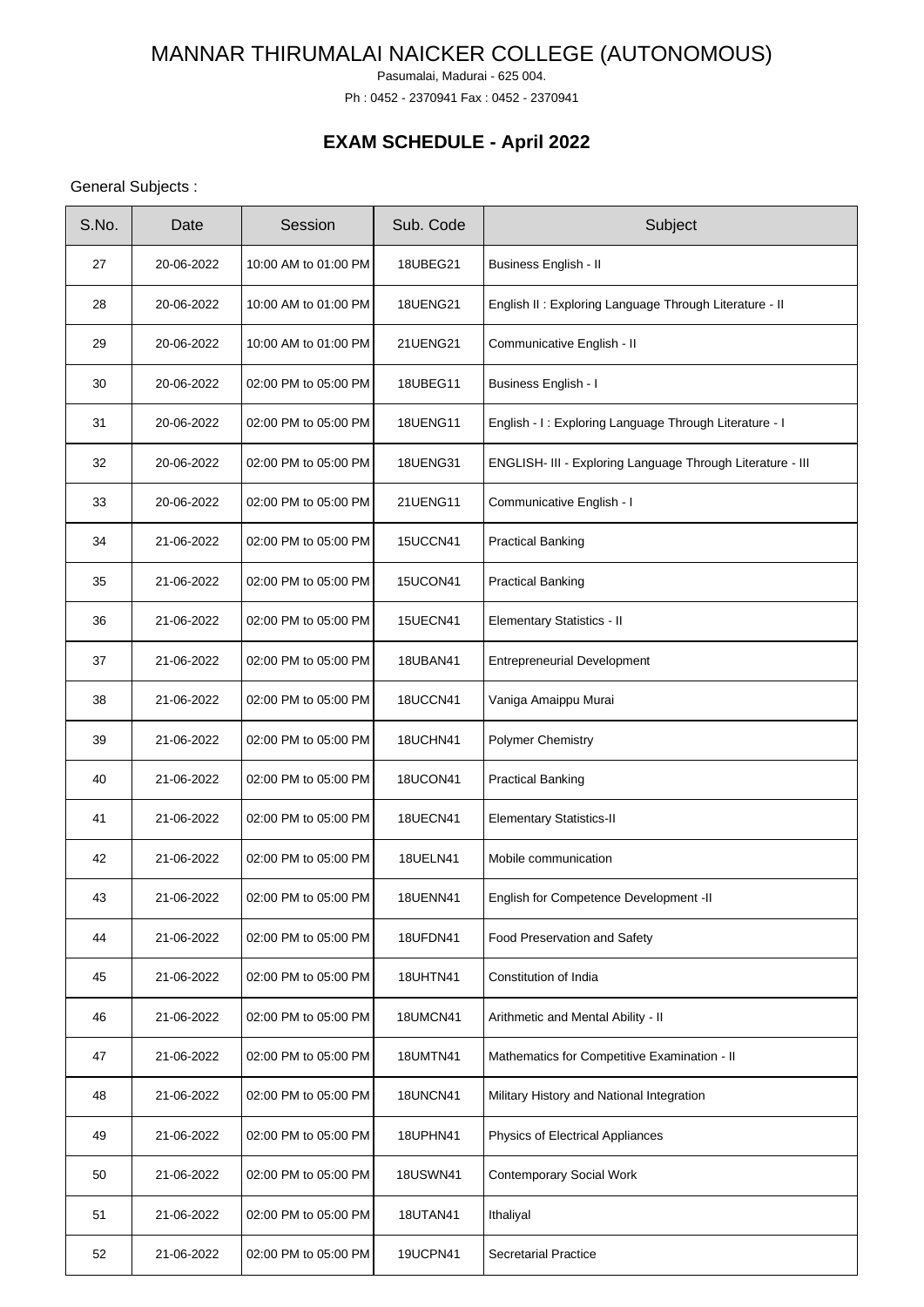# MANNAR THIRUMALAI NAICKER COLLEGE (AUTONOMOUS)

Pasumalai, Madurai - 625 004.

Ph : 0452 - 2370941 Fax : 0452 - 2370941

## EXAM SCHEDULE - April 2022

General Subjects :

| S.No. | Date | Session | Sub. Code | Subject |
|---|---|---|---|---|
| 27 | 20-06-2022 | 10:00 AM to 01:00 PM | 18UBEG21 | Business English - II |
| 28 | 20-06-2022 | 10:00 AM to 01:00 PM | 18UENG21 | English II : Exploring Language Through Literature - II |
| 29 | 20-06-2022 | 10:00 AM to 01:00 PM | 21UENG21 | Communicative English - II |
| 30 | 20-06-2022 | 02:00 PM to 05:00 PM | 18UBEG11 | Business English - I |
| 31 | 20-06-2022 | 02:00 PM to 05:00 PM | 18UENG11 | English - I : Exploring Language Through Literature - I |
| 32 | 20-06-2022 | 02:00 PM to 05:00 PM | 18UENG31 | ENGLISH- III - Exploring Language Through Literature - III |
| 33 | 20-06-2022 | 02:00 PM to 05:00 PM | 21UENG11 | Communicative English - I |
| 34 | 21-06-2022 | 02:00 PM to 05:00 PM | 15UCCN41 | Practical Banking |
| 35 | 21-06-2022 | 02:00 PM to 05:00 PM | 15UCON41 | Practical Banking |
| 36 | 21-06-2022 | 02:00 PM to 05:00 PM | 15UECN41 | Elementary Statistics - II |
| 37 | 21-06-2022 | 02:00 PM to 05:00 PM | 18UBAN41 | Entrepreneurial Development |
| 38 | 21-06-2022 | 02:00 PM to 05:00 PM | 18UCCN41 | Vaniga Amaippu Murai |
| 39 | 21-06-2022 | 02:00 PM to 05:00 PM | 18UCHN41 | Polymer Chemistry |
| 40 | 21-06-2022 | 02:00 PM to 05:00 PM | 18UCON41 | Practical Banking |
| 41 | 21-06-2022 | 02:00 PM to 05:00 PM | 18UECN41 | Elementary Statistics-II |
| 42 | 21-06-2022 | 02:00 PM to 05:00 PM | 18UELN41 | Mobile communication |
| 43 | 21-06-2022 | 02:00 PM to 05:00 PM | 18UENN41 | English for Competence Development -II |
| 44 | 21-06-2022 | 02:00 PM to 05:00 PM | 18UFDN41 | Food Preservation and Safety |
| 45 | 21-06-2022 | 02:00 PM to 05:00 PM | 18UHTN41 | Constitution of India |
| 46 | 21-06-2022 | 02:00 PM to 05:00 PM | 18UMCN41 | Arithmetic and Mental Ability - II |
| 47 | 21-06-2022 | 02:00 PM to 05:00 PM | 18UMTN41 | Mathematics for Competitive Examination - II |
| 48 | 21-06-2022 | 02:00 PM to 05:00 PM | 18UNCN41 | Military History and National Integration |
| 49 | 21-06-2022 | 02:00 PM to 05:00 PM | 18UPHN41 | Physics of Electrical Appliances |
| 50 | 21-06-2022 | 02:00 PM to 05:00 PM | 18USWN41 | Contemporary Social Work |
| 51 | 21-06-2022 | 02:00 PM to 05:00 PM | 18UTAN41 | Ithaliyal |
| 52 | 21-06-2022 | 02:00 PM to 05:00 PM | 19UCPN41 | Secretarial Practice |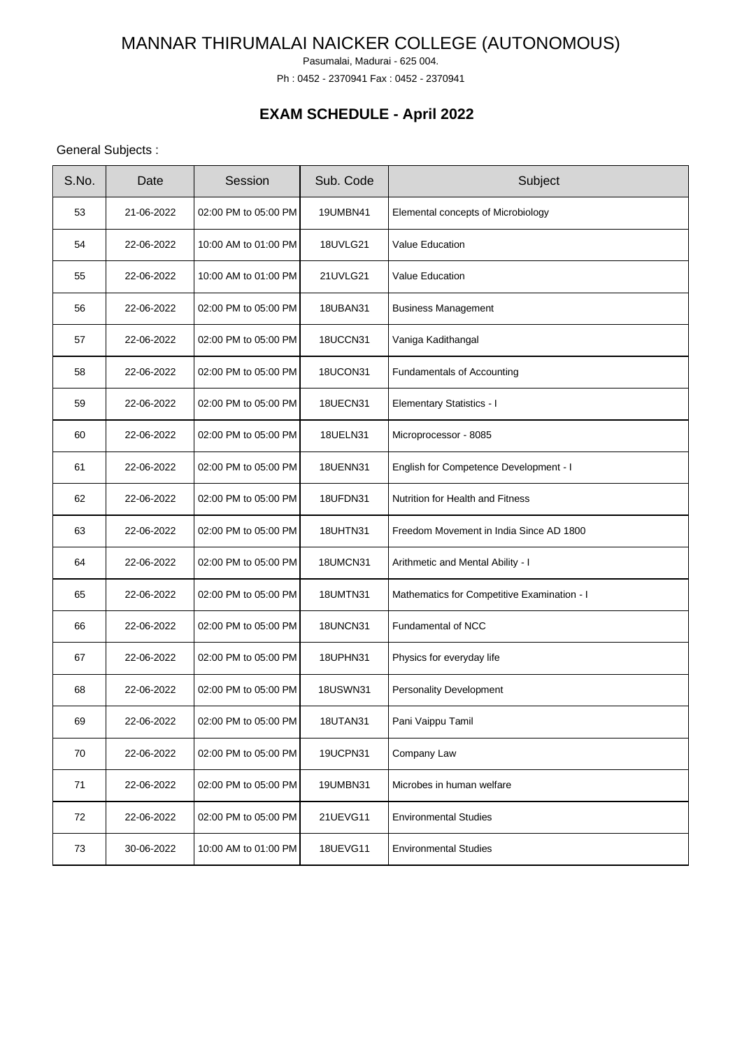# MANNAR THIRUMALAI NAICKER COLLEGE (AUTONOMOUS)

Pasumalai, Madurai - 625 004.

Ph : 0452 - 2370941 Fax : 0452 - 2370941

## EXAM SCHEDULE - April 2022

General Subjects :

| S.No. | Date | Session | Sub. Code | Subject |
|---|---|---|---|---|
| 53 | 21-06-2022 | 02:00 PM to 05:00 PM | 19UMBN41 | Elemental concepts of Microbiology |
| 54 | 22-06-2022 | 10:00 AM to 01:00 PM | 18UVLG21 | Value Education |
| 55 | 22-06-2022 | 10:00 AM to 01:00 PM | 21UVLG21 | Value Education |
| 56 | 22-06-2022 | 02:00 PM to 05:00 PM | 18UBAN31 | Business Management |
| 57 | 22-06-2022 | 02:00 PM to 05:00 PM | 18UCCN31 | Vaniga Kadithangal |
| 58 | 22-06-2022 | 02:00 PM to 05:00 PM | 18UCON31 | Fundamentals of Accounting |
| 59 | 22-06-2022 | 02:00 PM to 05:00 PM | 18UECN31 | Elementary Statistics - I |
| 60 | 22-06-2022 | 02:00 PM to 05:00 PM | 18UELN31 | Microprocessor - 8085 |
| 61 | 22-06-2022 | 02:00 PM to 05:00 PM | 18UENN31 | English for Competence Development - I |
| 62 | 22-06-2022 | 02:00 PM to 05:00 PM | 18UFDN31 | Nutrition for Health and Fitness |
| 63 | 22-06-2022 | 02:00 PM to 05:00 PM | 18UHTN31 | Freedom Movement in India Since AD 1800 |
| 64 | 22-06-2022 | 02:00 PM to 05:00 PM | 18UMCN31 | Arithmetic and Mental Ability - I |
| 65 | 22-06-2022 | 02:00 PM to 05:00 PM | 18UMTN31 | Mathematics for Competitive Examination - I |
| 66 | 22-06-2022 | 02:00 PM to 05:00 PM | 18UNCN31 | Fundamental of NCC |
| 67 | 22-06-2022 | 02:00 PM to 05:00 PM | 18UPHN31 | Physics for everyday life |
| 68 | 22-06-2022 | 02:00 PM to 05:00 PM | 18USWN31 | Personality Development |
| 69 | 22-06-2022 | 02:00 PM to 05:00 PM | 18UTAN31 | Pani Vaippu Tamil |
| 70 | 22-06-2022 | 02:00 PM to 05:00 PM | 19UCPN31 | Company Law |
| 71 | 22-06-2022 | 02:00 PM to 05:00 PM | 19UMBN31 | Microbes in human welfare |
| 72 | 22-06-2022 | 02:00 PM to 05:00 PM | 21UEVG11 | Environmental Studies |
| 73 | 30-06-2022 | 10:00 AM to 01:00 PM | 18UEVG11 | Environmental Studies |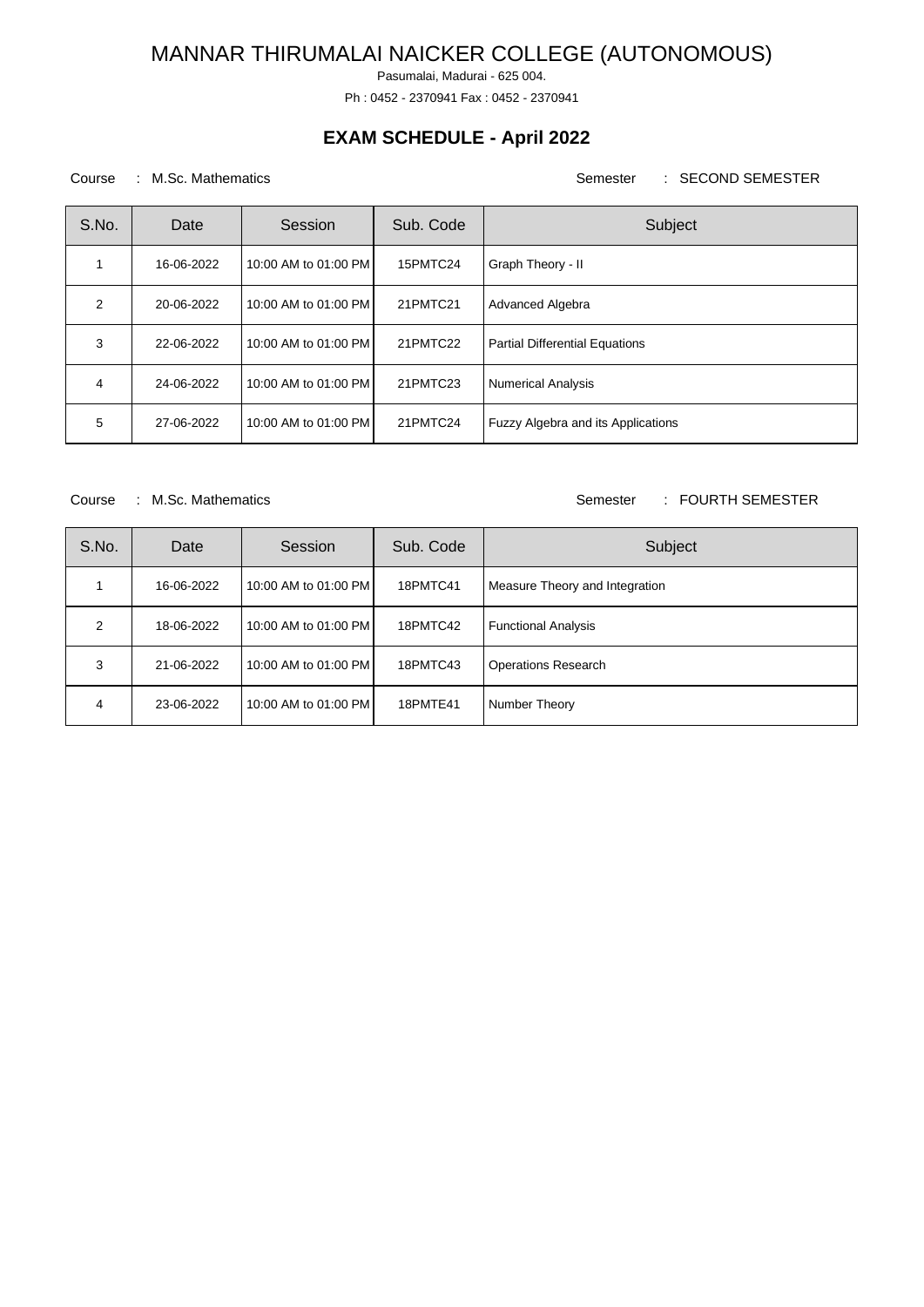# MANNAR THIRUMALAI NAICKER COLLEGE (AUTONOMOUS)

Pasumalai, Madurai - 625 004.

Ph : 0452 - 2370941 Fax : 0452 - 2370941

## EXAM SCHEDULE - April 2022

Course : M.Sc. Mathematics

Semester : SECOND SEMESTER

| S.No. | Date | Session | Sub. Code | Subject |
|---|---|---|---|---|
| 1 | 16-06-2022 | 10:00 AM to 01:00 PM | 15PMTC24 | Graph Theory - II |
| 2 | 20-06-2022 | 10:00 AM to 01:00 PM | 21PMTC21 | Advanced Algebra |
| 3 | 22-06-2022 | 10:00 AM to 01:00 PM | 21PMTC22 | Partial Differential Equations |
| 4 | 24-06-2022 | 10:00 AM to 01:00 PM | 21PMTC23 | Numerical Analysis |
| 5 | 27-06-2022 | 10:00 AM to 01:00 PM | 21PMTC24 | Fuzzy Algebra and its Applications |

Course : M.Sc. Mathematics

Semester : FOURTH SEMESTER

| S.No. | Date | Session | Sub. Code | Subject |
|---|---|---|---|---|
| 1 | 16-06-2022 | 10:00 AM to 01:00 PM | 18PMTC41 | Measure Theory and Integration |
| 2 | 18-06-2022 | 10:00 AM to 01:00 PM | 18PMTC42 | Functional Analysis |
| 3 | 21-06-2022 | 10:00 AM to 01:00 PM | 18PMTC43 | Operations Research |
| 4 | 23-06-2022 | 10:00 AM to 01:00 PM | 18PMTE41 | Number Theory |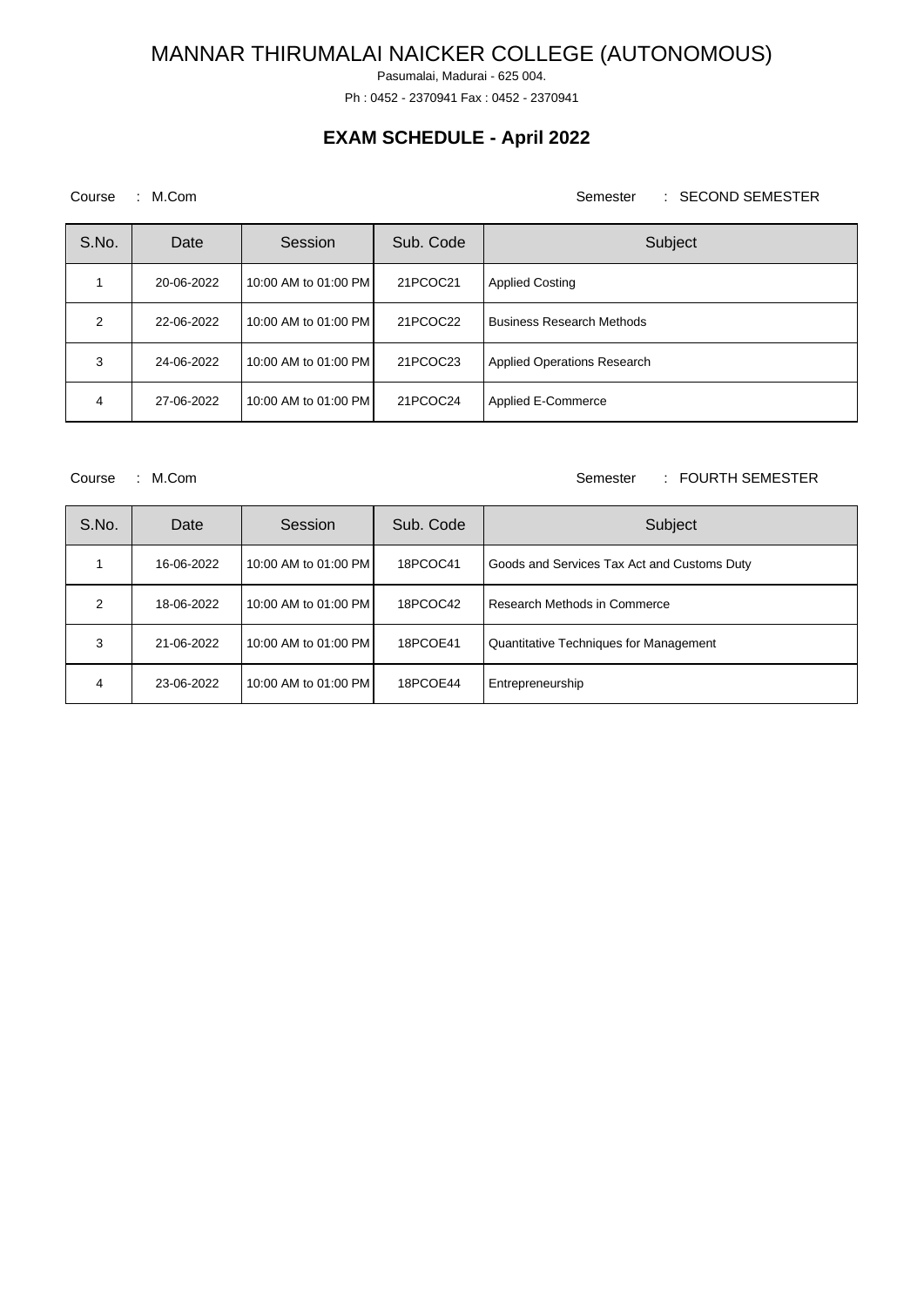# MANNAR THIRUMALAI NAICKER COLLEGE (AUTONOMOUS)

Pasumalai, Madurai - 625 004.

Ph : 0452 - 2370941 Fax : 0452 - 2370941

## EXAM SCHEDULE - April 2022

Course : M.Com

Semester : SECOND SEMESTER

| S.No. | Date | Session | Sub. Code | Subject |
|---|---|---|---|---|
| 1 | 20-06-2022 | 10:00 AM to 01:00 PM | 21PCOC21 | Applied Costing |
| 2 | 22-06-2022 | 10:00 AM to 01:00 PM | 21PCOC22 | Business Research Methods |
| 3 | 24-06-2022 | 10:00 AM to 01:00 PM | 21PCOC23 | Applied Operations Research |
| 4 | 27-06-2022 | 10:00 AM to 01:00 PM | 21PCOC24 | Applied E-Commerce |

Course : M.Com

Semester : FOURTH SEMESTER

| S.No. | Date | Session | Sub. Code | Subject |
|---|---|---|---|---|
| 1 | 16-06-2022 | 10:00 AM to 01:00 PM | 18PCOC41 | Goods and Services Tax Act and Customs Duty |
| 2 | 18-06-2022 | 10:00 AM to 01:00 PM | 18PCOC42 | Research Methods in Commerce |
| 3 | 21-06-2022 | 10:00 AM to 01:00 PM | 18PCOE41 | Quantitative Techniques for Management |
| 4 | 23-06-2022 | 10:00 AM to 01:00 PM | 18PCOE44 | Entrepreneurship |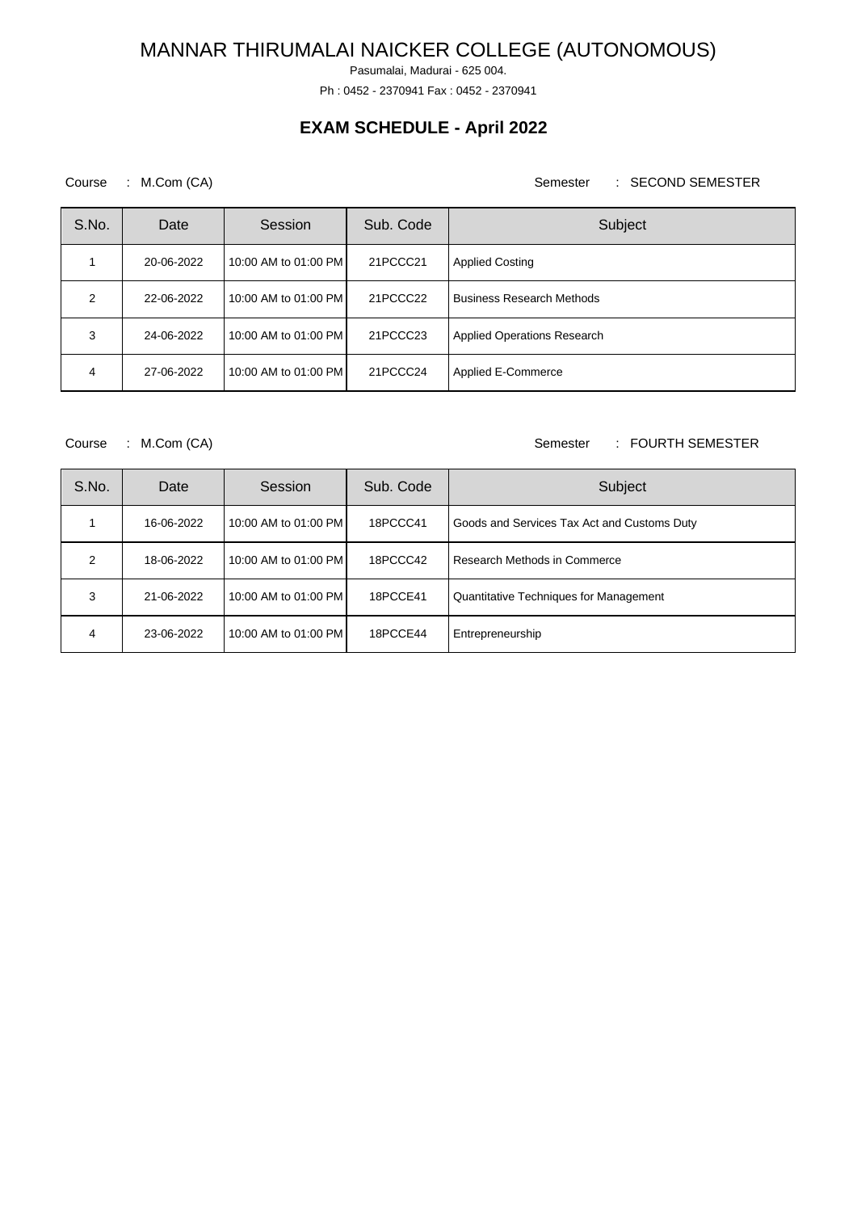# MANNAR THIRUMALAI NAICKER COLLEGE (AUTONOMOUS)

Pasumalai, Madurai - 625 004.

Ph : 0452 - 2370941 Fax : 0452 - 2370941

## EXAM SCHEDULE - April 2022

Course : M.Com (CA) Semester : SECOND SEMESTER

| S.No. | Date | Session | Sub. Code | Subject |
|---|---|---|---|---|
| 1 | 20-06-2022 | 10:00 AM to 01:00 PM | 21PCCC21 | Applied Costing |
| 2 | 22-06-2022 | 10:00 AM to 01:00 PM | 21PCCC22 | Business Research Methods |
| 3 | 24-06-2022 | 10:00 AM to 01:00 PM | 21PCCC23 | Applied Operations Research |
| 4 | 27-06-2022 | 10:00 AM to 01:00 PM | 21PCCC24 | Applied E-Commerce |

Course : M.Com (CA) Semester : FOURTH SEMESTER

| S.No. | Date | Session | Sub. Code | Subject |
|---|---|---|---|---|
| 1 | 16-06-2022 | 10:00 AM to 01:00 PM | 18PCCC41 | Goods and Services Tax Act and Customs Duty |
| 2 | 18-06-2022 | 10:00 AM to 01:00 PM | 18PCCC42 | Research Methods in Commerce |
| 3 | 21-06-2022 | 10:00 AM to 01:00 PM | 18PCCE41 | Quantitative Techniques for Management |
| 4 | 23-06-2022 | 10:00 AM to 01:00 PM | 18PCCE44 | Entrepreneurship |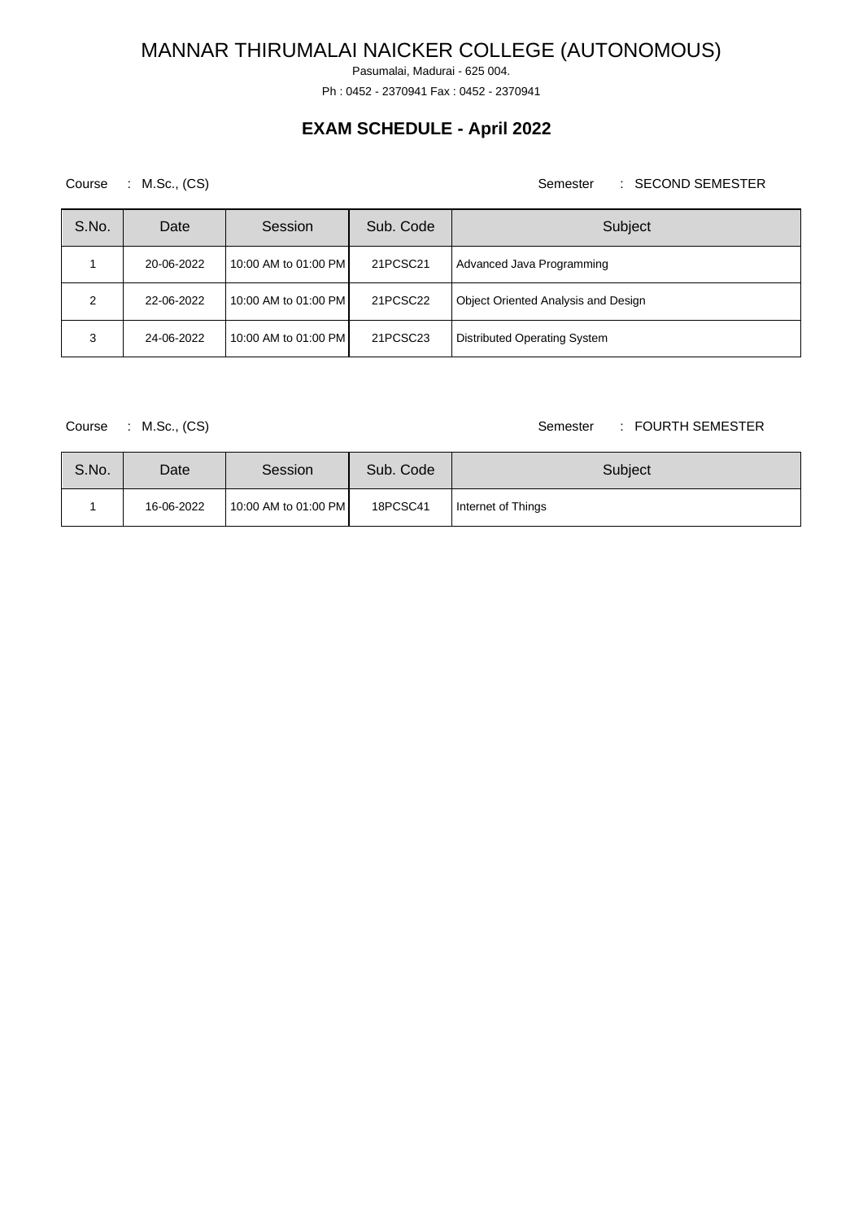# MANNAR THIRUMALAI NAICKER COLLEGE (AUTONOMOUS)

Pasumalai, Madurai - 625 004.

Ph : 0452 - 2370941 Fax : 0452 - 2370941

## EXAM SCHEDULE - April 2022

Course : M.Sc., (CS) Semester : SECOND SEMESTER

| S.No. | Date | Session | Sub. Code | Subject |
|---|---|---|---|---|
| 1 | 20-06-2022 | 10:00 AM to 01:00 PM | 21PCSC21 | Advanced Java Programming |
| 2 | 22-06-2022 | 10:00 AM to 01:00 PM | 21PCSC22 | Object Oriented Analysis and Design |
| 3 | 24-06-2022 | 10:00 AM to 01:00 PM | 21PCSC23 | Distributed Operating System |

Course : M.Sc., (CS) Semester : FOURTH SEMESTER

| S.No. | Date | Session | Sub. Code | Subject |
|---|---|---|---|---|
| 1 | 16-06-2022 | 10:00 AM to 01:00 PM | 18PCSC41 | Internet of Things |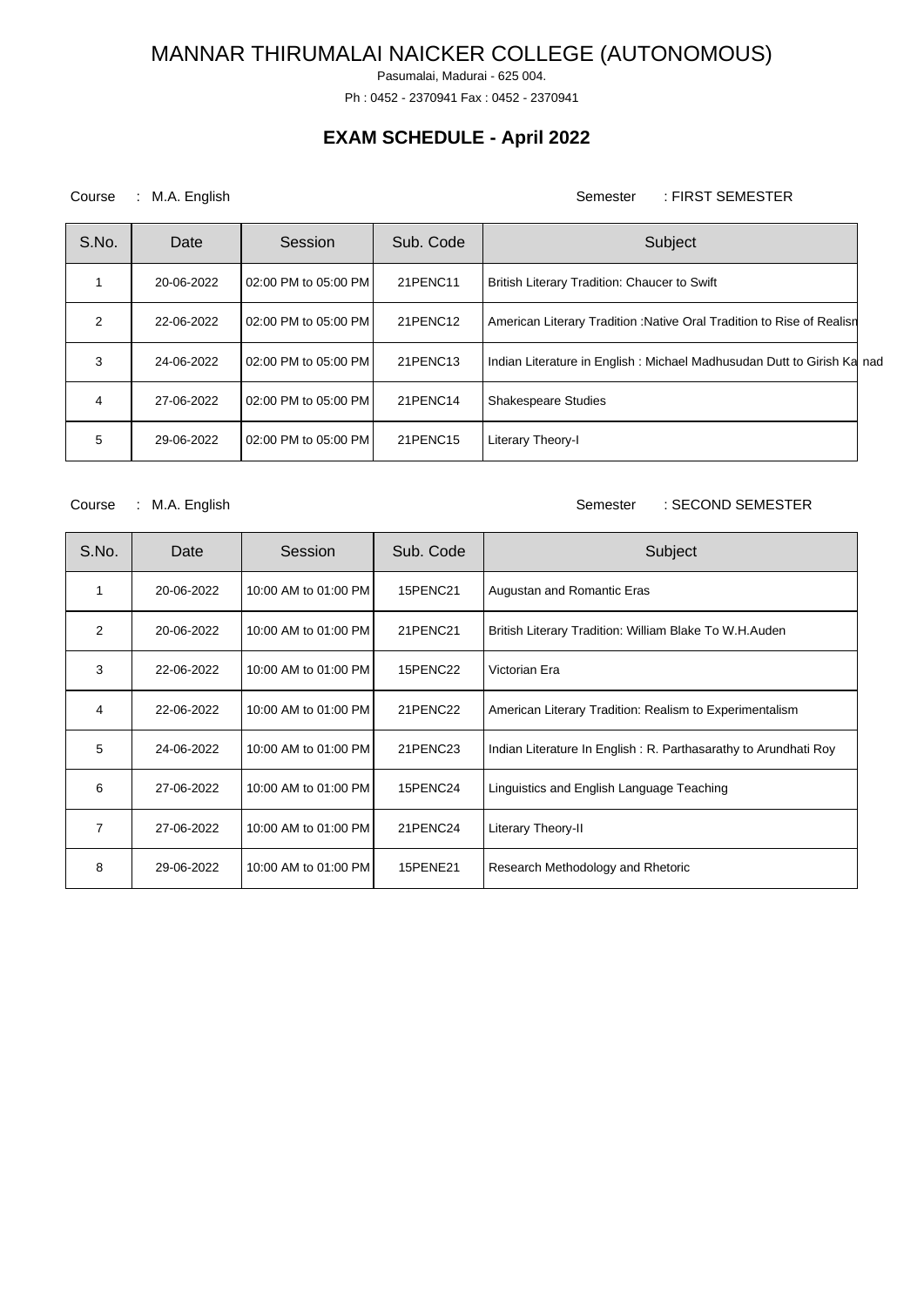# MANNAR THIRUMALAI NAICKER COLLEGE (AUTONOMOUS)

Pasumalai, Madurai - 625 004.

Ph : 0452 - 2370941 Fax : 0452 - 2370941

## EXAM SCHEDULE - April 2022

Course : M.A. English Semester : FIRST SEMESTER

| S.No. | Date | Session | Sub. Code | Subject |
|---|---|---|---|---|
| 1 | 20-06-2022 | 02:00 PM to 05:00 PM | 21PENC11 | British Literary Tradition: Chaucer to Swift |
| 2 | 22-06-2022 | 02:00 PM to 05:00 PM | 21PENC12 | American Literary Tradition :Native Oral Tradition to Rise of Realism |
| 3 | 24-06-2022 | 02:00 PM to 05:00 PM | 21PENC13 | Indian Literature in English : Michael Madhusudan Dutt to Girish Karnad |
| 4 | 27-06-2022 | 02:00 PM to 05:00 PM | 21PENC14 | Shakespeare Studies |
| 5 | 29-06-2022 | 02:00 PM to 05:00 PM | 21PENC15 | Literary Theory-I |

Course : M.A. English Semester : SECOND SEMESTER

| S.No. | Date | Session | Sub. Code | Subject |
|---|---|---|---|---|
| 1 | 20-06-2022 | 10:00 AM to 01:00 PM | 15PENC21 | Augustan and Romantic Eras |
| 2 | 20-06-2022 | 10:00 AM to 01:00 PM | 21PENC21 | British Literary Tradition: William Blake To W.H.Auden |
| 3 | 22-06-2022 | 10:00 AM to 01:00 PM | 15PENC22 | Victorian Era |
| 4 | 22-06-2022 | 10:00 AM to 01:00 PM | 21PENC22 | American Literary Tradition: Realism to Experimentalism |
| 5 | 24-06-2022 | 10:00 AM to 01:00 PM | 21PENC23 | Indian Literature In English : R. Parthasarathy to Arundhati Roy |
| 6 | 27-06-2022 | 10:00 AM to 01:00 PM | 15PENC24 | Linguistics and English Language Teaching |
| 7 | 27-06-2022 | 10:00 AM to 01:00 PM | 21PENC24 | Literary Theory-II |
| 8 | 29-06-2022 | 10:00 AM to 01:00 PM | 15PENE21 | Research Methodology and Rhetoric |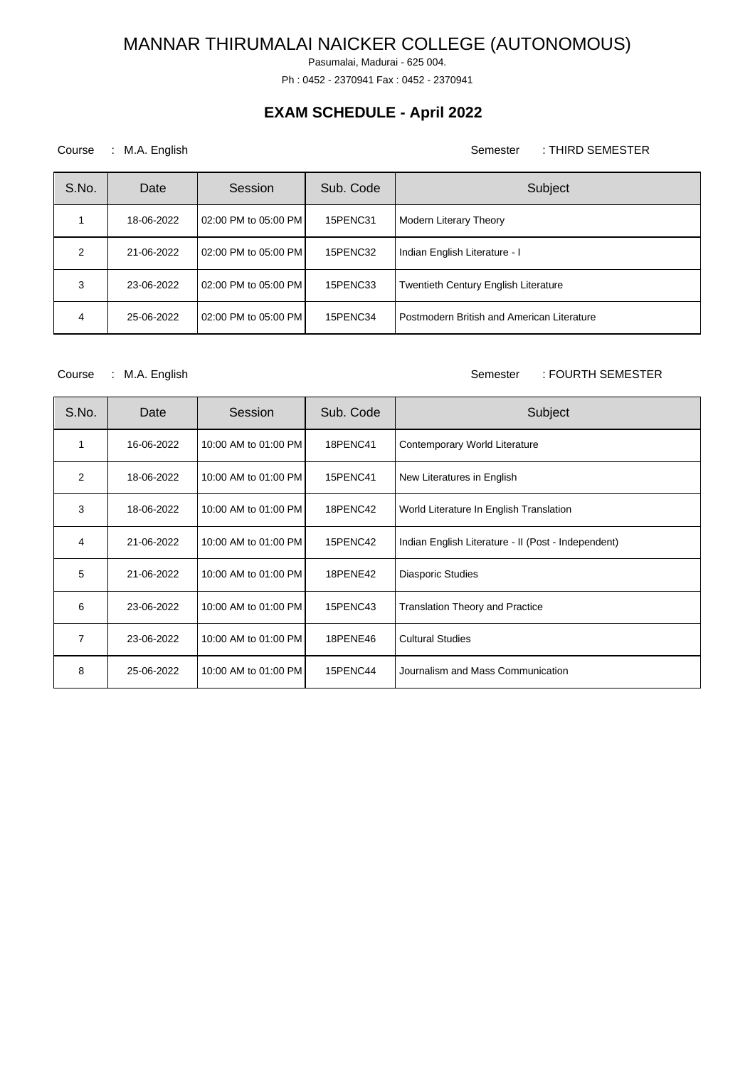# MANNAR THIRUMALAI NAICKER COLLEGE (AUTONOMOUS)

Pasumalai, Madurai - 625 004.

Ph : 0452 - 2370941 Fax : 0452 - 2370941

## EXAM SCHEDULE - April 2022

Course : M.A. English Semester : THIRD SEMESTER

| S.No. | Date | Session | Sub. Code | Subject |
|---|---|---|---|---|
| 1 | 18-06-2022 | 02:00 PM to 05:00 PM | 15PENC31 | Modern Literary Theory |
| 2 | 21-06-2022 | 02:00 PM to 05:00 PM | 15PENC32 | Indian English Literature - I |
| 3 | 23-06-2022 | 02:00 PM to 05:00 PM | 15PENC33 | Twentieth Century English Literature |
| 4 | 25-06-2022 | 02:00 PM to 05:00 PM | 15PENC34 | Postmodern British and American Literature |

Course : M.A. English Semester : FOURTH SEMESTER

| S.No. | Date | Session | Sub. Code | Subject |
|---|---|---|---|---|
| 1 | 16-06-2022 | 10:00 AM to 01:00 PM | 18PENC41 | Contemporary World Literature |
| 2 | 18-06-2022 | 10:00 AM to 01:00 PM | 15PENC41 | New Literatures in English |
| 3 | 18-06-2022 | 10:00 AM to 01:00 PM | 18PENC42 | World Literature In English Translation |
| 4 | 21-06-2022 | 10:00 AM to 01:00 PM | 15PENC42 | Indian English Literature - II (Post - Independent) |
| 5 | 21-06-2022 | 10:00 AM to 01:00 PM | 18PENE42 | Diasporic Studies |
| 6 | 23-06-2022 | 10:00 AM to 01:00 PM | 15PENC43 | Translation Theory and Practice |
| 7 | 23-06-2022 | 10:00 AM to 01:00 PM | 18PENE46 | Cultural Studies |
| 8 | 25-06-2022 | 10:00 AM to 01:00 PM | 15PENC44 | Journalism and Mass Communication |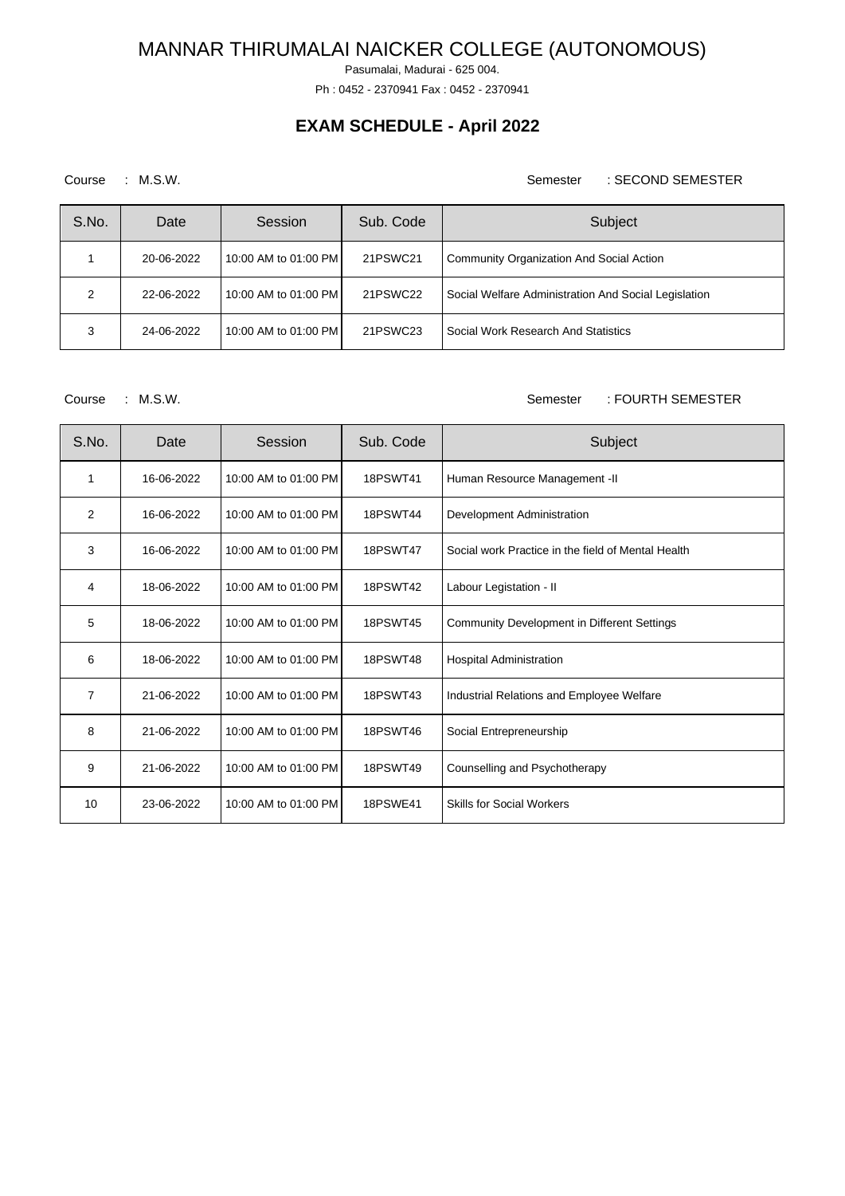# MANNAR THIRUMALAI NAICKER COLLEGE (AUTONOMOUS)

Pasumalai, Madurai - 625 004.

Ph : 0452 - 2370941 Fax : 0452 - 2370941

## EXAM SCHEDULE - April 2022

Course : M.S.W. Semester : SECOND SEMESTER

| S.No. | Date | Session | Sub. Code | Subject |
|---|---|---|---|---|
| 1 | 20-06-2022 | 10:00 AM to 01:00 PM | 21PSWC21 | Community Organization And Social Action |
| 2 | 22-06-2022 | 10:00 AM to 01:00 PM | 21PSWC22 | Social Welfare Administration And Social Legislation |
| 3 | 24-06-2022 | 10:00 AM to 01:00 PM | 21PSWC23 | Social Work Research And Statistics |

Course : M.S.W. Semester : FOURTH SEMESTER

| S.No. | Date | Session | Sub. Code | Subject |
|---|---|---|---|---|
| 1 | 16-06-2022 | 10:00 AM to 01:00 PM | 18PSWT41 | Human Resource Management -II |
| 2 | 16-06-2022 | 10:00 AM to 01:00 PM | 18PSWT44 | Development Administration |
| 3 | 16-06-2022 | 10:00 AM to 01:00 PM | 18PSWT47 | Social work Practice in the field of Mental Health |
| 4 | 18-06-2022 | 10:00 AM to 01:00 PM | 18PSWT42 | Labour Legistation - II |
| 5 | 18-06-2022 | 10:00 AM to 01:00 PM | 18PSWT45 | Community Development in Different Settings |
| 6 | 18-06-2022 | 10:00 AM to 01:00 PM | 18PSWT48 | Hospital Administration |
| 7 | 21-06-2022 | 10:00 AM to 01:00 PM | 18PSWT43 | Industrial Relations and Employee Welfare |
| 8 | 21-06-2022 | 10:00 AM to 01:00 PM | 18PSWT46 | Social Entrepreneurship |
| 9 | 21-06-2022 | 10:00 AM to 01:00 PM | 18PSWT49 | Counselling and Psychotherapy |
| 10 | 23-06-2022 | 10:00 AM to 01:00 PM | 18PSWE41 | Skills for Social Workers |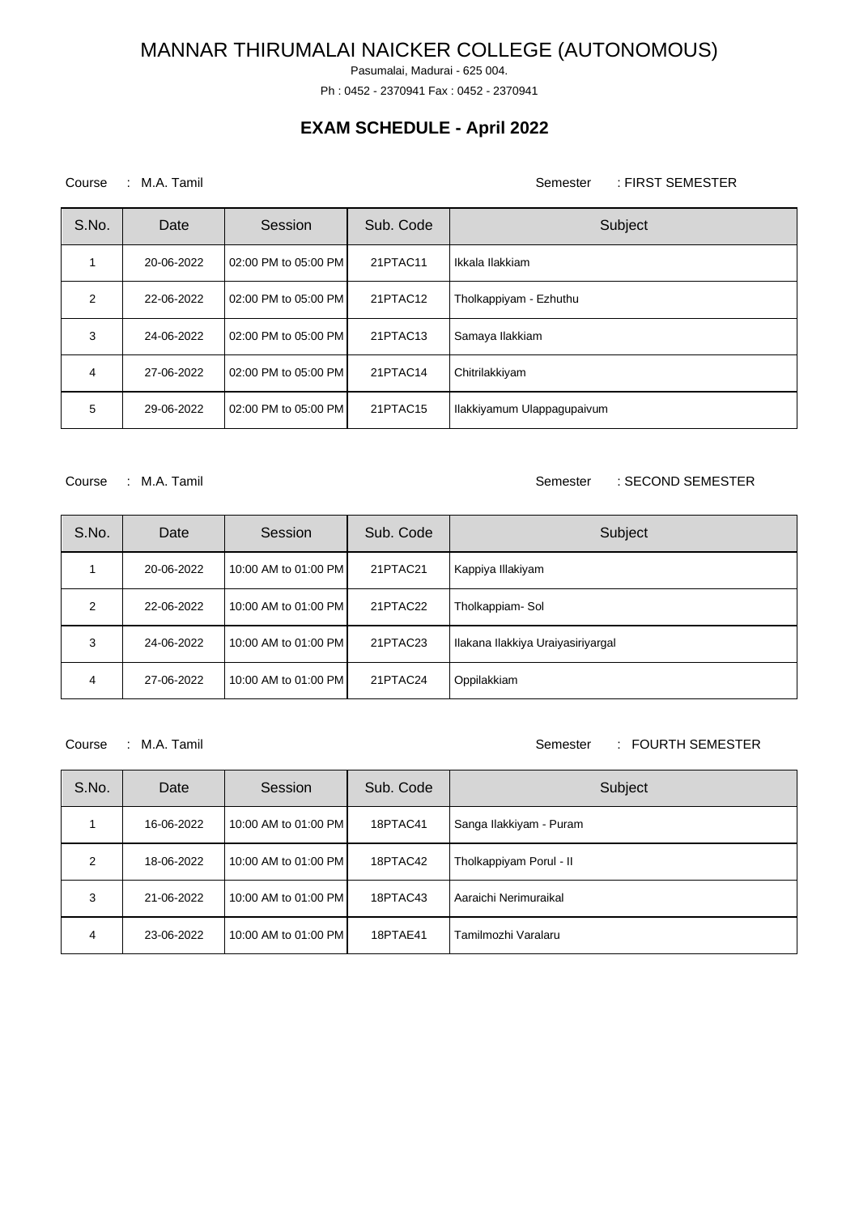# MANNAR THIRUMALAI NAICKER COLLEGE (AUTONOMOUS)

Pasumalai, Madurai - 625 004.

Ph : 0452 - 2370941 Fax : 0452 - 2370941

## EXAM SCHEDULE - April 2022

Course : M.A. Tamil

Semester : FIRST SEMESTER

| S.No. | Date | Session | Sub. Code | Subject |
|---|---|---|---|---|
| 1 | 20-06-2022 | 02:00 PM to 05:00 PM | 21PTAC11 | Ikkala Ilakkiam |
| 2 | 22-06-2022 | 02:00 PM to 05:00 PM | 21PTAC12 | Tholkappiyam - Ezhuthu |
| 3 | 24-06-2022 | 02:00 PM to 05:00 PM | 21PTAC13 | Samaya Ilakkiam |
| 4 | 27-06-2022 | 02:00 PM to 05:00 PM | 21PTAC14 | Chitrilakkiyam |
| 5 | 29-06-2022 | 02:00 PM to 05:00 PM | 21PTAC15 | Ilakkiyamum Ulappagupaivum |

Course : M.A. Tamil

Semester : SECOND SEMESTER

| S.No. | Date | Session | Sub. Code | Subject |
|---|---|---|---|---|
| 1 | 20-06-2022 | 10:00 AM to 01:00 PM | 21PTAC21 | Kappiya Illakiyam |
| 2 | 22-06-2022 | 10:00 AM to 01:00 PM | 21PTAC22 | Tholkappiam- Sol |
| 3 | 24-06-2022 | 10:00 AM to 01:00 PM | 21PTAC23 | Ilakana Ilakkiya Uraiyasiriyargal |
| 4 | 27-06-2022 | 10:00 AM to 01:00 PM | 21PTAC24 | Oppilakkiam |

Course : M.A. Tamil

Semester : FOURTH SEMESTER

| S.No. | Date | Session | Sub. Code | Subject |
|---|---|---|---|---|
| 1 | 16-06-2022 | 10:00 AM to 01:00 PM | 18PTAC41 | Sanga Ilakkiyam - Puram |
| 2 | 18-06-2022 | 10:00 AM to 01:00 PM | 18PTAC42 | Tholkappiyam Porul - II |
| 3 | 21-06-2022 | 10:00 AM to 01:00 PM | 18PTAC43 | Aaraichi Nerimuraikal |
| 4 | 23-06-2022 | 10:00 AM to 01:00 PM | 18PTAE41 | Tamilmozhi Varalaru |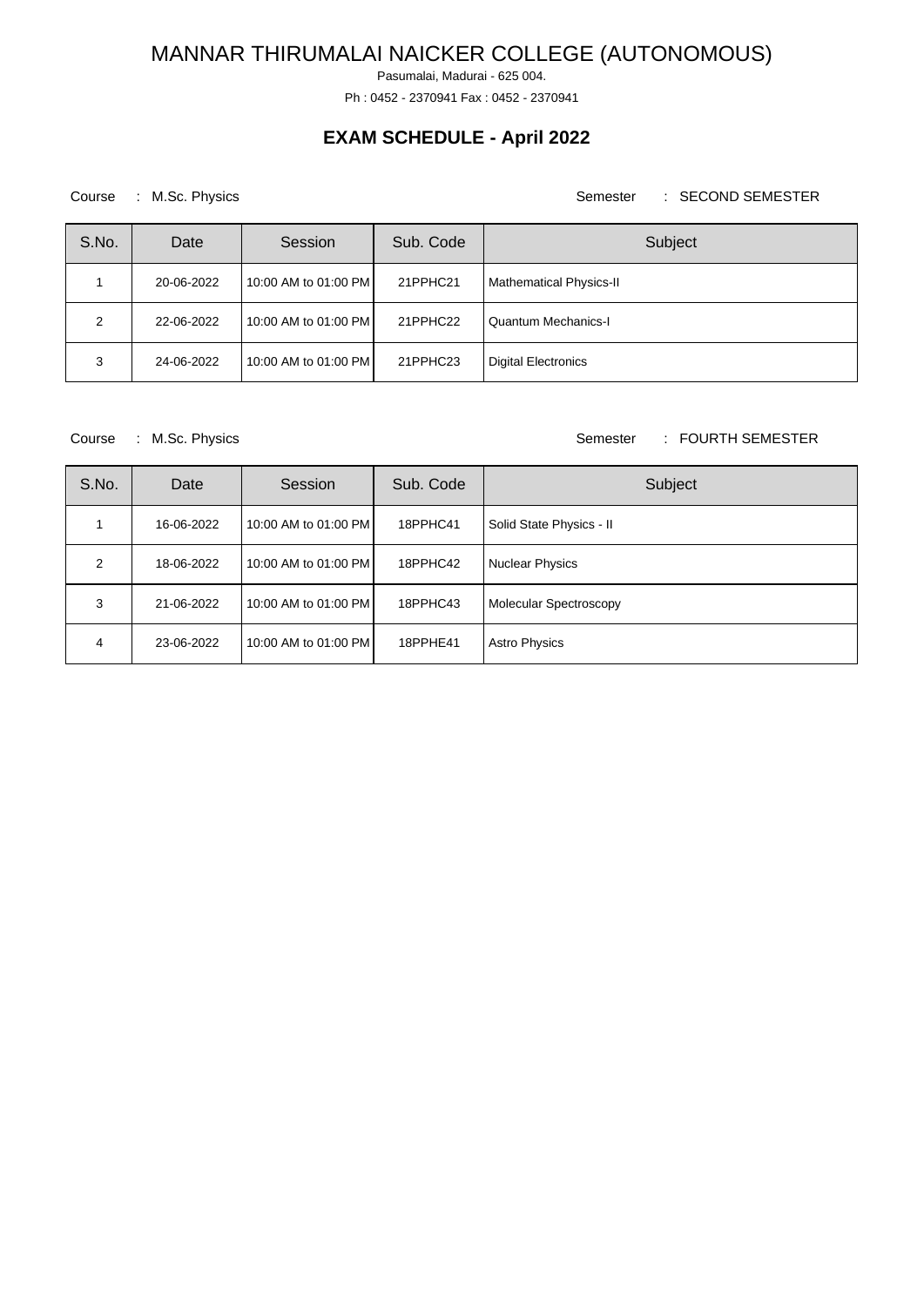# MANNAR THIRUMALAI NAICKER COLLEGE (AUTONOMOUS)

Pasumalai, Madurai - 625 004.

Ph : 0452 - 2370941 Fax : 0452 - 2370941

## EXAM SCHEDULE - April 2022

Course : M.Sc. Physics

Semester : SECOND SEMESTER

| S.No. | Date | Session | Sub. Code | Subject |
|---|---|---|---|---|
| 1 | 20-06-2022 | 10:00 AM to 01:00 PM | 21PPHC21 | Mathematical Physics-II |
| 2 | 22-06-2022 | 10:00 AM to 01:00 PM | 21PPHC22 | Quantum Mechanics-I |
| 3 | 24-06-2022 | 10:00 AM to 01:00 PM | 21PPHC23 | Digital Electronics |

Course : M.Sc. Physics

Semester : FOURTH SEMESTER

| S.No. | Date | Session | Sub. Code | Subject |
|---|---|---|---|---|
| 1 | 16-06-2022 | 10:00 AM to 01:00 PM | 18PPHC41 | Solid State Physics - II |
| 2 | 18-06-2022 | 10:00 AM to 01:00 PM | 18PPHC42 | Nuclear Physics |
| 3 | 21-06-2022 | 10:00 AM to 01:00 PM | 18PPHC43 | Molecular Spectroscopy |
| 4 | 23-06-2022 | 10:00 AM to 01:00 PM | 18PPHE41 | Astro Physics |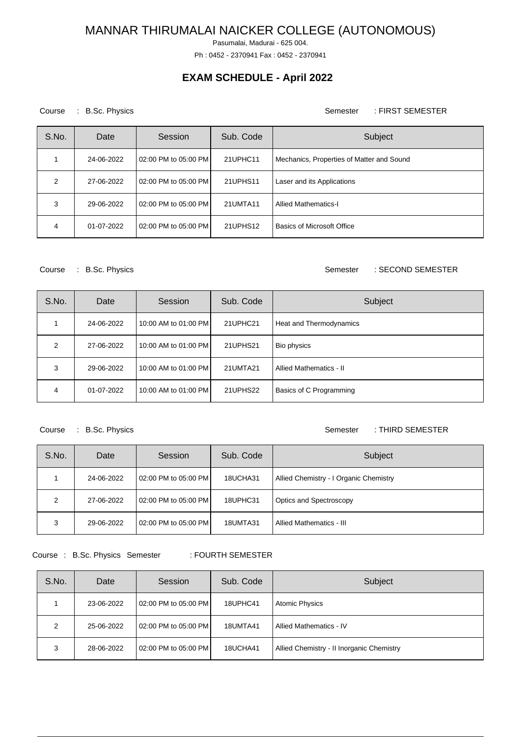# MANNAR THIRUMALAI NAICKER COLLEGE (AUTONOMOUS)

Pasumalai, Madurai - 625 004.

Ph : 0452 - 2370941 Fax : 0452 - 2370941

## EXAM SCHEDULE - April 2022

Course : B.Sc. Physics Semester : FIRST SEMESTER

| S.No. | Date | Session | Sub. Code | Subject |
|---|---|---|---|---|
| 1 | 24-06-2022 | 02:00 PM to 05:00 PM | 21UPHC11 | Mechanics, Properties of Matter and Sound |
| 2 | 27-06-2022 | 02:00 PM to 05:00 PM | 21UPHS11 | Laser and its Applications |
| 3 | 29-06-2022 | 02:00 PM to 05:00 PM | 21UMTA11 | Allied Mathematics-I |
| 4 | 01-07-2022 | 02:00 PM to 05:00 PM | 21UPHS12 | Basics of Microsoft Office |

Course : B.Sc. Physics Semester : SECOND SEMESTER

| S.No. | Date | Session | Sub. Code | Subject |
|---|---|---|---|---|
| 1 | 24-06-2022 | 10:00 AM to 01:00 PM | 21UPHC21 | Heat and Thermodynamics |
| 2 | 27-06-2022 | 10:00 AM to 01:00 PM | 21UPHS21 | Bio physics |
| 3 | 29-06-2022 | 10:00 AM to 01:00 PM | 21UMTA21 | Allied Mathematics - II |
| 4 | 01-07-2022 | 10:00 AM to 01:00 PM | 21UPHS22 | Basics of C Programming |

Course : B.Sc. Physics Semester : THIRD SEMESTER

| S.No. | Date | Session | Sub. Code | Subject |
|---|---|---|---|---|
| 1 | 24-06-2022 | 02:00 PM to 05:00 PM | 18UCHA31 | Allied Chemistry - I Organic Chemistry |
| 2 | 27-06-2022 | 02:00 PM to 05:00 PM | 18UPHC31 | Optics and Spectroscopy |
| 3 | 29-06-2022 | 02:00 PM to 05:00 PM | 18UMTA31 | Allied Mathematics - III |

Course : B.Sc. Physics Semester : FOURTH SEMESTER

| S.No. | Date | Session | Sub. Code | Subject |
|---|---|---|---|---|
| 1 | 23-06-2022 | 02:00 PM to 05:00 PM | 18UPHC41 | Atomic Physics |
| 2 | 25-06-2022 | 02:00 PM to 05:00 PM | 18UMTA41 | Allied Mathematics - IV |
| 3 | 28-06-2022 | 02:00 PM to 05:00 PM | 18UCHA41 | Allied Chemistry - II Inorganic Chemistry |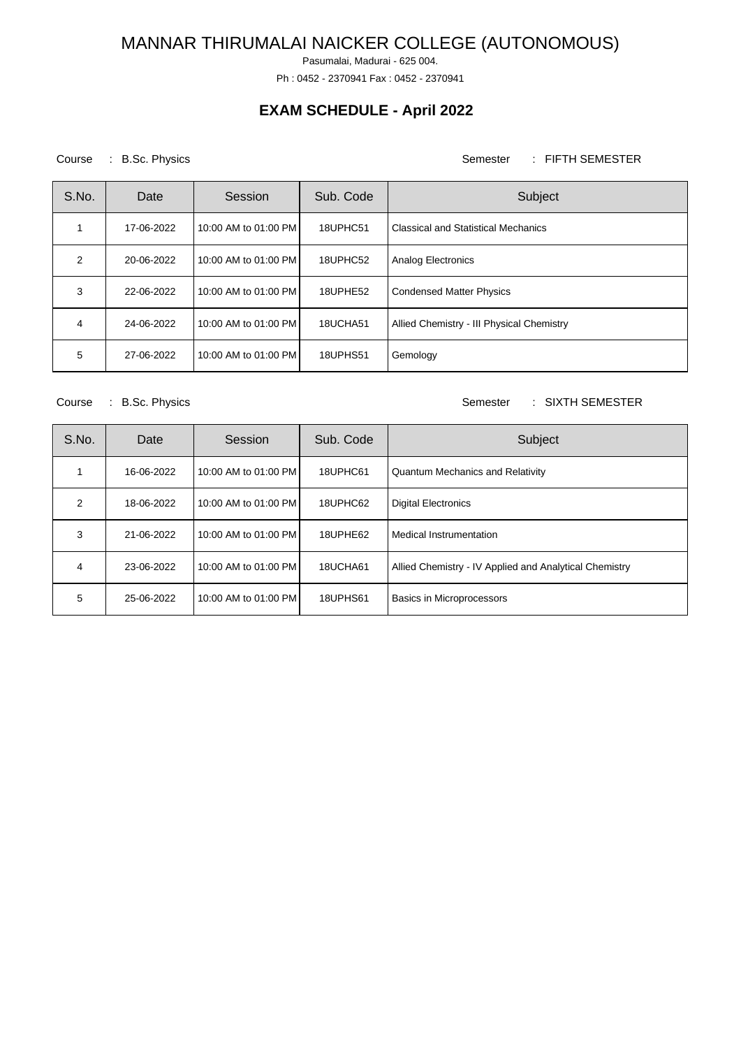# MANNAR THIRUMALAI NAICKER COLLEGE (AUTONOMOUS)

Pasumalai, Madurai - 625 004.

Ph : 0452 - 2370941 Fax : 0452 - 2370941

## EXAM SCHEDULE - April 2022

Course : B.Sc. Physics  Semester : FIFTH SEMESTER

| S.No. | Date | Session | Sub. Code | Subject |
|---|---|---|---|---|
| 1 | 17-06-2022 | 10:00 AM to 01:00 PM | 18UPHC51 | Classical and Statistical Mechanics |
| 2 | 20-06-2022 | 10:00 AM to 01:00 PM | 18UPHC52 | Analog Electronics |
| 3 | 22-06-2022 | 10:00 AM to 01:00 PM | 18UPHE52 | Condensed Matter Physics |
| 4 | 24-06-2022 | 10:00 AM to 01:00 PM | 18UCHA51 | Allied Chemistry - III Physical Chemistry |
| 5 | 27-06-2022 | 10:00 AM to 01:00 PM | 18UPHS51 | Gemology |

Course : B.Sc. Physics  Semester : SIXTH SEMESTER

| S.No. | Date | Session | Sub. Code | Subject |
|---|---|---|---|---|
| 1 | 16-06-2022 | 10:00 AM to 01:00 PM | 18UPHC61 | Quantum Mechanics and Relativity |
| 2 | 18-06-2022 | 10:00 AM to 01:00 PM | 18UPHC62 | Digital Electronics |
| 3 | 21-06-2022 | 10:00 AM to 01:00 PM | 18UPHE62 | Medical Instrumentation |
| 4 | 23-06-2022 | 10:00 AM to 01:00 PM | 18UCHA61 | Allied Chemistry - IV Applied and Analytical Chemistry |
| 5 | 25-06-2022 | 10:00 AM to 01:00 PM | 18UPHS61 | Basics in Microprocessors |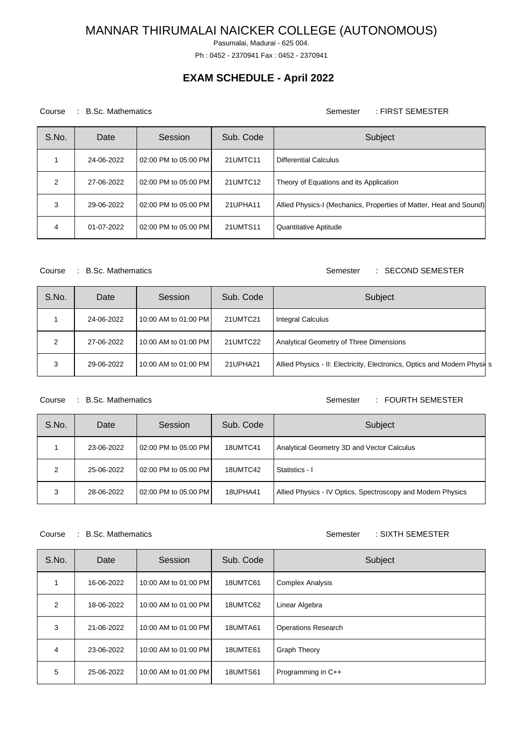# MANNAR THIRUMALAI NAICKER COLLEGE (AUTONOMOUS)

Pasumalai, Madurai - 625 004.

Ph : 0452 - 2370941 Fax : 0452 - 2370941

## EXAM SCHEDULE - April 2022

Course : B.Sc. Mathematics Semester : FIRST SEMESTER

| S.No. | Date | Session | Sub. Code | Subject |
|---|---|---|---|---|
| 1 | 24-06-2022 | 02:00 PM to 05:00 PM | 21UMTC11 | Differential Calculus |
| 2 | 27-06-2022 | 02:00 PM to 05:00 PM | 21UMTC12 | Theory of Equations and its Application |
| 3 | 29-06-2022 | 02:00 PM to 05:00 PM | 21UPHA11 | Allied Physics-I (Mechanics, Properties of Matter, Heat and Sound) |
| 4 | 01-07-2022 | 02:00 PM to 05:00 PM | 21UMTS11 | Quantitative Aptitude |

Course : B.Sc. Mathematics Semester : SECOND SEMESTER

| S.No. | Date | Session | Sub. Code | Subject |
|---|---|---|---|---|
| 1 | 24-06-2022 | 10:00 AM to 01:00 PM | 21UMTC21 | Integral Calculus |
| 2 | 27-06-2022 | 10:00 AM to 01:00 PM | 21UMTC22 | Analytical Geometry of Three Dimensions |
| 3 | 29-06-2022 | 10:00 AM to 01:00 PM | 21UPHA21 | Allied Physics - II: Electricity, Electronics, Optics and Modern Physics |

Course : B.Sc. Mathematics Semester : FOURTH SEMESTER

| S.No. | Date | Session | Sub. Code | Subject |
|---|---|---|---|---|
| 1 | 23-06-2022 | 02:00 PM to 05:00 PM | 18UMTC41 | Analytical Geometry 3D and Vector Calculus |
| 2 | 25-06-2022 | 02:00 PM to 05:00 PM | 18UMTC42 | Statistics - I |
| 3 | 28-06-2022 | 02:00 PM to 05:00 PM | 18UPHA41 | Allied Physics - IV Optics, Spectroscopy and Modern Physics |

Course : B.Sc. Mathematics Semester : SIXTH SEMESTER

| S.No. | Date | Session | Sub. Code | Subject |
|---|---|---|---|---|
| 1 | 16-06-2022 | 10:00 AM to 01:00 PM | 18UMTC61 | Complex Analysis |
| 2 | 18-06-2022 | 10:00 AM to 01:00 PM | 18UMTC62 | Linear Algebra |
| 3 | 21-06-2022 | 10:00 AM to 01:00 PM | 18UMTA61 | Operations Research |
| 4 | 23-06-2022 | 10:00 AM to 01:00 PM | 18UMTE61 | Graph Theory |
| 5 | 25-06-2022 | 10:00 AM to 01:00 PM | 18UMTS61 | Programming in C++ |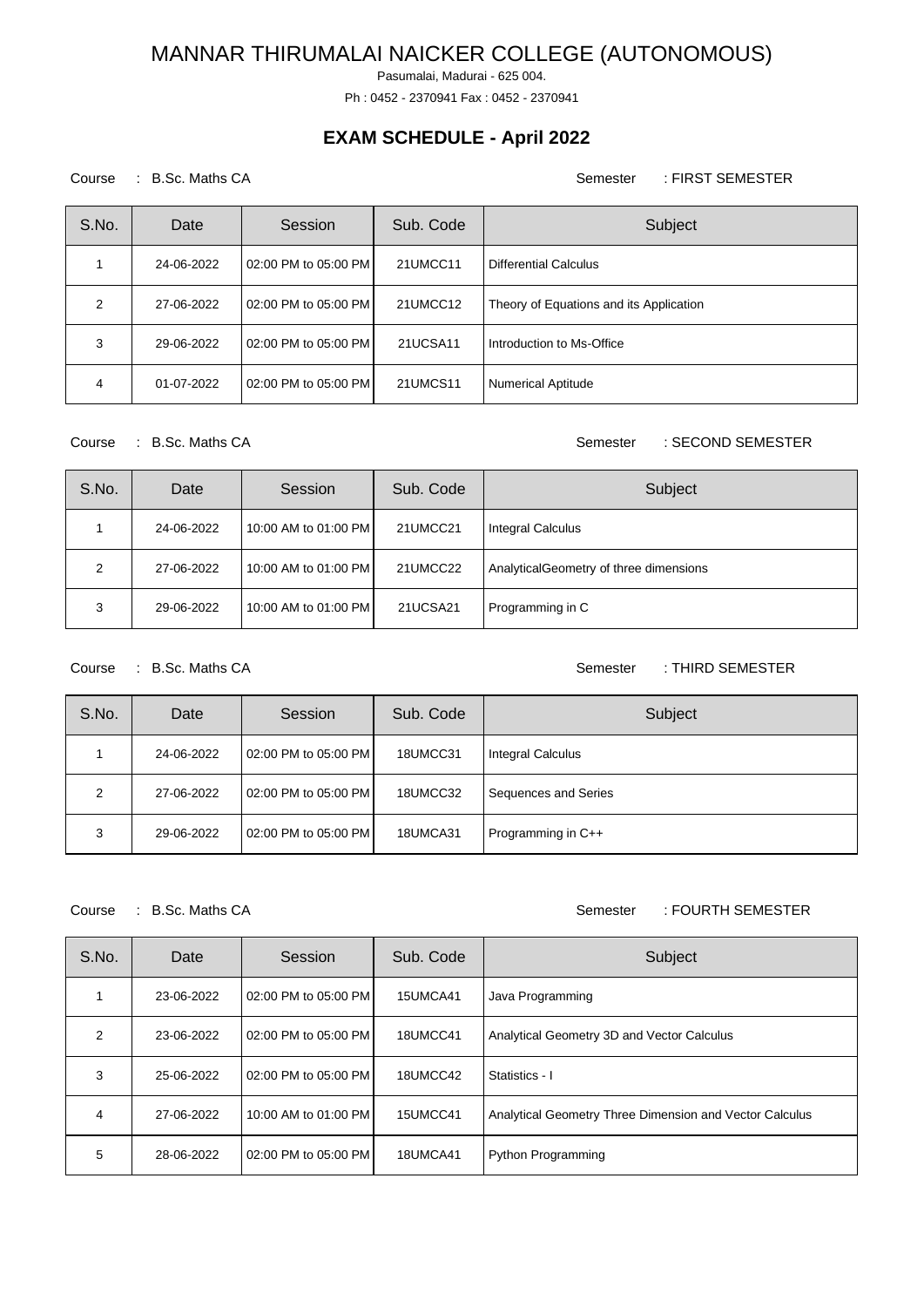# MANNAR THIRUMALAI NAICKER COLLEGE (AUTONOMOUS)

Pasumalai, Madurai - 625 004.

Ph : 0452 - 2370941 Fax : 0452 - 2370941

## EXAM SCHEDULE - April 2022

Course : B.Sc. Maths CA    Semester : FIRST SEMESTER

| S.No. | Date | Session | Sub. Code | Subject |
|---|---|---|---|---|
| 1 | 24-06-2022 | 02:00 PM to 05:00 PM | 21UMCC11 | Differential Calculus |
| 2 | 27-06-2022 | 02:00 PM to 05:00 PM | 21UMCC12 | Theory of Equations and its Application |
| 3 | 29-06-2022 | 02:00 PM to 05:00 PM | 21UCSA11 | Introduction to Ms-Office |
| 4 | 01-07-2022 | 02:00 PM to 05:00 PM | 21UMCS11 | Numerical Aptitude |

Course : B.Sc. Maths CA    Semester : SECOND SEMESTER

| S.No. | Date | Session | Sub. Code | Subject |
|---|---|---|---|---|
| 1 | 24-06-2022 | 10:00 AM to 01:00 PM | 21UMCC21 | Integral Calculus |
| 2 | 27-06-2022 | 10:00 AM to 01:00 PM | 21UMCC22 | AnalyticalGeometry of three dimensions |
| 3 | 29-06-2022 | 10:00 AM to 01:00 PM | 21UCSA21 | Programming in C |

Course : B.Sc. Maths CA    Semester : THIRD SEMESTER

| S.No. | Date | Session | Sub. Code | Subject |
|---|---|---|---|---|
| 1 | 24-06-2022 | 02:00 PM to 05:00 PM | 18UMCC31 | Integral Calculus |
| 2 | 27-06-2022 | 02:00 PM to 05:00 PM | 18UMCC32 | Sequences and Series |
| 3 | 29-06-2022 | 02:00 PM to 05:00 PM | 18UMCA31 | Programming in C++ |

Course : B.Sc. Maths CA    Semester : FOURTH SEMESTER

| S.No. | Date | Session | Sub. Code | Subject |
|---|---|---|---|---|
| 1 | 23-06-2022 | 02:00 PM to 05:00 PM | 15UMCA41 | Java Programming |
| 2 | 23-06-2022 | 02:00 PM to 05:00 PM | 18UMCC41 | Analytical Geometry 3D and Vector Calculus |
| 3 | 25-06-2022 | 02:00 PM to 05:00 PM | 18UMCC42 | Statistics - I |
| 4 | 27-06-2022 | 10:00 AM to 01:00 PM | 15UMCC41 | Analytical Geometry Three Dimension and Vector Calculus |
| 5 | 28-06-2022 | 02:00 PM to 05:00 PM | 18UMCA41 | Python Programming |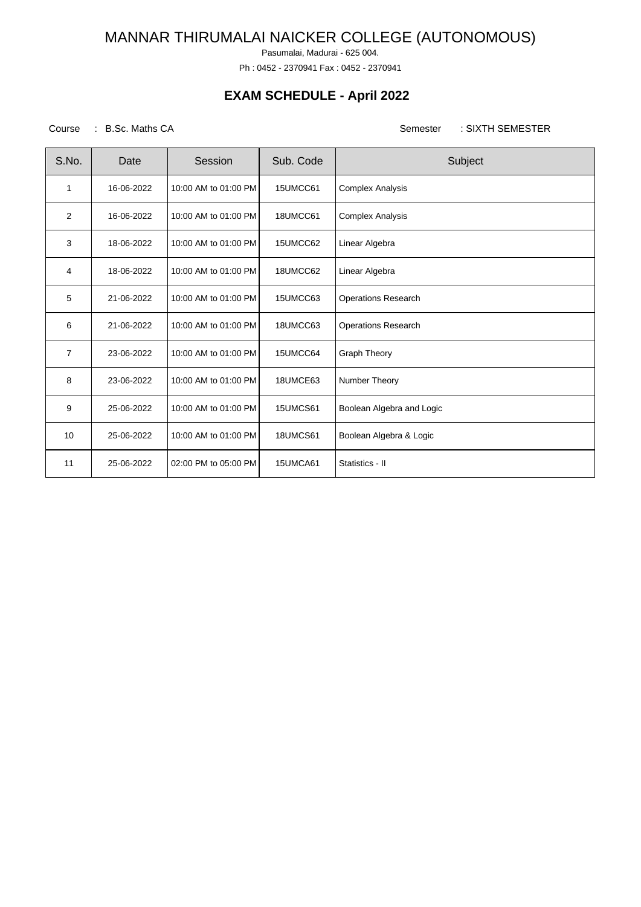# MANNAR THIRUMALAI NAICKER COLLEGE (AUTONOMOUS)

Pasumalai, Madurai - 625 004.

Ph : 0452 - 2370941 Fax : 0452 - 2370941

## EXAM SCHEDULE - April 2022

Course : B.Sc. Maths CA

Semester : SIXTH SEMESTER

| S.No. | Date | Session | Sub. Code | Subject |
|---|---|---|---|---|
| 1 | 16-06-2022 | 10:00 AM to 01:00 PM | 15UMCC61 | Complex Analysis |
| 2 | 16-06-2022 | 10:00 AM to 01:00 PM | 18UMCC61 | Complex Analysis |
| 3 | 18-06-2022 | 10:00 AM to 01:00 PM | 15UMCC62 | Linear Algebra |
| 4 | 18-06-2022 | 10:00 AM to 01:00 PM | 18UMCC62 | Linear Algebra |
| 5 | 21-06-2022 | 10:00 AM to 01:00 PM | 15UMCC63 | Operations Research |
| 6 | 21-06-2022 | 10:00 AM to 01:00 PM | 18UMCC63 | Operations Research |
| 7 | 23-06-2022 | 10:00 AM to 01:00 PM | 15UMCC64 | Graph Theory |
| 8 | 23-06-2022 | 10:00 AM to 01:00 PM | 18UMCE63 | Number Theory |
| 9 | 25-06-2022 | 10:00 AM to 01:00 PM | 15UMCS61 | Boolean Algebra and Logic |
| 10 | 25-06-2022 | 10:00 AM to 01:00 PM | 18UMCS61 | Boolean Algebra & Logic |
| 11 | 25-06-2022 | 02:00 PM to 05:00 PM | 15UMCA61 | Statistics - II |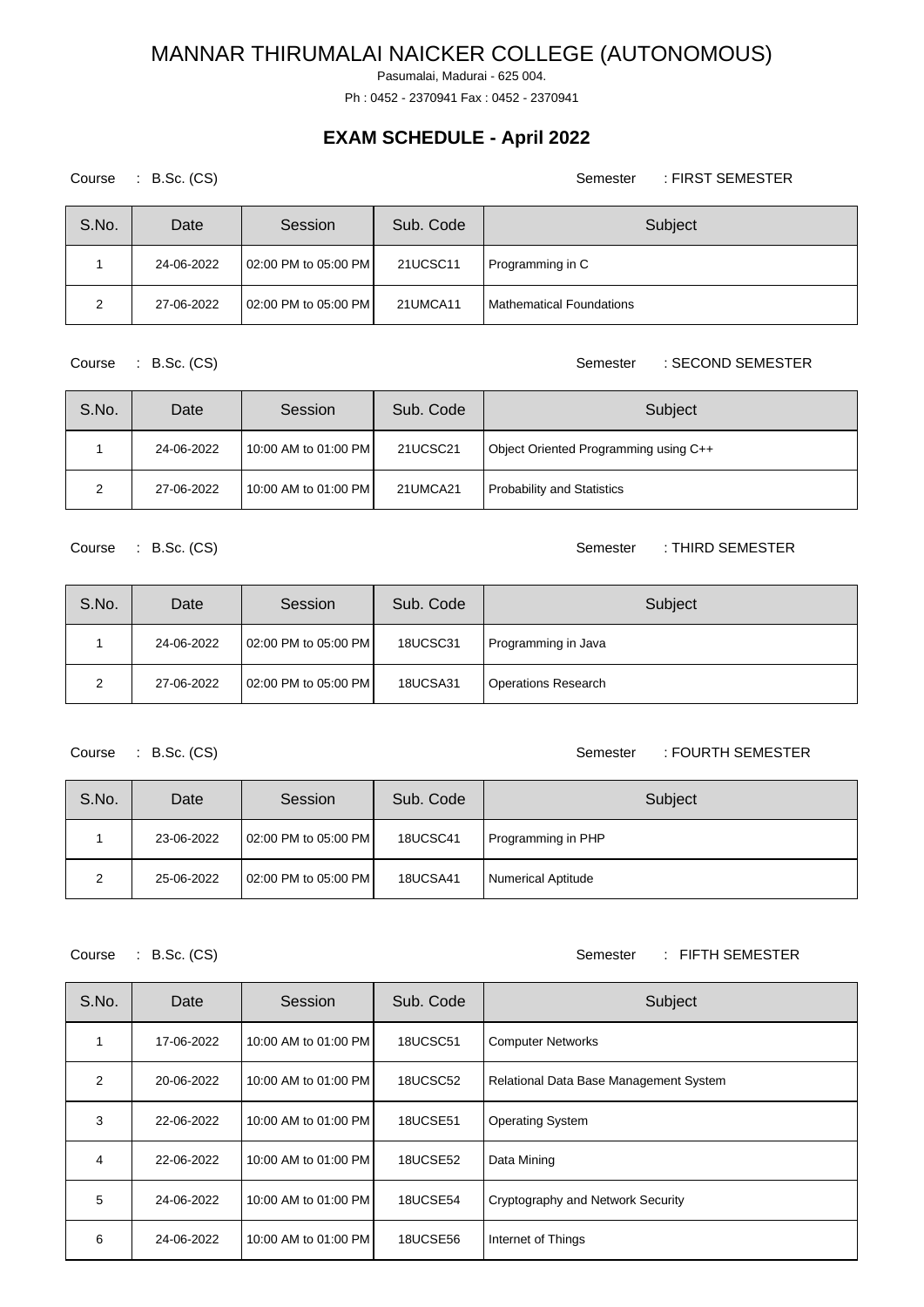# MANNAR THIRUMALAI NAICKER COLLEGE (AUTONOMOUS)

Pasumalai, Madurai - 625 004.

Ph : 0452 - 2370941 Fax : 0452 - 2370941

## EXAM SCHEDULE - April 2022

Course : B.Sc. (CS) Semester : FIRST SEMESTER

| S.No. | Date | Session | Sub. Code | Subject |
|---|---|---|---|---|
| 1 | 24-06-2022 | 02:00 PM to 05:00 PM | 21UCSC11 | Programming in C |
| 2 | 27-06-2022 | 02:00 PM to 05:00 PM | 21UMCA11 | Mathematical Foundations |

Course : B.Sc. (CS) Semester : SECOND SEMESTER

| S.No. | Date | Session | Sub. Code | Subject |
|---|---|---|---|---|
| 1 | 24-06-2022 | 10:00 AM to 01:00 PM | 21UCSC21 | Object Oriented Programming using C++ |
| 2 | 27-06-2022 | 10:00 AM to 01:00 PM | 21UMCA21 | Probability and Statistics |

Course : B.Sc. (CS) Semester : THIRD SEMESTER

| S.No. | Date | Session | Sub. Code | Subject |
|---|---|---|---|---|
| 1 | 24-06-2022 | 02:00 PM to 05:00 PM | 18UCSC31 | Programming in Java |
| 2 | 27-06-2022 | 02:00 PM to 05:00 PM | 18UCSA31 | Operations Research |

Course : B.Sc. (CS) Semester : FOURTH SEMESTER

| S.No. | Date | Session | Sub. Code | Subject |
|---|---|---|---|---|
| 1 | 23-06-2022 | 02:00 PM to 05:00 PM | 18UCSC41 | Programming in PHP |
| 2 | 25-06-2022 | 02:00 PM to 05:00 PM | 18UCSA41 | Numerical Aptitude |

Course : B.Sc. (CS) Semester : FIFTH SEMESTER

| S.No. | Date | Session | Sub. Code | Subject |
|---|---|---|---|---|
| 1 | 17-06-2022 | 10:00 AM to 01:00 PM | 18UCSC51 | Computer Networks |
| 2 | 20-06-2022 | 10:00 AM to 01:00 PM | 18UCSC52 | Relational Data Base Management System |
| 3 | 22-06-2022 | 10:00 AM to 01:00 PM | 18UCSE51 | Operating System |
| 4 | 22-06-2022 | 10:00 AM to 01:00 PM | 18UCSE52 | Data Mining |
| 5 | 24-06-2022 | 10:00 AM to 01:00 PM | 18UCSE54 | Cryptography and Network Security |
| 6 | 24-06-2022 | 10:00 AM to 01:00 PM | 18UCSE56 | Internet of Things |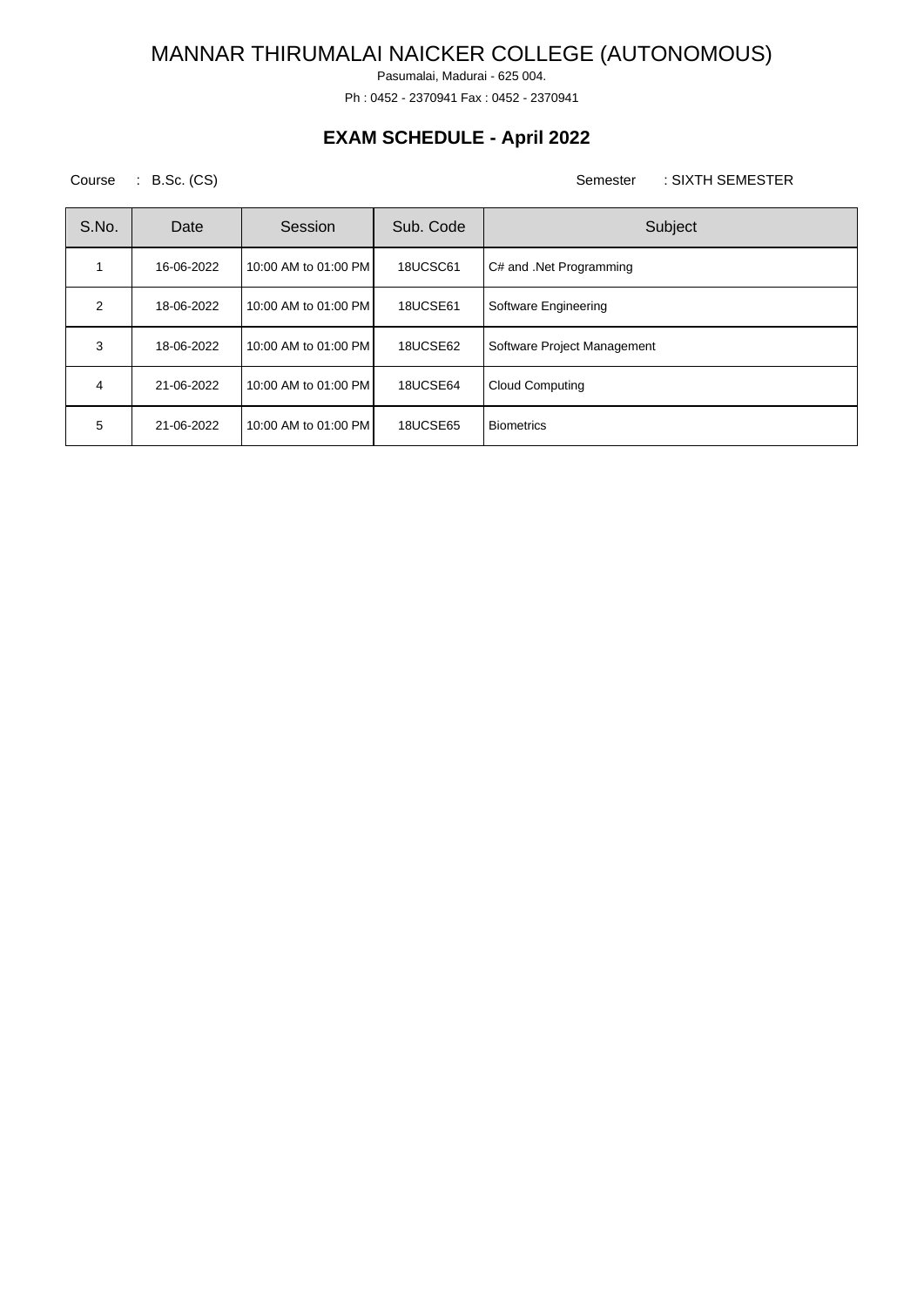# MANNAR THIRUMALAI NAICKER COLLEGE (AUTONOMOUS)

Pasumalai, Madurai - 625 004.

Ph : 0452 - 2370941 Fax : 0452 - 2370941

## EXAM SCHEDULE - April 2022

Course : B.Sc. (CS)    Semester : SIXTH SEMESTER

| S.No. | Date | Session | Sub. Code | Subject |
|---|---|---|---|---|
| 1 | 16-06-2022 | 10:00 AM to 01:00 PM | 18UCSC61 | C# and .Net Programming |
| 2 | 18-06-2022 | 10:00 AM to 01:00 PM | 18UCSE61 | Software Engineering |
| 3 | 18-06-2022 | 10:00 AM to 01:00 PM | 18UCSE62 | Software Project Management |
| 4 | 21-06-2022 | 10:00 AM to 01:00 PM | 18UCSE64 | Cloud Computing |
| 5 | 21-06-2022 | 10:00 AM to 01:00 PM | 18UCSE65 | Biometrics |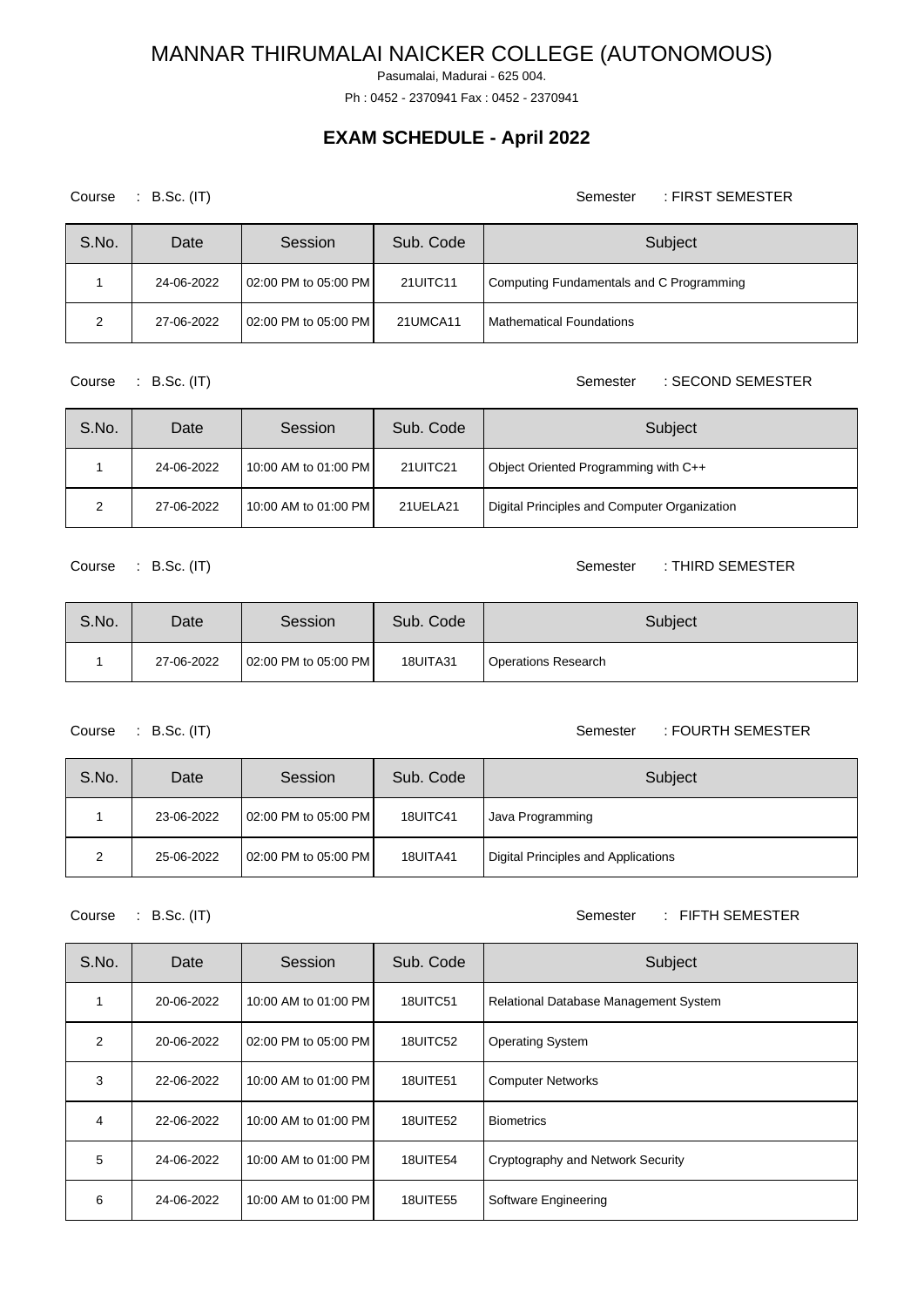# MANNAR THIRUMALAI NAICKER COLLEGE (AUTONOMOUS)

Pasumalai, Madurai - 625 004.

Ph : 0452 - 2370941 Fax : 0452 - 2370941

## EXAM SCHEDULE - April 2022

Course : B.Sc. (IT) Semester : FIRST SEMESTER

| S.No. | Date | Session | Sub. Code | Subject |
|---|---|---|---|---|
| 1 | 24-06-2022 | 02:00 PM to 05:00 PM | 21UITC11 | Computing Fundamentals and C Programming |
| 2 | 27-06-2022 | 02:00 PM to 05:00 PM | 21UMCA11 | Mathematical Foundations |

Course : B.Sc. (IT) Semester : SECOND SEMESTER

| S.No. | Date | Session | Sub. Code | Subject |
|---|---|---|---|---|
| 1 | 24-06-2022 | 10:00 AM to 01:00 PM | 21UITC21 | Object Oriented Programming with C++ |
| 2 | 27-06-2022 | 10:00 AM to 01:00 PM | 21UELA21 | Digital Principles and Computer Organization |

Course : B.Sc. (IT) Semester : THIRD SEMESTER

| S.No. | Date | Session | Sub. Code | Subject |
|---|---|---|---|---|
| 1 | 27-06-2022 | 02:00 PM to 05:00 PM | 18UITA31 | Operations Research |

Course : B.Sc. (IT) Semester : FOURTH SEMESTER

| S.No. | Date | Session | Sub. Code | Subject |
|---|---|---|---|---|
| 1 | 23-06-2022 | 02:00 PM to 05:00 PM | 18UITC41 | Java Programming |
| 2 | 25-06-2022 | 02:00 PM to 05:00 PM | 18UITA41 | Digital Principles and Applications |

Course : B.Sc. (IT) Semester : FIFTH SEMESTER

| S.No. | Date | Session | Sub. Code | Subject |
|---|---|---|---|---|
| 1 | 20-06-2022 | 10:00 AM to 01:00 PM | 18UITC51 | Relational Database Management System |
| 2 | 20-06-2022 | 02:00 PM to 05:00 PM | 18UITC52 | Operating System |
| 3 | 22-06-2022 | 10:00 AM to 01:00 PM | 18UITE51 | Computer Networks |
| 4 | 22-06-2022 | 10:00 AM to 01:00 PM | 18UITE52 | Biometrics |
| 5 | 24-06-2022 | 10:00 AM to 01:00 PM | 18UITE54 | Cryptography and Network Security |
| 6 | 24-06-2022 | 10:00 AM to 01:00 PM | 18UITE55 | Software Engineering |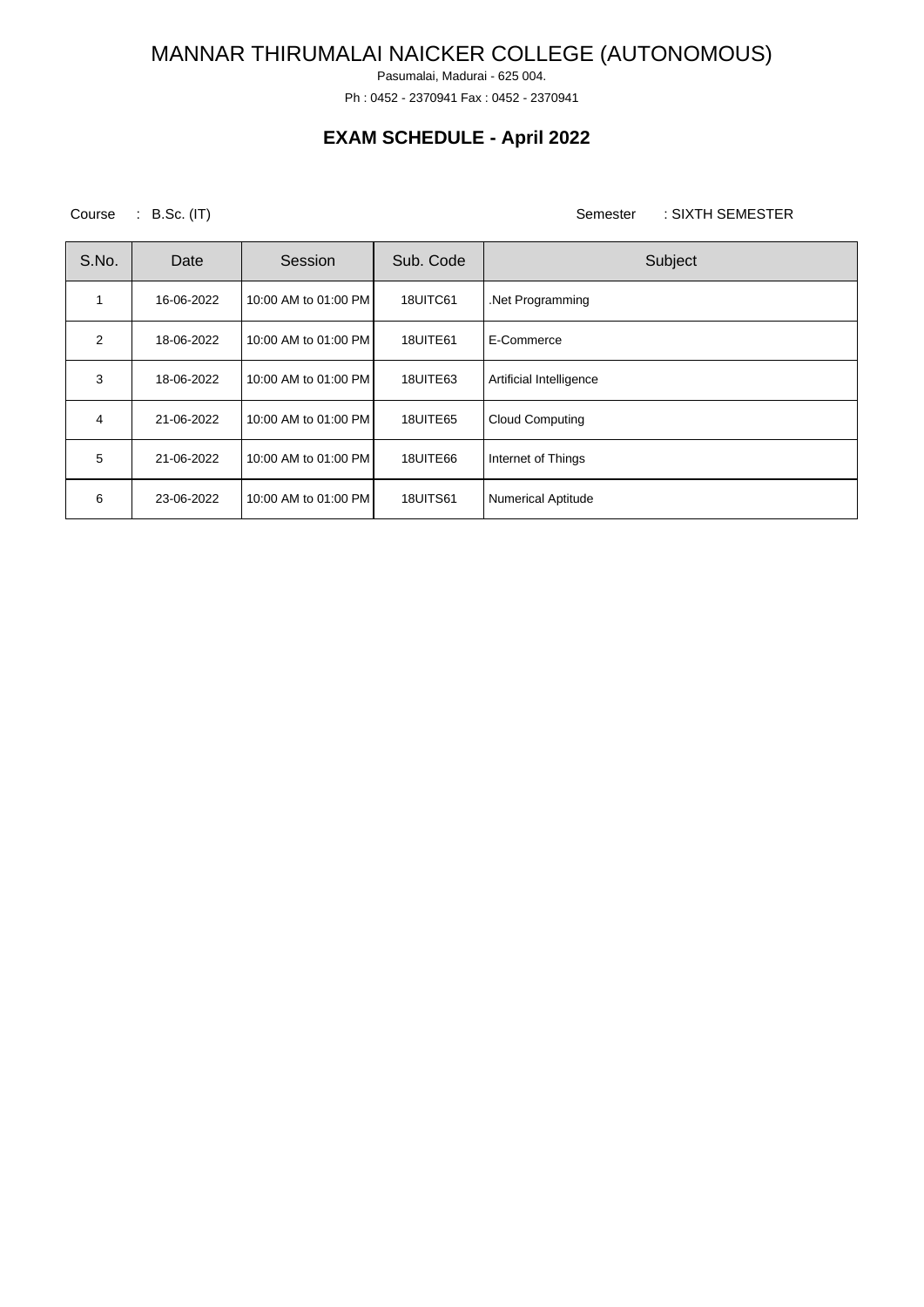# MANNAR THIRUMALAI NAICKER COLLEGE (AUTONOMOUS)

Pasumalai, Madurai - 625 004.

Ph : 0452 - 2370941 Fax : 0452 - 2370941

## EXAM SCHEDULE - April 2022

Course : B.Sc. (IT)

Semester : SIXTH SEMESTER

| S.No. | Date | Session | Sub. Code | Subject |
|---|---|---|---|---|
| 1 | 16-06-2022 | 10:00 AM to 01:00 PM | 18UITC61 | .Net Programming |
| 2 | 18-06-2022 | 10:00 AM to 01:00 PM | 18UITE61 | E-Commerce |
| 3 | 18-06-2022 | 10:00 AM to 01:00 PM | 18UITE63 | Artificial Intelligence |
| 4 | 21-06-2022 | 10:00 AM to 01:00 PM | 18UITE65 | Cloud Computing |
| 5 | 21-06-2022 | 10:00 AM to 01:00 PM | 18UITE66 | Internet of Things |
| 6 | 23-06-2022 | 10:00 AM to 01:00 PM | 18UITS61 | Numerical Aptitude |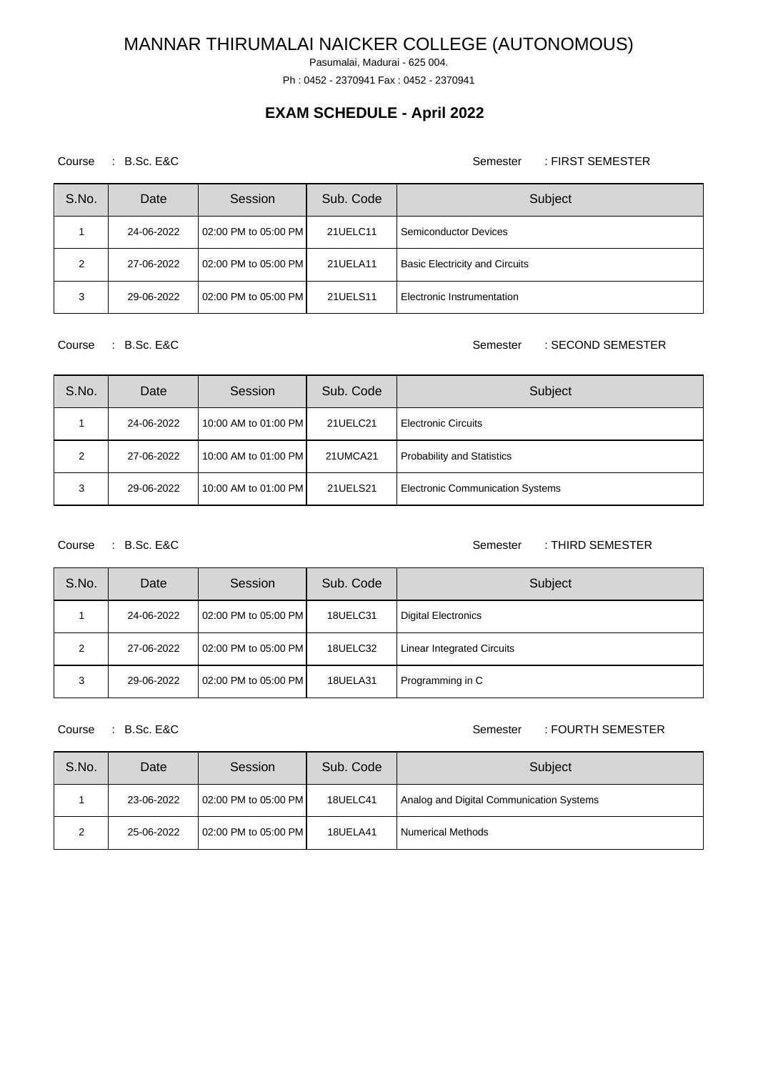# MANNAR THIRUMALAI NAICKER COLLEGE (AUTONOMOUS)

Pasumalai, Madurai - 625 004.

Ph : 0452 - 2370941 Fax : 0452 - 2370941

## EXAM SCHEDULE - April 2022

Course : B.Sc. E&C Semester : FIRST SEMESTER

| S.No. | Date | Session | Sub. Code | Subject |
|---|---|---|---|---|
| 1 | 24-06-2022 | 02:00 PM to 05:00 PM | 21UELC11 | Semiconductor Devices |
| 2 | 27-06-2022 | 02:00 PM to 05:00 PM | 21UELA11 | Basic Electricity and Circuits |
| 3 | 29-06-2022 | 02:00 PM to 05:00 PM | 21UELS11 | Electronic Instrumentation |

Course : B.Sc. E&C Semester : SECOND SEMESTER

| S.No. | Date | Session | Sub. Code | Subject |
|---|---|---|---|---|
| 1 | 24-06-2022 | 10:00 AM to 01:00 PM | 21UELC21 | Electronic Circuits |
| 2 | 27-06-2022 | 10:00 AM to 01:00 PM | 21UMCA21 | Probability and Statistics |
| 3 | 29-06-2022 | 10:00 AM to 01:00 PM | 21UELS21 | Electronic Communication Systems |

Course : B.Sc. E&C Semester : THIRD SEMESTER

| S.No. | Date | Session | Sub. Code | Subject |
|---|---|---|---|---|
| 1 | 24-06-2022 | 02:00 PM to 05:00 PM | 18UELC31 | Digital Electronics |
| 2 | 27-06-2022 | 02:00 PM to 05:00 PM | 18UELC32 | Linear Integrated Circuits |
| 3 | 29-06-2022 | 02:00 PM to 05:00 PM | 18UELA31 | Programming in C |

Course : B.Sc. E&C Semester : FOURTH SEMESTER

| S.No. | Date | Session | Sub. Code | Subject |
|---|---|---|---|---|
| 1 | 23-06-2022 | 02:00 PM to 05:00 PM | 18UELC41 | Analog and Digital Communication Systems |
| 2 | 25-06-2022 | 02:00 PM to 05:00 PM | 18UELA41 | Numerical Methods |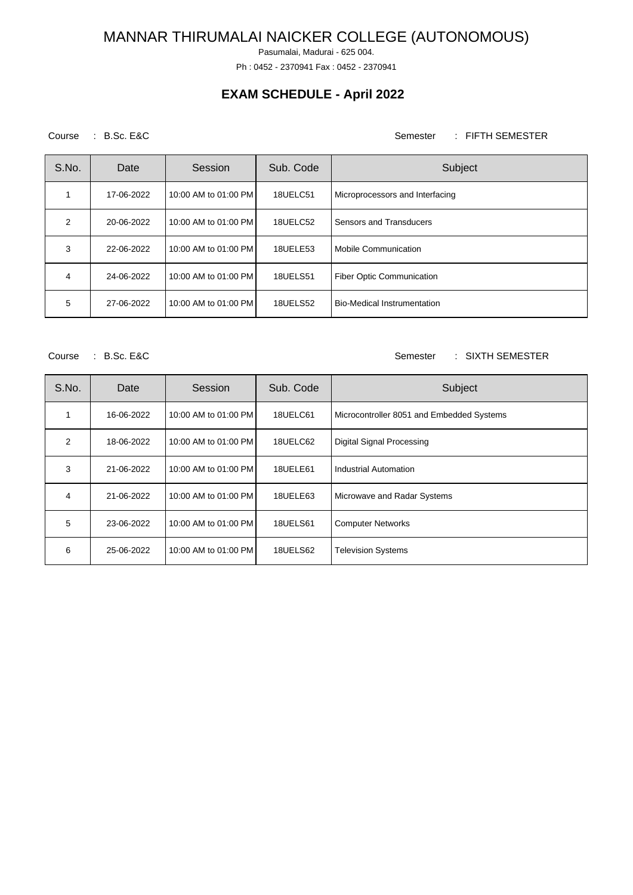# MANNAR THIRUMALAI NAICKER COLLEGE (AUTONOMOUS)

Pasumalai, Madurai - 625 004.

Ph : 0452 - 2370941 Fax : 0452 - 2370941

## EXAM SCHEDULE - April 2022

Course : B.Sc. E&C

Semester : FIFTH SEMESTER

| S.No. | Date | Session | Sub. Code | Subject |
|---|---|---|---|---|
| 1 | 17-06-2022 | 10:00 AM to 01:00 PM | 18UELC51 | Microprocessors and Interfacing |
| 2 | 20-06-2022 | 10:00 AM to 01:00 PM | 18UELC52 | Sensors and Transducers |
| 3 | 22-06-2022 | 10:00 AM to 01:00 PM | 18UELE53 | Mobile Communication |
| 4 | 24-06-2022 | 10:00 AM to 01:00 PM | 18UELS51 | Fiber Optic Communication |
| 5 | 27-06-2022 | 10:00 AM to 01:00 PM | 18UELS52 | Bio-Medical Instrumentation |

Course : B.Sc. E&C

Semester : SIXTH SEMESTER

| S.No. | Date | Session | Sub. Code | Subject |
|---|---|---|---|---|
| 1 | 16-06-2022 | 10:00 AM to 01:00 PM | 18UELC61 | Microcontroller 8051 and Embedded Systems |
| 2 | 18-06-2022 | 10:00 AM to 01:00 PM | 18UELC62 | Digital Signal Processing |
| 3 | 21-06-2022 | 10:00 AM to 01:00 PM | 18UELE61 | Industrial Automation |
| 4 | 21-06-2022 | 10:00 AM to 01:00 PM | 18UELE63 | Microwave and Radar Systems |
| 5 | 23-06-2022 | 10:00 AM to 01:00 PM | 18UELS61 | Computer Networks |
| 6 | 25-06-2022 | 10:00 AM to 01:00 PM | 18UELS62 | Television Systems |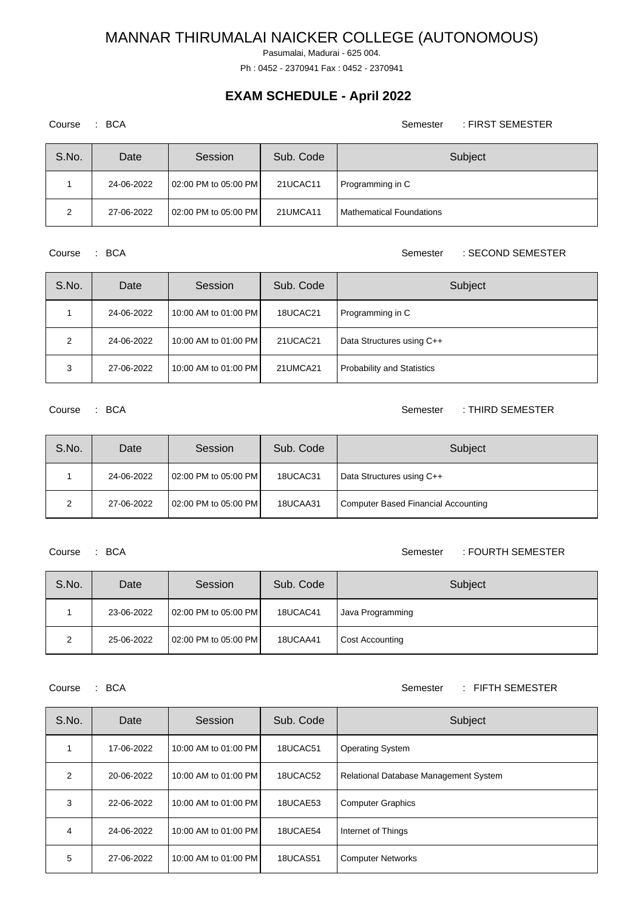# MANNAR THIRUMALAI NAICKER COLLEGE (AUTONOMOUS)

Pasumalai, Madurai - 625 004.

Ph : 0452 - 2370941 Fax : 0452 - 2370941

## EXAM SCHEDULE - April 2022

Course : BCA Semester : FIRST SEMESTER

| S.No. | Date | Session | Sub. Code | Subject |
|---|---|---|---|---|
| 1 | 24-06-2022 | 02:00 PM to 05:00 PM | 21UCAC11 | Programming in C |
| 2 | 27-06-2022 | 02:00 PM to 05:00 PM | 21UMCA11 | Mathematical Foundations |

Course : BCA Semester : SECOND SEMESTER

| S.No. | Date | Session | Sub. Code | Subject |
|---|---|---|---|---|
| 1 | 24-06-2022 | 10:00 AM to 01:00 PM | 18UCAC21 | Programming in C |
| 2 | 24-06-2022 | 10:00 AM to 01:00 PM | 21UCAC21 | Data Structures using C++ |
| 3 | 27-06-2022 | 10:00 AM to 01:00 PM | 21UMCA21 | Probability and Statistics |

Course : BCA Semester : THIRD SEMESTER

| S.No. | Date | Session | Sub. Code | Subject |
|---|---|---|---|---|
| 1 | 24-06-2022 | 02:00 PM to 05:00 PM | 18UCAC31 | Data Structures using C++ |
| 2 | 27-06-2022 | 02:00 PM to 05:00 PM | 18UCAA31 | Computer Based Financial Accounting |

Course : BCA Semester : FOURTH SEMESTER

| S.No. | Date | Session | Sub. Code | Subject |
|---|---|---|---|---|
| 1 | 23-06-2022 | 02:00 PM to 05:00 PM | 18UCAC41 | Java Programming |
| 2 | 25-06-2022 | 02:00 PM to 05:00 PM | 18UCAA41 | Cost Accounting |

Course : BCA Semester : FIFTH SEMESTER

| S.No. | Date | Session | Sub. Code | Subject |
|---|---|---|---|---|
| 1 | 17-06-2022 | 10:00 AM to 01:00 PM | 18UCAC51 | Operating System |
| 2 | 20-06-2022 | 10:00 AM to 01:00 PM | 18UCAC52 | Relational Database Management System |
| 3 | 22-06-2022 | 10:00 AM to 01:00 PM | 18UCAE53 | Computer Graphics |
| 4 | 24-06-2022 | 10:00 AM to 01:00 PM | 18UCAE54 | Internet of Things |
| 5 | 27-06-2022 | 10:00 AM to 01:00 PM | 18UCAS51 | Computer Networks |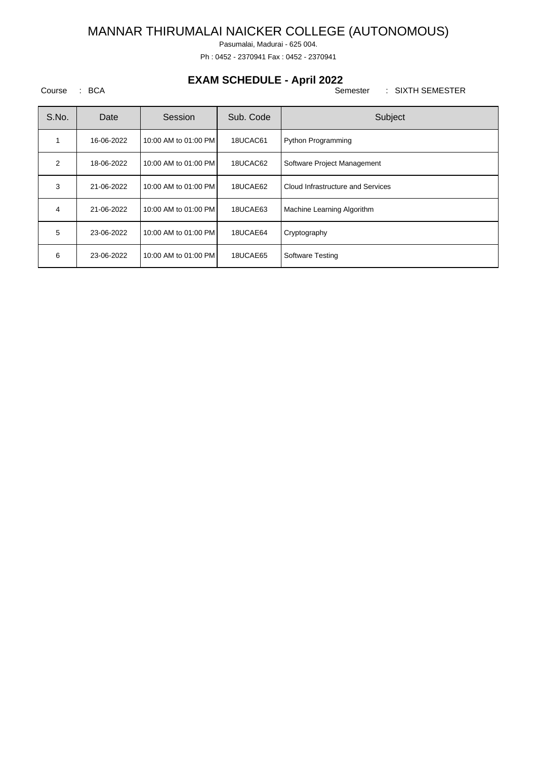# MANNAR THIRUMALAI NAICKER COLLEGE (AUTONOMOUS)

Pasumalai, Madurai - 625 004.

Ph : 0452 - 2370941 Fax : 0452 - 2370941

## EXAM SCHEDULE - April 2022

Course : BCA Semester : SIXTH SEMESTER

| S.No. | Date | Session | Sub. Code | Subject |
|---|---|---|---|---|
| 1 | 16-06-2022 | 10:00 AM to 01:00 PM | 18UCAC61 | Python Programming |
| 2 | 18-06-2022 | 10:00 AM to 01:00 PM | 18UCAC62 | Software Project Management |
| 3 | 21-06-2022 | 10:00 AM to 01:00 PM | 18UCAE62 | Cloud Infrastructure and Services |
| 4 | 21-06-2022 | 10:00 AM to 01:00 PM | 18UCAE63 | Machine Learning Algorithm |
| 5 | 23-06-2022 | 10:00 AM to 01:00 PM | 18UCAE64 | Cryptography |
| 6 | 23-06-2022 | 10:00 AM to 01:00 PM | 18UCAE65 | Software Testing |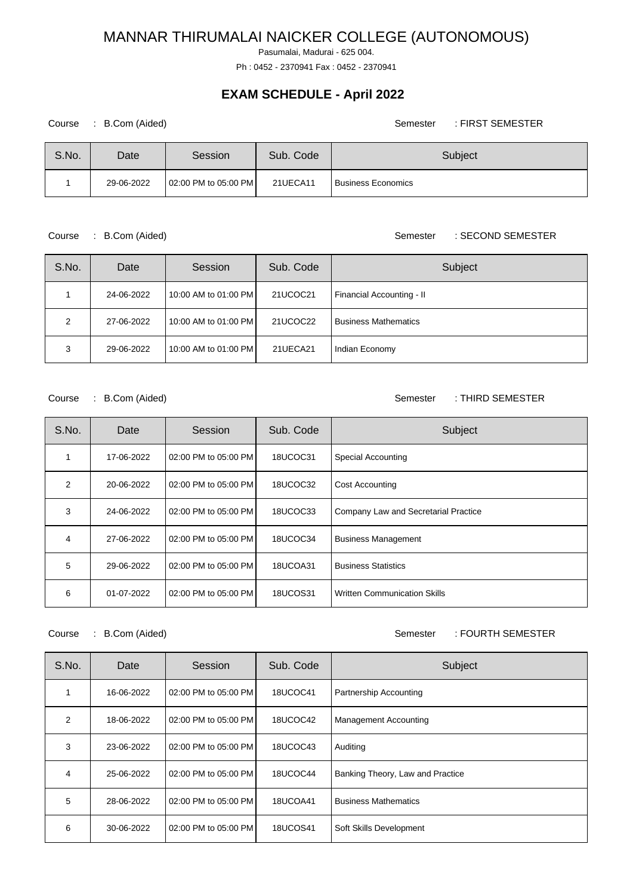# MANNAR THIRUMALAI NAICKER COLLEGE (AUTONOMOUS)

Pasumalai, Madurai - 625 004.

Ph : 0452 - 2370941 Fax : 0452 - 2370941

## EXAM SCHEDULE - April 2022

Course : B.Com (Aided) Semester : FIRST SEMESTER

| S.No. | Date | Session | Sub. Code | Subject |
|---|---|---|---|---|
| 1 | 29-06-2022 | 02:00 PM to 05:00 PM | 21UECA11 | Business Economics |

Course : B.Com (Aided) Semester : SECOND SEMESTER

| S.No. | Date | Session | Sub. Code | Subject |
|---|---|---|---|---|
| 1 | 24-06-2022 | 10:00 AM to 01:00 PM | 21UCOC21 | Financial Accounting - II |
| 2 | 27-06-2022 | 10:00 AM to 01:00 PM | 21UCOC22 | Business Mathematics |
| 3 | 29-06-2022 | 10:00 AM to 01:00 PM | 21UECA21 | Indian Economy |

Course : B.Com (Aided) Semester : THIRD SEMESTER

| S.No. | Date | Session | Sub. Code | Subject |
|---|---|---|---|---|
| 1 | 17-06-2022 | 02:00 PM to 05:00 PM | 18UCOC31 | Special Accounting |
| 2 | 20-06-2022 | 02:00 PM to 05:00 PM | 18UCOC32 | Cost Accounting |
| 3 | 24-06-2022 | 02:00 PM to 05:00 PM | 18UCOC33 | Company Law and Secretarial Practice |
| 4 | 27-06-2022 | 02:00 PM to 05:00 PM | 18UCOC34 | Business Management |
| 5 | 29-06-2022 | 02:00 PM to 05:00 PM | 18UCOA31 | Business Statistics |
| 6 | 01-07-2022 | 02:00 PM to 05:00 PM | 18UCOS31 | Written Communication Skills |

Course : B.Com (Aided) Semester : FOURTH SEMESTER

| S.No. | Date | Session | Sub. Code | Subject |
|---|---|---|---|---|
| 1 | 16-06-2022 | 02:00 PM to 05:00 PM | 18UCOC41 | Partnership Accounting |
| 2 | 18-06-2022 | 02:00 PM to 05:00 PM | 18UCOC42 | Management Accounting |
| 3 | 23-06-2022 | 02:00 PM to 05:00 PM | 18UCOC43 | Auditing |
| 4 | 25-06-2022 | 02:00 PM to 05:00 PM | 18UCOC44 | Banking Theory, Law and Practice |
| 5 | 28-06-2022 | 02:00 PM to 05:00 PM | 18UCOA41 | Business Mathematics |
| 6 | 30-06-2022 | 02:00 PM to 05:00 PM | 18UCOS41 | Soft Skills Development |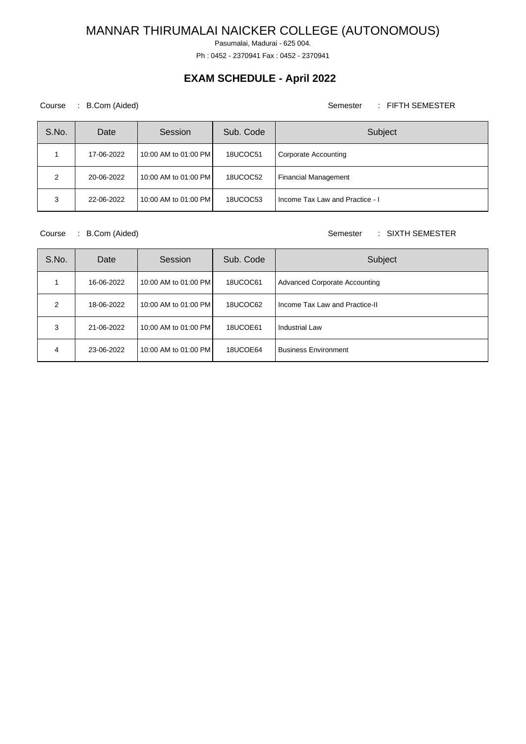# MANNAR THIRUMALAI NAICKER COLLEGE (AUTONOMOUS)

Pasumalai, Madurai - 625 004.

Ph : 0452 - 2370941 Fax : 0452 - 2370941

## EXAM SCHEDULE - April 2022

Course : B.Com (Aided) Semester : FIFTH SEMESTER

| S.No. | Date | Session | Sub. Code | Subject |
|---|---|---|---|---|
| 1 | 17-06-2022 | 10:00 AM to 01:00 PM | 18UCOC51 | Corporate Accounting |
| 2 | 20-06-2022 | 10:00 AM to 01:00 PM | 18UCOC52 | Financial Management |
| 3 | 22-06-2022 | 10:00 AM to 01:00 PM | 18UCOC53 | Income Tax Law and Practice - I |

Course : B.Com (Aided) Semester : SIXTH SEMESTER

| S.No. | Date | Session | Sub. Code | Subject |
|---|---|---|---|---|
| 1 | 16-06-2022 | 10:00 AM to 01:00 PM | 18UCOC61 | Advanced Corporate Accounting |
| 2 | 18-06-2022 | 10:00 AM to 01:00 PM | 18UCOC62 | Income Tax Law and Practice-II |
| 3 | 21-06-2022 | 10:00 AM to 01:00 PM | 18UCOE61 | Industrial Law |
| 4 | 23-06-2022 | 10:00 AM to 01:00 PM | 18UCOE64 | Business Environment |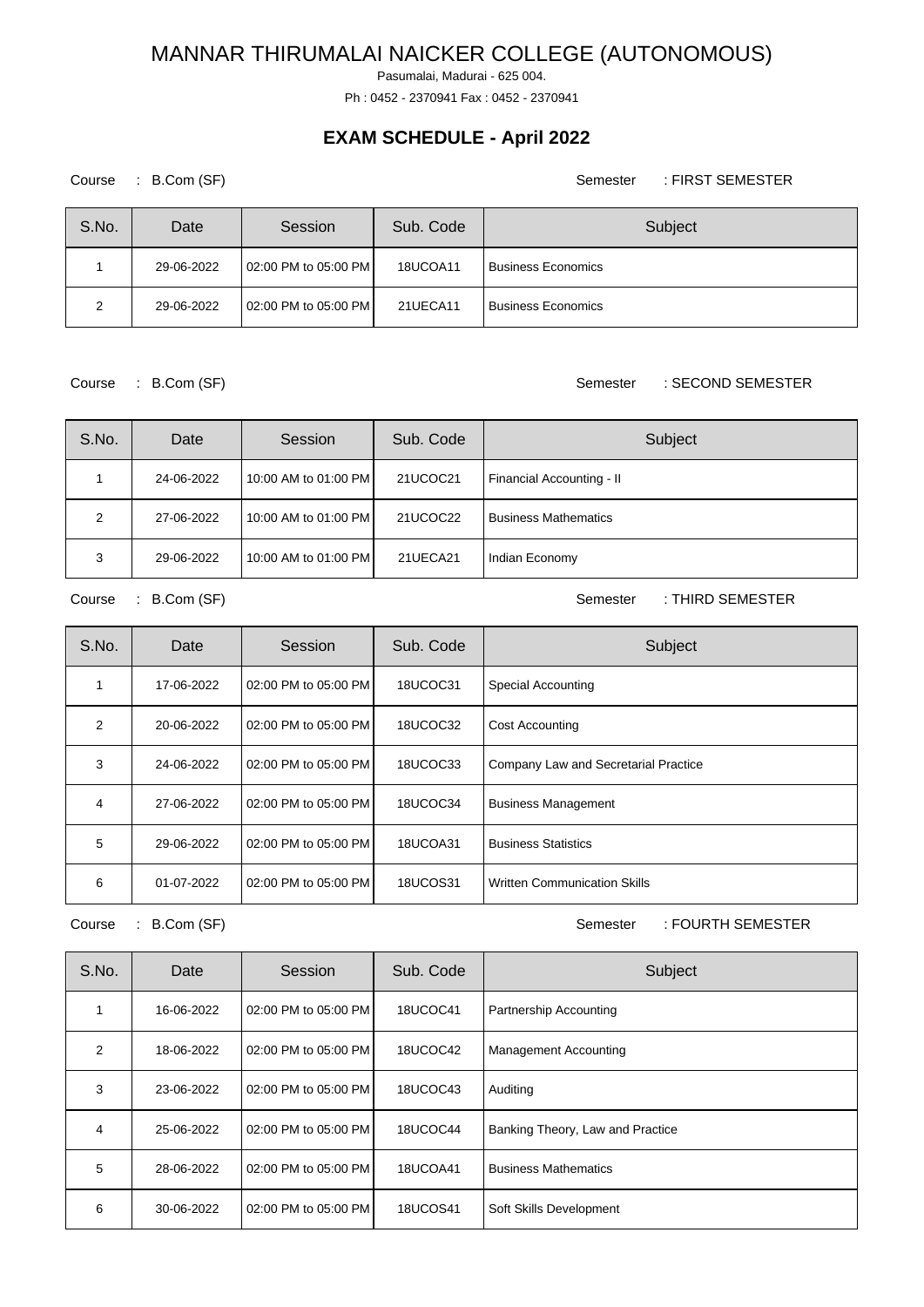# MANNAR THIRUMALAI NAICKER COLLEGE (AUTONOMOUS)

Pasumalai, Madurai - 625 004.

Ph : 0452 - 2370941 Fax : 0452 - 2370941

## EXAM SCHEDULE - April 2022

Course : B.Com (SF) Semester : FIRST SEMESTER

| S.No. | Date | Session | Sub. Code | Subject |
|---|---|---|---|---|
| 1 | 29-06-2022 | 02:00 PM to 05:00 PM | 18UCOA11 | Business Economics |
| 2 | 29-06-2022 | 02:00 PM to 05:00 PM | 21UECA11 | Business Economics |

Course : B.Com (SF) Semester : SECOND SEMESTER

| S.No. | Date | Session | Sub. Code | Subject |
|---|---|---|---|---|
| 1 | 24-06-2022 | 10:00 AM to 01:00 PM | 21UCOC21 | Financial Accounting - II |
| 2 | 27-06-2022 | 10:00 AM to 01:00 PM | 21UCOC22 | Business Mathematics |
| 3 | 29-06-2022 | 10:00 AM to 01:00 PM | 21UECA21 | Indian Economy |

Course : B.Com (SF) Semester : THIRD SEMESTER

| S.No. | Date | Session | Sub. Code | Subject |
|---|---|---|---|---|
| 1 | 17-06-2022 | 02:00 PM to 05:00 PM | 18UCOC31 | Special Accounting |
| 2 | 20-06-2022 | 02:00 PM to 05:00 PM | 18UCOC32 | Cost Accounting |
| 3 | 24-06-2022 | 02:00 PM to 05:00 PM | 18UCOC33 | Company Law and Secretarial Practice |
| 4 | 27-06-2022 | 02:00 PM to 05:00 PM | 18UCOC34 | Business Management |
| 5 | 29-06-2022 | 02:00 PM to 05:00 PM | 18UCOA31 | Business Statistics |
| 6 | 01-07-2022 | 02:00 PM to 05:00 PM | 18UCOS31 | Written Communication Skills |

Course : B.Com (SF) Semester : FOURTH SEMESTER

| S.No. | Date | Session | Sub. Code | Subject |
|---|---|---|---|---|
| 1 | 16-06-2022 | 02:00 PM to 05:00 PM | 18UCOC41 | Partnership Accounting |
| 2 | 18-06-2022 | 02:00 PM to 05:00 PM | 18UCOC42 | Management Accounting |
| 3 | 23-06-2022 | 02:00 PM to 05:00 PM | 18UCOC43 | Auditing |
| 4 | 25-06-2022 | 02:00 PM to 05:00 PM | 18UCOC44 | Banking Theory, Law and Practice |
| 5 | 28-06-2022 | 02:00 PM to 05:00 PM | 18UCOA41 | Business Mathematics |
| 6 | 30-06-2022 | 02:00 PM to 05:00 PM | 18UCOS41 | Soft Skills Development |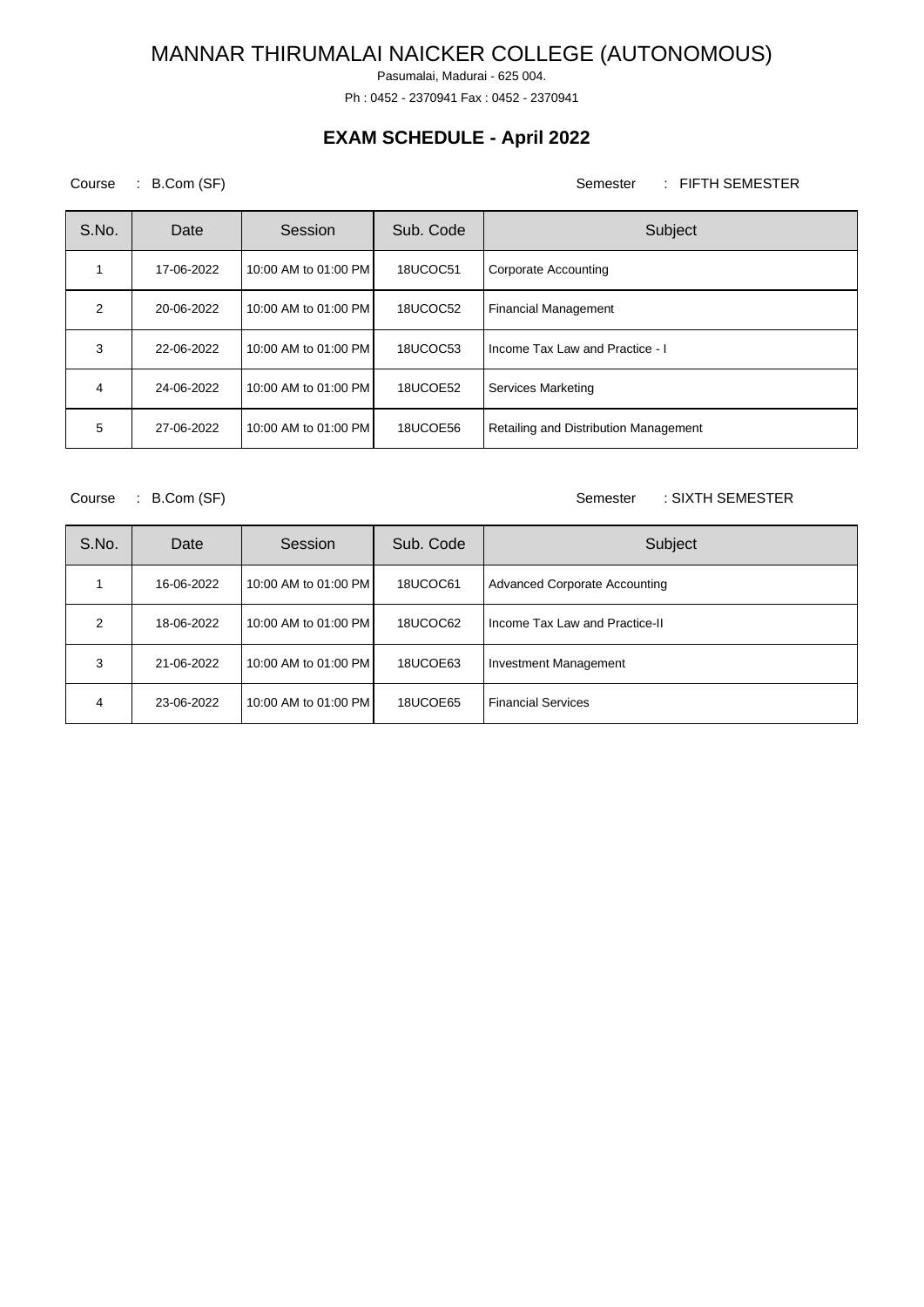# MANNAR THIRUMALAI NAICKER COLLEGE (AUTONOMOUS)

Pasumalai, Madurai - 625 004.

Ph : 0452 - 2370941 Fax : 0452 - 2370941

## EXAM SCHEDULE - April 2022

Course : B.Com (SF) Semester : FIFTH SEMESTER

| S.No. | Date | Session | Sub. Code | Subject |
|---|---|---|---|---|
| 1 | 17-06-2022 | 10:00 AM to 01:00 PM | 18UCOC51 | Corporate Accounting |
| 2 | 20-06-2022 | 10:00 AM to 01:00 PM | 18UCOC52 | Financial Management |
| 3 | 22-06-2022 | 10:00 AM to 01:00 PM | 18UCOC53 | Income Tax Law and Practice - I |
| 4 | 24-06-2022 | 10:00 AM to 01:00 PM | 18UCOE52 | Services Marketing |
| 5 | 27-06-2022 | 10:00 AM to 01:00 PM | 18UCOE56 | Retailing and Distribution Management |

Course : B.Com (SF) Semester : SIXTH SEMESTER

| S.No. | Date | Session | Sub. Code | Subject |
|---|---|---|---|---|
| 1 | 16-06-2022 | 10:00 AM to 01:00 PM | 18UCOC61 | Advanced Corporate Accounting |
| 2 | 18-06-2022 | 10:00 AM to 01:00 PM | 18UCOC62 | Income Tax Law and Practice-II |
| 3 | 21-06-2022 | 10:00 AM to 01:00 PM | 18UCOE63 | Investment Management |
| 4 | 23-06-2022 | 10:00 AM to 01:00 PM | 18UCOE65 | Financial Services |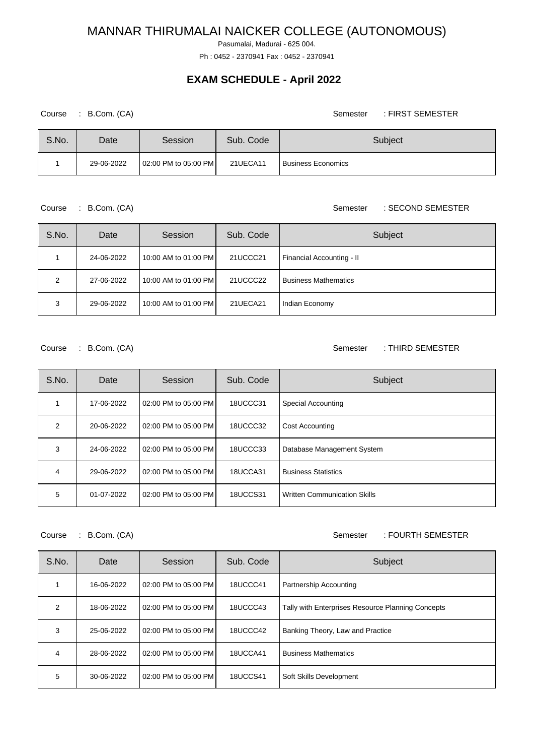# MANNAR THIRUMALAI NAICKER COLLEGE (AUTONOMOUS)

Pasumalai, Madurai - 625 004.

Ph : 0452 - 2370941 Fax : 0452 - 2370941

## EXAM SCHEDULE - April 2022

Course : B.Com. (CA) Semester : FIRST SEMESTER

| S.No. | Date | Session | Sub. Code | Subject |
|---|---|---|---|---|
| 1 | 29-06-2022 | 02:00 PM to 05:00 PM | 21UECA11 | Business Economics |

Course : B.Com. (CA) Semester : SECOND SEMESTER

| S.No. | Date | Session | Sub. Code | Subject |
|---|---|---|---|---|
| 1 | 24-06-2022 | 10:00 AM to 01:00 PM | 21UCCC21 | Financial Accounting - II |
| 2 | 27-06-2022 | 10:00 AM to 01:00 PM | 21UCCC22 | Business Mathematics |
| 3 | 29-06-2022 | 10:00 AM to 01:00 PM | 21UECA21 | Indian Economy |

Course : B.Com. (CA) Semester : THIRD SEMESTER

| S.No. | Date | Session | Sub. Code | Subject |
|---|---|---|---|---|
| 1 | 17-06-2022 | 02:00 PM to 05:00 PM | 18UCCC31 | Special Accounting |
| 2 | 20-06-2022 | 02:00 PM to 05:00 PM | 18UCCC32 | Cost Accounting |
| 3 | 24-06-2022 | 02:00 PM to 05:00 PM | 18UCCC33 | Database Management System |
| 4 | 29-06-2022 | 02:00 PM to 05:00 PM | 18UCCA31 | Business Statistics |
| 5 | 01-07-2022 | 02:00 PM to 05:00 PM | 18UCCS31 | Written Communication Skills |

Course : B.Com. (CA) Semester : FOURTH SEMESTER

| S.No. | Date | Session | Sub. Code | Subject |
|---|---|---|---|---|
| 1 | 16-06-2022 | 02:00 PM to 05:00 PM | 18UCCC41 | Partnership Accounting |
| 2 | 18-06-2022 | 02:00 PM to 05:00 PM | 18UCCC43 | Tally with Enterprises Resource Planning Concepts |
| 3 | 25-06-2022 | 02:00 PM to 05:00 PM | 18UCCC42 | Banking Theory, Law and Practice |
| 4 | 28-06-2022 | 02:00 PM to 05:00 PM | 18UCCA41 | Business Mathematics |
| 5 | 30-06-2022 | 02:00 PM to 05:00 PM | 18UCCS41 | Soft Skills Development |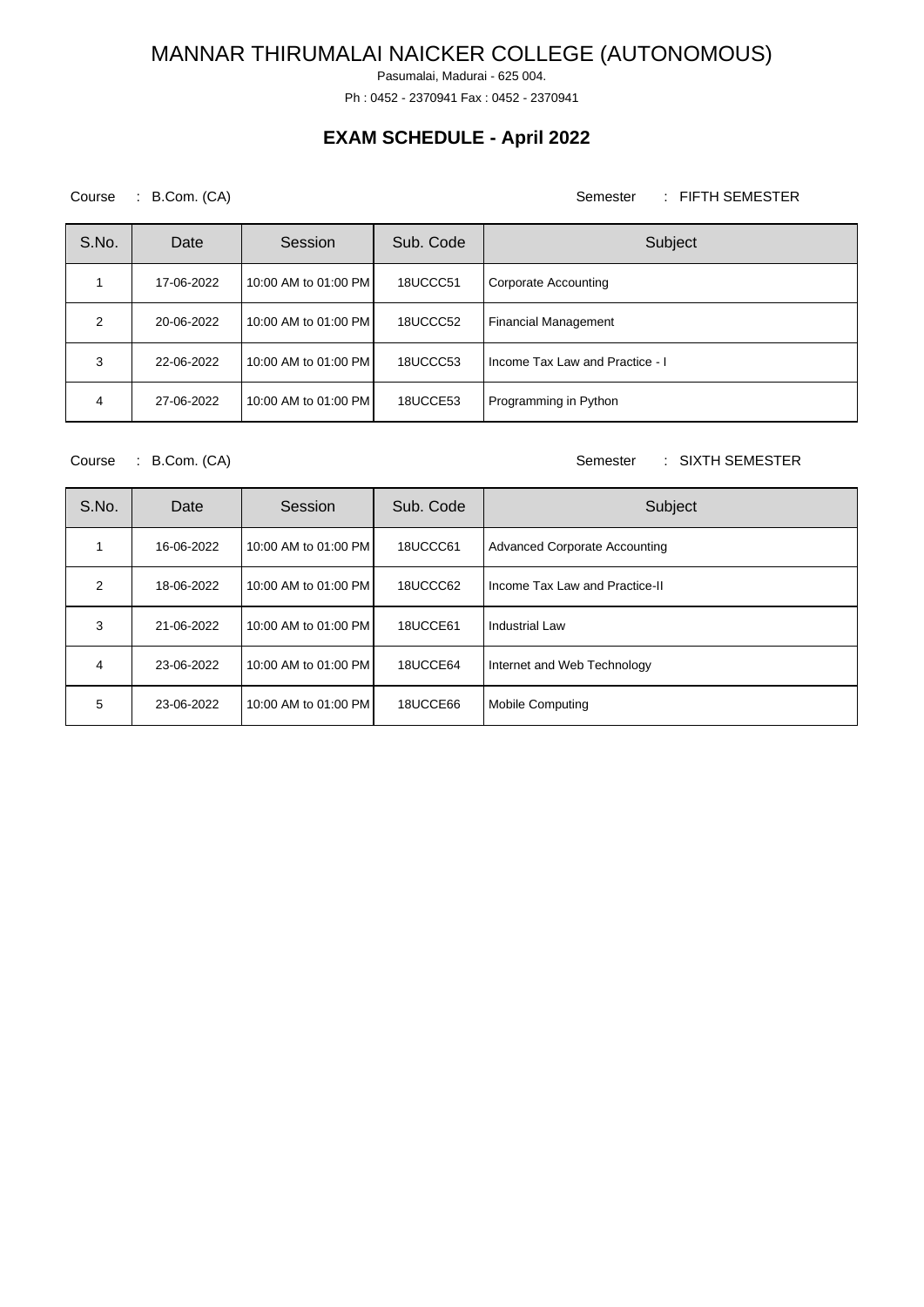# MANNAR THIRUMALAI NAICKER COLLEGE (AUTONOMOUS)

Pasumalai, Madurai - 625 004.

Ph : 0452 - 2370941 Fax : 0452 - 2370941

## EXAM SCHEDULE - April 2022

Course : B.Com. (CA) Semester : FIFTH SEMESTER

| S.No. | Date | Session | Sub. Code | Subject |
|---|---|---|---|---|
| 1 | 17-06-2022 | 10:00 AM to 01:00 PM | 18UCCC51 | Corporate Accounting |
| 2 | 20-06-2022 | 10:00 AM to 01:00 PM | 18UCCC52 | Financial Management |
| 3 | 22-06-2022 | 10:00 AM to 01:00 PM | 18UCCC53 | Income Tax Law and Practice - I |
| 4 | 27-06-2022 | 10:00 AM to 01:00 PM | 18UCCE53 | Programming in Python |

Course : B.Com. (CA) Semester : SIXTH SEMESTER

| S.No. | Date | Session | Sub. Code | Subject |
|---|---|---|---|---|
| 1 | 16-06-2022 | 10:00 AM to 01:00 PM | 18UCCC61 | Advanced Corporate Accounting |
| 2 | 18-06-2022 | 10:00 AM to 01:00 PM | 18UCCC62 | Income Tax Law and Practice-II |
| 3 | 21-06-2022 | 10:00 AM to 01:00 PM | 18UCCE61 | Industrial Law |
| 4 | 23-06-2022 | 10:00 AM to 01:00 PM | 18UCCE64 | Internet and Web Technology |
| 5 | 23-06-2022 | 10:00 AM to 01:00 PM | 18UCCE66 | Mobile Computing |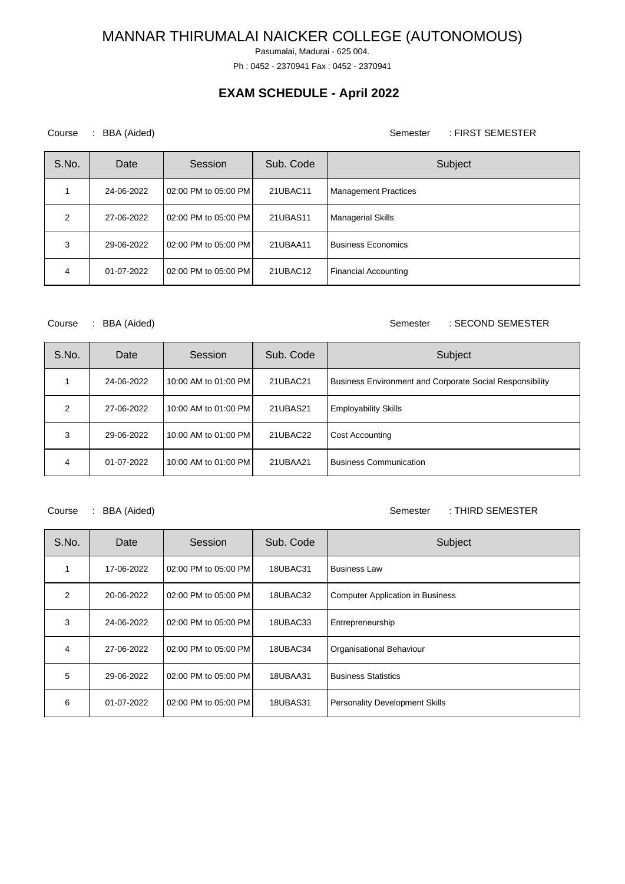# MANNAR THIRUMALAI NAICKER COLLEGE (AUTONOMOUS)

Pasumalai, Madurai - 625 004.

Ph : 0452 - 2370941 Fax : 0452 - 2370941

## EXAM SCHEDULE - April 2022

Course : BBA (Aided) Semester : FIRST SEMESTER

| S.No. | Date | Session | Sub. Code | Subject |
|---|---|---|---|---|
| 1 | 24-06-2022 | 02:00 PM to 05:00 PM | 21UBAC11 | Management Practices |
| 2 | 27-06-2022 | 02:00 PM to 05:00 PM | 21UBAS11 | Managerial Skills |
| 3 | 29-06-2022 | 02:00 PM to 05:00 PM | 21UBAA11 | Business Economics |
| 4 | 01-07-2022 | 02:00 PM to 05:00 PM | 21UBAC12 | Financial Accounting |

Course : BBA (Aided) Semester : SECOND SEMESTER

| S.No. | Date | Session | Sub. Code | Subject |
|---|---|---|---|---|
| 1 | 24-06-2022 | 10:00 AM to 01:00 PM | 21UBAC21 | Business Environment and Corporate Social Responsibility |
| 2 | 27-06-2022 | 10:00 AM to 01:00 PM | 21UBAS21 | Employability Skills |
| 3 | 29-06-2022 | 10:00 AM to 01:00 PM | 21UBAC22 | Cost Accounting |
| 4 | 01-07-2022 | 10:00 AM to 01:00 PM | 21UBAA21 | Business Communication |

Course : BBA (Aided) Semester : THIRD SEMESTER

| S.No. | Date | Session | Sub. Code | Subject |
|---|---|---|---|---|
| 1 | 17-06-2022 | 02:00 PM to 05:00 PM | 18UBAC31 | Business Law |
| 2 | 20-06-2022 | 02:00 PM to 05:00 PM | 18UBAC32 | Computer Application in Business |
| 3 | 24-06-2022 | 02:00 PM to 05:00 PM | 18UBAC33 | Entrepreneurship |
| 4 | 27-06-2022 | 02:00 PM to 05:00 PM | 18UBAC34 | Organisational Behaviour |
| 5 | 29-06-2022 | 02:00 PM to 05:00 PM | 18UBAA31 | Business Statistics |
| 6 | 01-07-2022 | 02:00 PM to 05:00 PM | 18UBAS31 | Personality Development Skills |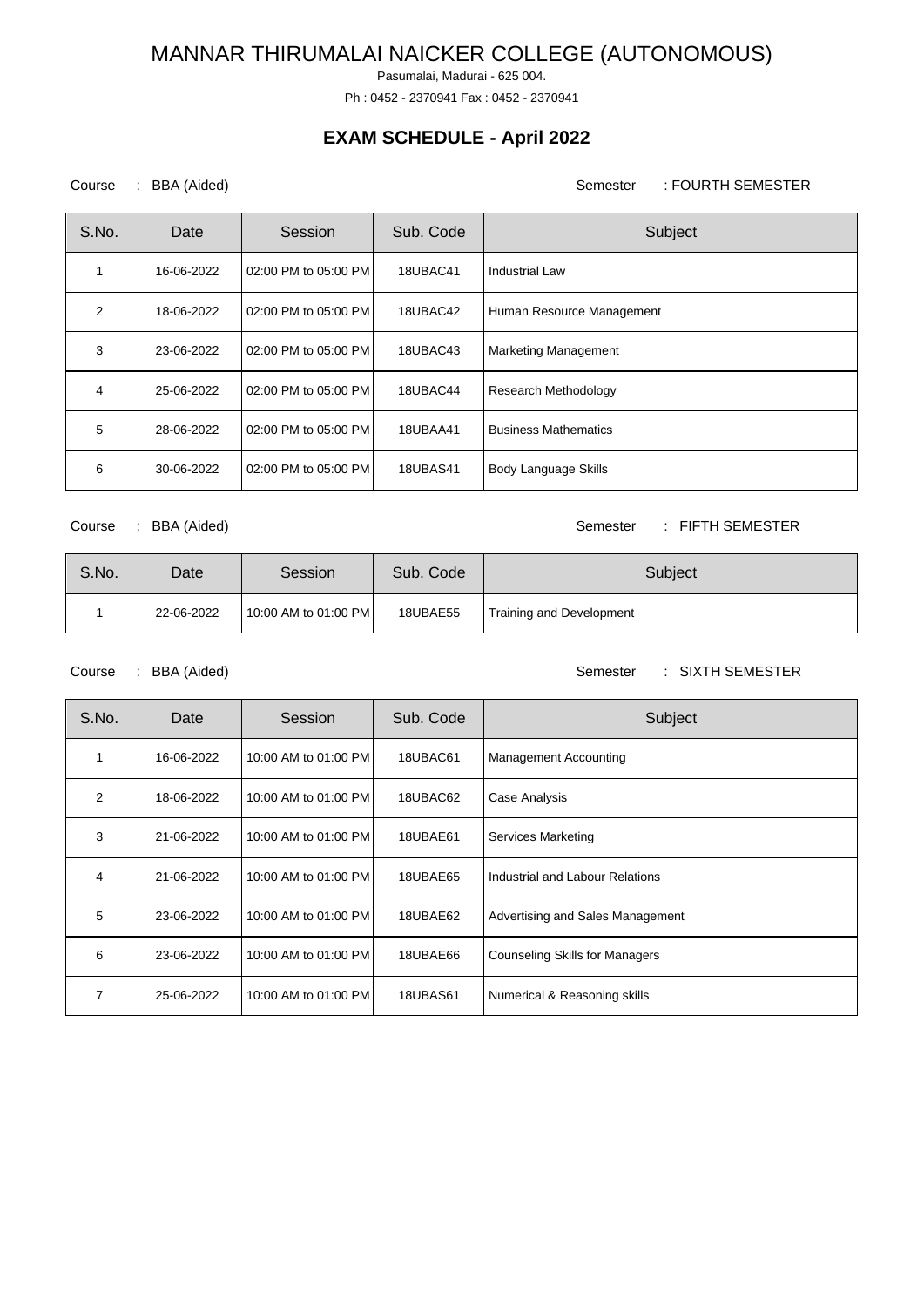# MANNAR THIRUMALAI NAICKER COLLEGE (AUTONOMOUS)

Pasumalai, Madurai - 625 004.

Ph : 0452 - 2370941 Fax : 0452 - 2370941

## EXAM SCHEDULE - April 2022

Course : BBA (Aided) Semester : FOURTH SEMESTER

| S.No. | Date | Session | Sub. Code | Subject |
|---|---|---|---|---|
| 1 | 16-06-2022 | 02:00 PM to 05:00 PM | 18UBAC41 | Industrial Law |
| 2 | 18-06-2022 | 02:00 PM to 05:00 PM | 18UBAC42 | Human Resource Management |
| 3 | 23-06-2022 | 02:00 PM to 05:00 PM | 18UBAC43 | Marketing Management |
| 4 | 25-06-2022 | 02:00 PM to 05:00 PM | 18UBAC44 | Research Methodology |
| 5 | 28-06-2022 | 02:00 PM to 05:00 PM | 18UBAA41 | Business Mathematics |
| 6 | 30-06-2022 | 02:00 PM to 05:00 PM | 18UBAS41 | Body Language Skills |

Course : BBA (Aided) Semester : FIFTH SEMESTER

| S.No. | Date | Session | Sub. Code | Subject |
|---|---|---|---|---|
| 1 | 22-06-2022 | 10:00 AM to 01:00 PM | 18UBAE55 | Training and Development |

Course : BBA (Aided) Semester : SIXTH SEMESTER

| S.No. | Date | Session | Sub. Code | Subject |
|---|---|---|---|---|
| 1 | 16-06-2022 | 10:00 AM to 01:00 PM | 18UBAC61 | Management Accounting |
| 2 | 18-06-2022 | 10:00 AM to 01:00 PM | 18UBAC62 | Case Analysis |
| 3 | 21-06-2022 | 10:00 AM to 01:00 PM | 18UBAE61 | Services Marketing |
| 4 | 21-06-2022 | 10:00 AM to 01:00 PM | 18UBAE65 | Industrial and Labour Relations |
| 5 | 23-06-2022 | 10:00 AM to 01:00 PM | 18UBAE62 | Advertising and Sales Management |
| 6 | 23-06-2022 | 10:00 AM to 01:00 PM | 18UBAE66 | Counseling Skills for Managers |
| 7 | 25-06-2022 | 10:00 AM to 01:00 PM | 18UBAS61 | Numerical & Reasoning skills |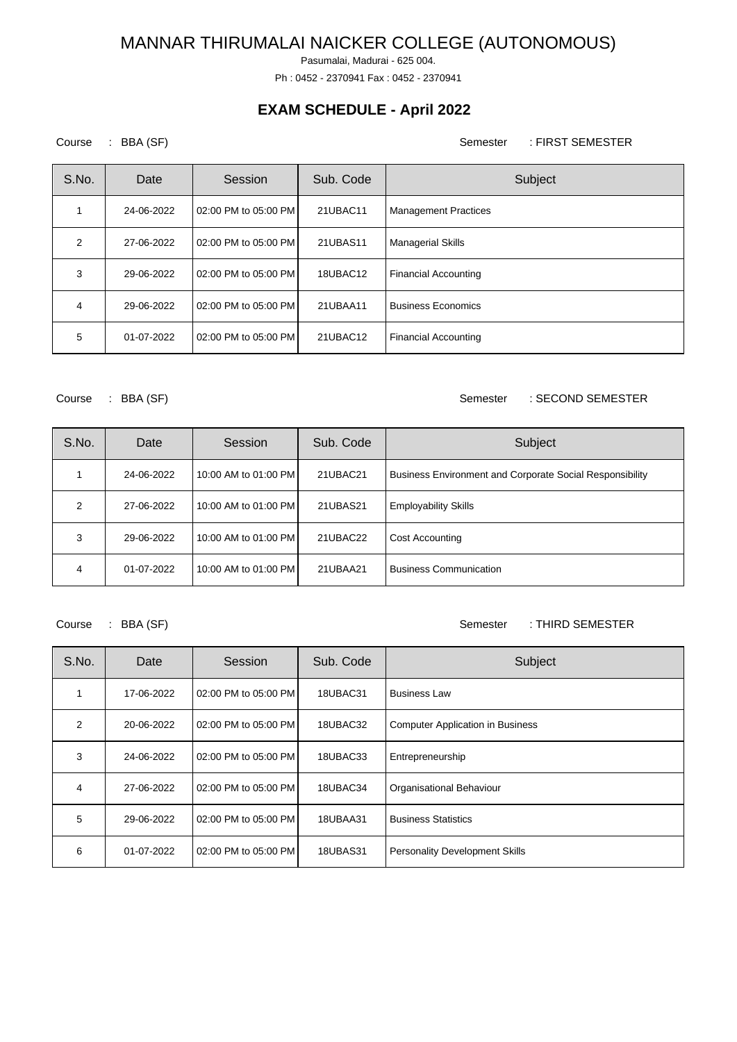# MANNAR THIRUMALAI NAICKER COLLEGE (AUTONOMOUS)

Pasumalai, Madurai - 625 004.

Ph : 0452 - 2370941 Fax : 0452 - 2370941

## EXAM SCHEDULE - April 2022

Course : BBA (SF) Semester : FIRST SEMESTER

| S.No. | Date | Session | Sub. Code | Subject |
|---|---|---|---|---|
| 1 | 24-06-2022 | 02:00 PM to 05:00 PM | 21UBAC11 | Management Practices |
| 2 | 27-06-2022 | 02:00 PM to 05:00 PM | 21UBAS11 | Managerial Skills |
| 3 | 29-06-2022 | 02:00 PM to 05:00 PM | 18UBAC12 | Financial Accounting |
| 4 | 29-06-2022 | 02:00 PM to 05:00 PM | 21UBAA11 | Business Economics |
| 5 | 01-07-2022 | 02:00 PM to 05:00 PM | 21UBAC12 | Financial Accounting |

Course : BBA (SF) Semester : SECOND SEMESTER

| S.No. | Date | Session | Sub. Code | Subject |
|---|---|---|---|---|
| 1 | 24-06-2022 | 10:00 AM to 01:00 PM | 21UBAC21 | Business Environment and Corporate Social Responsibility |
| 2 | 27-06-2022 | 10:00 AM to 01:00 PM | 21UBAS21 | Employability Skills |
| 3 | 29-06-2022 | 10:00 AM to 01:00 PM | 21UBAC22 | Cost Accounting |
| 4 | 01-07-2022 | 10:00 AM to 01:00 PM | 21UBAA21 | Business Communication |

Course : BBA (SF) Semester : THIRD SEMESTER

| S.No. | Date | Session | Sub. Code | Subject |
|---|---|---|---|---|
| 1 | 17-06-2022 | 02:00 PM to 05:00 PM | 18UBAC31 | Business Law |
| 2 | 20-06-2022 | 02:00 PM to 05:00 PM | 18UBAC32 | Computer Application in Business |
| 3 | 24-06-2022 | 02:00 PM to 05:00 PM | 18UBAC33 | Entrepreneurship |
| 4 | 27-06-2022 | 02:00 PM to 05:00 PM | 18UBAC34 | Organisational Behaviour |
| 5 | 29-06-2022 | 02:00 PM to 05:00 PM | 18UBAA31 | Business Statistics |
| 6 | 01-07-2022 | 02:00 PM to 05:00 PM | 18UBAS31 | Personality Development Skills |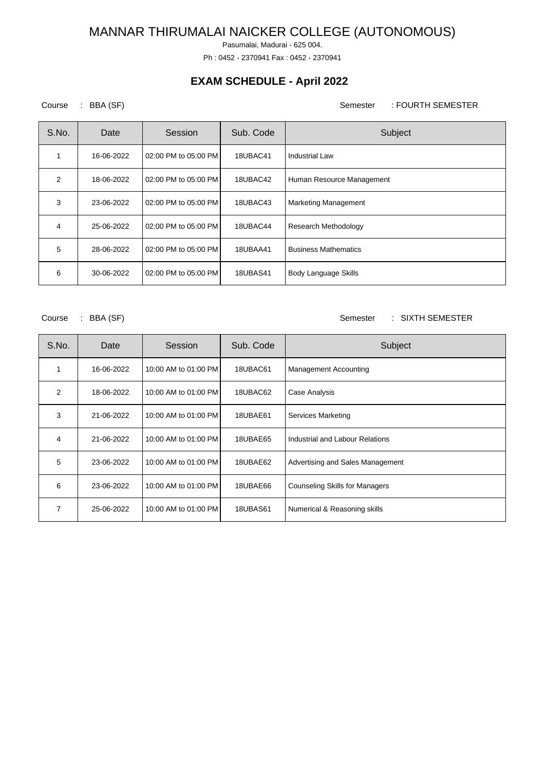# MANNAR THIRUMALAI NAICKER COLLEGE (AUTONOMOUS)

Pasumalai, Madurai - 625 004.

Ph : 0452 - 2370941 Fax : 0452 - 2370941

## EXAM SCHEDULE - April 2022

Course : BBA (SF) Semester : FOURTH SEMESTER

| S.No. | Date | Session | Sub. Code | Subject |
|---|---|---|---|---|
| 1 | 16-06-2022 | 02:00 PM to 05:00 PM | 18UBAC41 | Industrial Law |
| 2 | 18-06-2022 | 02:00 PM to 05:00 PM | 18UBAC42 | Human Resource Management |
| 3 | 23-06-2022 | 02:00 PM to 05:00 PM | 18UBAC43 | Marketing Management |
| 4 | 25-06-2022 | 02:00 PM to 05:00 PM | 18UBAC44 | Research Methodology |
| 5 | 28-06-2022 | 02:00 PM to 05:00 PM | 18UBAA41 | Business Mathematics |
| 6 | 30-06-2022 | 02:00 PM to 05:00 PM | 18UBAS41 | Body Language Skills |

Course : BBA (SF) Semester : SIXTH SEMESTER

| S.No. | Date | Session | Sub. Code | Subject |
|---|---|---|---|---|
| 1 | 16-06-2022 | 10:00 AM to 01:00 PM | 18UBAC61 | Management Accounting |
| 2 | 18-06-2022 | 10:00 AM to 01:00 PM | 18UBAC62 | Case Analysis |
| 3 | 21-06-2022 | 10:00 AM to 01:00 PM | 18UBAE61 | Services Marketing |
| 4 | 21-06-2022 | 10:00 AM to 01:00 PM | 18UBAE65 | Industrial and Labour Relations |
| 5 | 23-06-2022 | 10:00 AM to 01:00 PM | 18UBAE62 | Advertising and Sales Management |
| 6 | 23-06-2022 | 10:00 AM to 01:00 PM | 18UBAE66 | Counseling Skills for Managers |
| 7 | 25-06-2022 | 10:00 AM to 01:00 PM | 18UBAS61 | Numerical & Reasoning skills |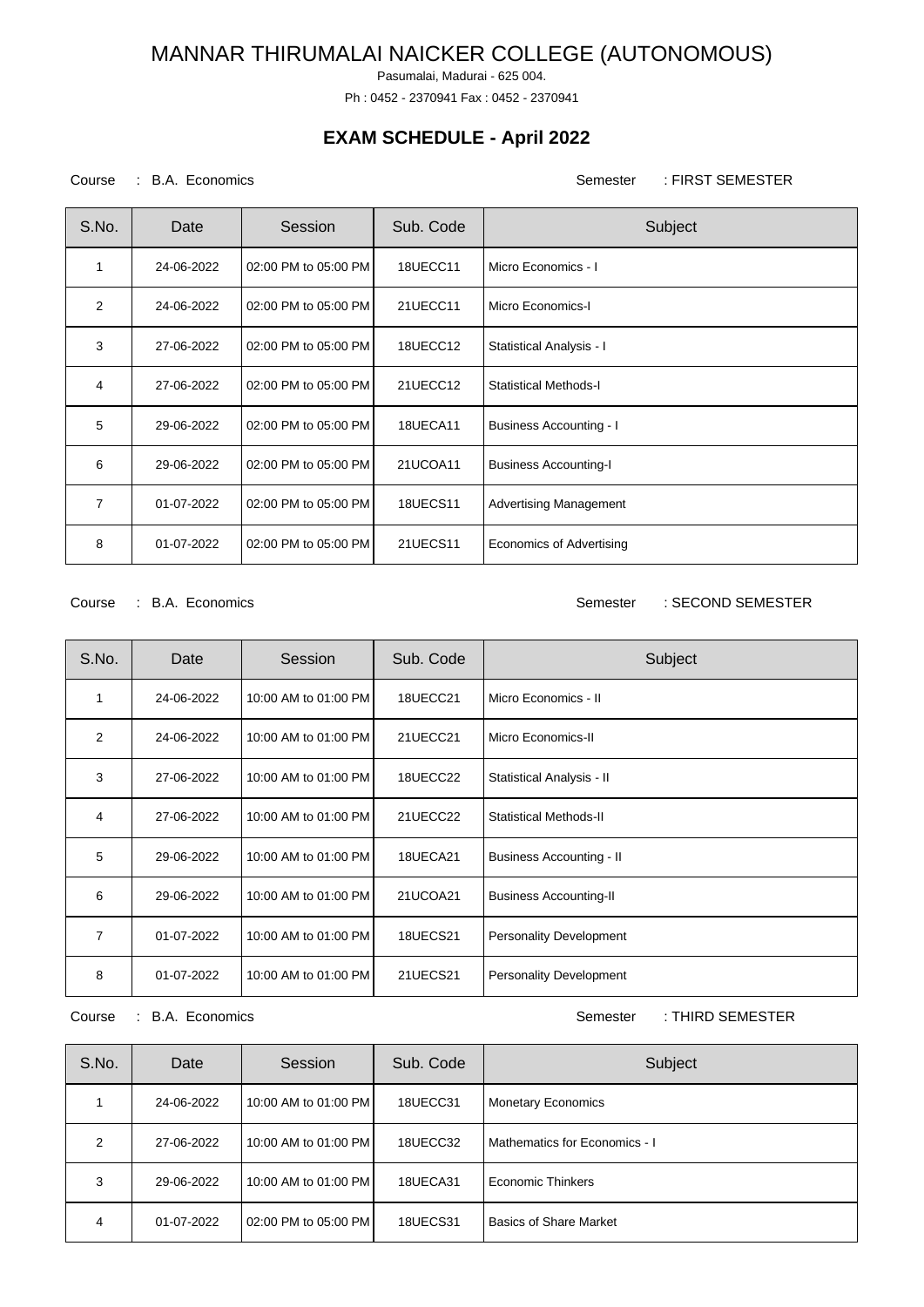# MANNAR THIRUMALAI NAICKER COLLEGE (AUTONOMOUS)

Pasumalai, Madurai - 625 004.

Ph : 0452 - 2370941 Fax : 0452 - 2370941

## EXAM SCHEDULE - April 2022

Course : B.A. Economics Semester : FIRST SEMESTER

| S.No. | Date | Session | Sub. Code | Subject |
|---|---|---|---|---|
| 1 | 24-06-2022 | 02:00 PM to 05:00 PM | 18UECC11 | Micro Economics - I |
| 2 | 24-06-2022 | 02:00 PM to 05:00 PM | 21UECC11 | Micro Economics-I |
| 3 | 27-06-2022 | 02:00 PM to 05:00 PM | 18UECC12 | Statistical Analysis - I |
| 4 | 27-06-2022 | 02:00 PM to 05:00 PM | 21UECC12 | Statistical Methods-I |
| 5 | 29-06-2022 | 02:00 PM to 05:00 PM | 18UECA11 | Business Accounting - I |
| 6 | 29-06-2022 | 02:00 PM to 05:00 PM | 21UCOA11 | Business Accounting-I |
| 7 | 01-07-2022 | 02:00 PM to 05:00 PM | 18UECS11 | Advertising Management |
| 8 | 01-07-2022 | 02:00 PM to 05:00 PM | 21UECS11 | Economics of Advertising |

Course : B.A. Economics Semester : SECOND SEMESTER

| S.No. | Date | Session | Sub. Code | Subject |
|---|---|---|---|---|
| 1 | 24-06-2022 | 10:00 AM to 01:00 PM | 18UECC21 | Micro Economics - II |
| 2 | 24-06-2022 | 10:00 AM to 01:00 PM | 21UECC21 | Micro Economics-II |
| 3 | 27-06-2022 | 10:00 AM to 01:00 PM | 18UECC22 | Statistical Analysis - II |
| 4 | 27-06-2022 | 10:00 AM to 01:00 PM | 21UECC22 | Statistical Methods-II |
| 5 | 29-06-2022 | 10:00 AM to 01:00 PM | 18UECA21 | Business Accounting - II |
| 6 | 29-06-2022 | 10:00 AM to 01:00 PM | 21UCOA21 | Business Accounting-II |
| 7 | 01-07-2022 | 10:00 AM to 01:00 PM | 18UECS21 | Personality Development |
| 8 | 01-07-2022 | 10:00 AM to 01:00 PM | 21UECS21 | Personality Development |

Course : B.A. Economics Semester : THIRD SEMESTER

| S.No. | Date | Session | Sub. Code | Subject |
|---|---|---|---|---|
| 1 | 24-06-2022 | 10:00 AM to 01:00 PM | 18UECC31 | Monetary Economics |
| 2 | 27-06-2022 | 10:00 AM to 01:00 PM | 18UECC32 | Mathematics for Economics - I |
| 3 | 29-06-2022 | 10:00 AM to 01:00 PM | 18UECA31 | Economic Thinkers |
| 4 | 01-07-2022 | 02:00 PM to 05:00 PM | 18UECS31 | Basics of Share Market |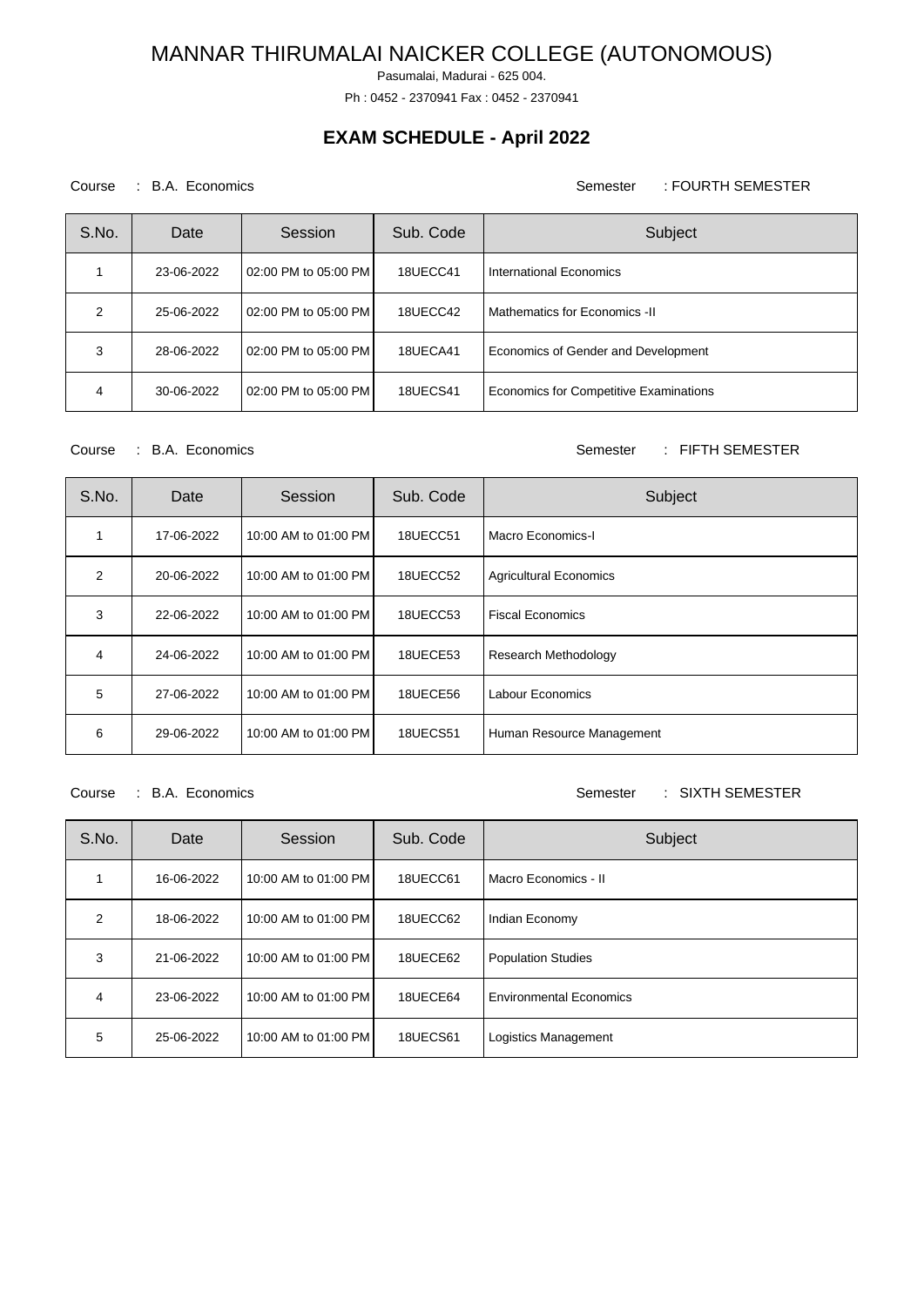# MANNAR THIRUMALAI NAICKER COLLEGE (AUTONOMOUS)

Pasumalai, Madurai - 625 004.

Ph : 0452 - 2370941 Fax : 0452 - 2370941

## EXAM SCHEDULE - April 2022

Course : B.A. Economics　　　　Semester : FOURTH SEMESTER

| S.No. | Date | Session | Sub. Code | Subject |
|---|---|---|---|---|
| 1 | 23-06-2022 | 02:00 PM to 05:00 PM | 18UECC41 | International Economics |
| 2 | 25-06-2022 | 02:00 PM to 05:00 PM | 18UECC42 | Mathematics for Economics -II |
| 3 | 28-06-2022 | 02:00 PM to 05:00 PM | 18UECA41 | Economics of Gender and Development |
| 4 | 30-06-2022 | 02:00 PM to 05:00 PM | 18UECS41 | Economics for Competitive Examinations |

Course : B.A. Economics　　　　Semester : FIFTH SEMESTER

| S.No. | Date | Session | Sub. Code | Subject |
|---|---|---|---|---|
| 1 | 17-06-2022 | 10:00 AM to 01:00 PM | 18UECC51 | Macro Economics-I |
| 2 | 20-06-2022 | 10:00 AM to 01:00 PM | 18UECC52 | Agricultural Economics |
| 3 | 22-06-2022 | 10:00 AM to 01:00 PM | 18UECC53 | Fiscal Economics |
| 4 | 24-06-2022 | 10:00 AM to 01:00 PM | 18UECE53 | Research Methodology |
| 5 | 27-06-2022 | 10:00 AM to 01:00 PM | 18UECE56 | Labour Economics |
| 6 | 29-06-2022 | 10:00 AM to 01:00 PM | 18UECS51 | Human Resource Management |

Course : B.A. Economics　　　　Semester : SIXTH SEMESTER

| S.No. | Date | Session | Sub. Code | Subject |
|---|---|---|---|---|
| 1 | 16-06-2022 | 10:00 AM to 01:00 PM | 18UECC61 | Macro Economics - II |
| 2 | 18-06-2022 | 10:00 AM to 01:00 PM | 18UECC62 | Indian Economy |
| 3 | 21-06-2022 | 10:00 AM to 01:00 PM | 18UECE62 | Population Studies |
| 4 | 23-06-2022 | 10:00 AM to 01:00 PM | 18UECE64 | Environmental Economics |
| 5 | 25-06-2022 | 10:00 AM to 01:00 PM | 18UECS61 | Logistics Management |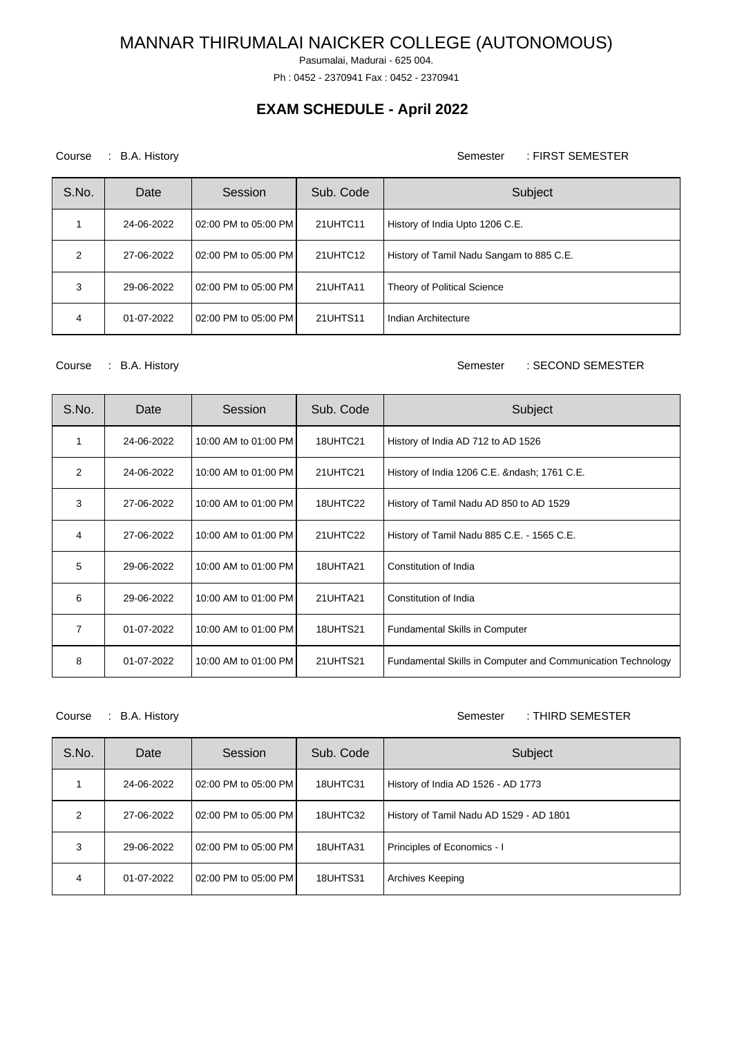# MANNAR THIRUMALAI NAICKER COLLEGE (AUTONOMOUS)

Pasumalai, Madurai - 625 004.

Ph : 0452 - 2370941 Fax : 0452 - 2370941

## EXAM SCHEDULE - April 2022

Course : B.A. History Semester : FIRST SEMESTER

| S.No. | Date | Session | Sub. Code | Subject |
|---|---|---|---|---|
| 1 | 24-06-2022 | 02:00 PM to 05:00 PM | 21UHTC11 | History of India Upto 1206 C.E. |
| 2 | 27-06-2022 | 02:00 PM to 05:00 PM | 21UHTC12 | History of Tamil Nadu Sangam to 885 C.E. |
| 3 | 29-06-2022 | 02:00 PM to 05:00 PM | 21UHTA11 | Theory of Political Science |
| 4 | 01-07-2022 | 02:00 PM to 05:00 PM | 21UHTS11 | Indian Architecture |

Course : B.A. History Semester : SECOND SEMESTER

| S.No. | Date | Session | Sub. Code | Subject |
|---|---|---|---|---|
| 1 | 24-06-2022 | 10:00 AM to 01:00 PM | 18UHTC21 | History of India AD 712 to AD 1526 |
| 2 | 24-06-2022 | 10:00 AM to 01:00 PM | 21UHTC21 | History of India 1206 C.E. &ndash; 1761 C.E. |
| 3 | 27-06-2022 | 10:00 AM to 01:00 PM | 18UHTC22 | History of Tamil Nadu AD 850 to AD 1529 |
| 4 | 27-06-2022 | 10:00 AM to 01:00 PM | 21UHTC22 | History of Tamil Nadu 885 C.E. - 1565 C.E. |
| 5 | 29-06-2022 | 10:00 AM to 01:00 PM | 18UHTA21 | Constitution of India |
| 6 | 29-06-2022 | 10:00 AM to 01:00 PM | 21UHTA21 | Constitution of India |
| 7 | 01-07-2022 | 10:00 AM to 01:00 PM | 18UHTS21 | Fundamental Skills in Computer |
| 8 | 01-07-2022 | 10:00 AM to 01:00 PM | 21UHTS21 | Fundamental Skills in Computer and Communication Technology |

Course : B.A. History Semester : THIRD SEMESTER

| S.No. | Date | Session | Sub. Code | Subject |
|---|---|---|---|---|
| 1 | 24-06-2022 | 02:00 PM to 05:00 PM | 18UHTC31 | History of India AD 1526 - AD 1773 |
| 2 | 27-06-2022 | 02:00 PM to 05:00 PM | 18UHTC32 | History of Tamil Nadu AD 1529 - AD 1801 |
| 3 | 29-06-2022 | 02:00 PM to 05:00 PM | 18UHTA31 | Principles of Economics - I |
| 4 | 01-07-2022 | 02:00 PM to 05:00 PM | 18UHTS31 | Archives Keeping |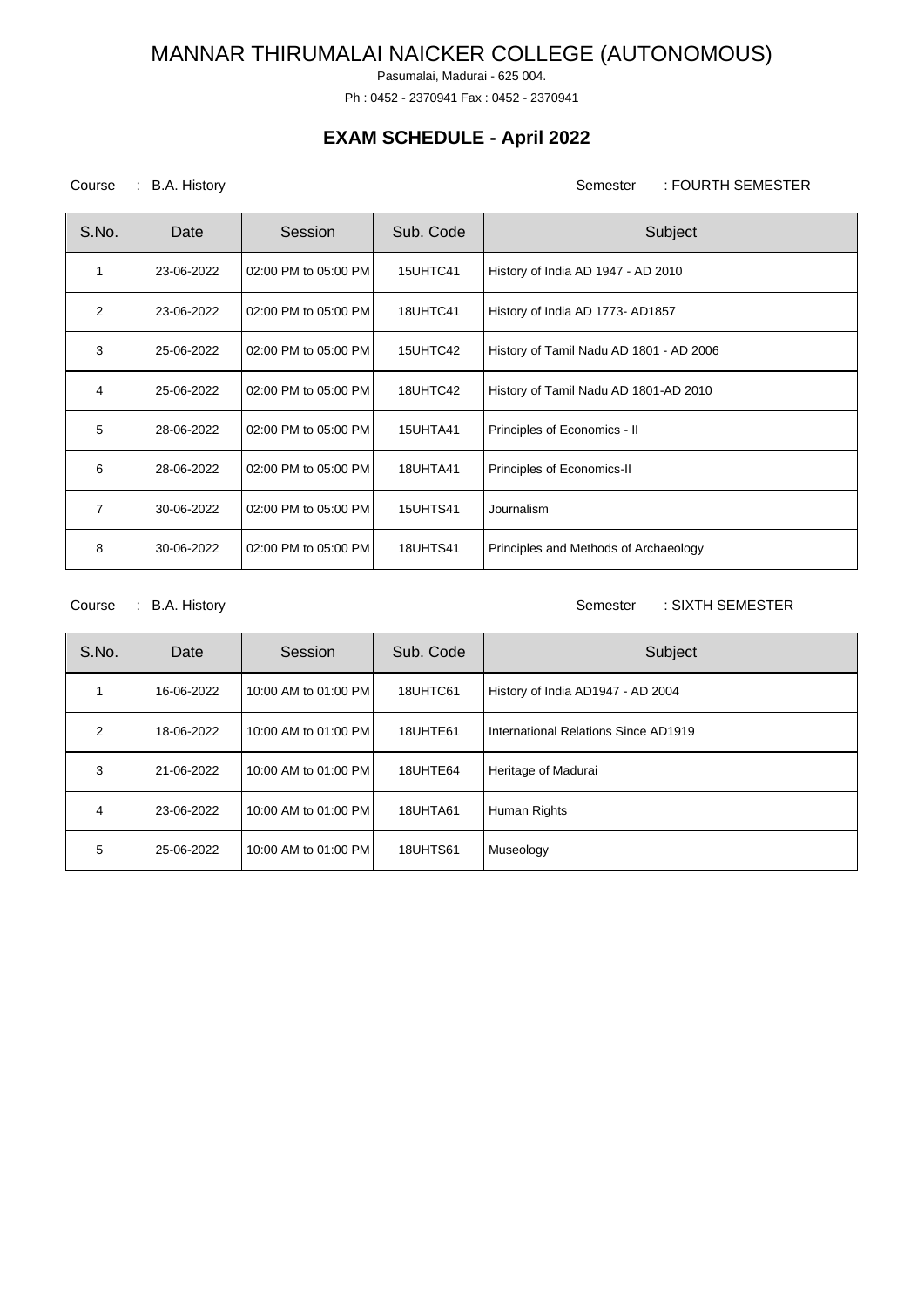# MANNAR THIRUMALAI NAICKER COLLEGE (AUTONOMOUS)

Pasumalai, Madurai - 625 004.

Ph : 0452 - 2370941 Fax : 0452 - 2370941

## EXAM SCHEDULE - April 2022

Course : B.A. History Semester : FOURTH SEMESTER

| S.No. | Date | Session | Sub. Code | Subject |
|---|---|---|---|---|
| 1 | 23-06-2022 | 02:00 PM to 05:00 PM | 15UHTC41 | History of India AD 1947 - AD 2010 |
| 2 | 23-06-2022 | 02:00 PM to 05:00 PM | 18UHTC41 | History of India AD 1773- AD1857 |
| 3 | 25-06-2022 | 02:00 PM to 05:00 PM | 15UHTC42 | History of Tamil Nadu AD 1801 - AD 2006 |
| 4 | 25-06-2022 | 02:00 PM to 05:00 PM | 18UHTC42 | History of Tamil Nadu AD 1801-AD 2010 |
| 5 | 28-06-2022 | 02:00 PM to 05:00 PM | 15UHTA41 | Principles of Economics - II |
| 6 | 28-06-2022 | 02:00 PM to 05:00 PM | 18UHTA41 | Principles of Economics-II |
| 7 | 30-06-2022 | 02:00 PM to 05:00 PM | 15UHTS41 | Journalism |
| 8 | 30-06-2022 | 02:00 PM to 05:00 PM | 18UHTS41 | Principles and Methods of Archaeology |

Course : B.A. History Semester : SIXTH SEMESTER

| S.No. | Date | Session | Sub. Code | Subject |
|---|---|---|---|---|
| 1 | 16-06-2022 | 10:00 AM to 01:00 PM | 18UHTC61 | History of India AD1947 - AD 2004 |
| 2 | 18-06-2022 | 10:00 AM to 01:00 PM | 18UHTE61 | International Relations Since AD1919 |
| 3 | 21-06-2022 | 10:00 AM to 01:00 PM | 18UHTE64 | Heritage of Madurai |
| 4 | 23-06-2022 | 10:00 AM to 01:00 PM | 18UHTA61 | Human Rights |
| 5 | 25-06-2022 | 10:00 AM to 01:00 PM | 18UHTS61 | Museology |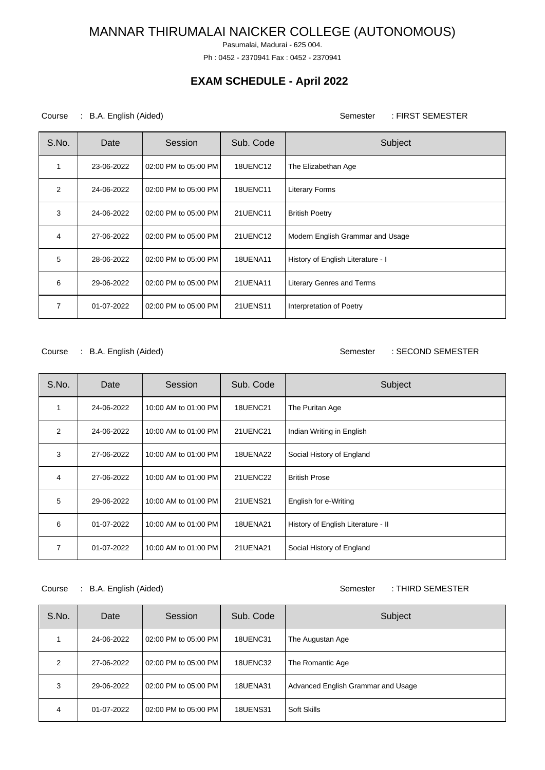# MANNAR THIRUMALAI NAICKER COLLEGE (AUTONOMOUS)

Pasumalai, Madurai - 625 004.

Ph : 0452 - 2370941 Fax : 0452 - 2370941

## EXAM SCHEDULE - April 2022

Course : B.A. English (Aided) Semester : FIRST SEMESTER

| S.No. | Date | Session | Sub. Code | Subject |
|---|---|---|---|---|
| 1 | 23-06-2022 | 02:00 PM to 05:00 PM | 18UENC12 | The Elizabethan Age |
| 2 | 24-06-2022 | 02:00 PM to 05:00 PM | 18UENC11 | Literary Forms |
| 3 | 24-06-2022 | 02:00 PM to 05:00 PM | 21UENC11 | British Poetry |
| 4 | 27-06-2022 | 02:00 PM to 05:00 PM | 21UENC12 | Modern English Grammar and Usage |
| 5 | 28-06-2022 | 02:00 PM to 05:00 PM | 18UENA11 | History of English Literature - I |
| 6 | 29-06-2022 | 02:00 PM to 05:00 PM | 21UENA11 | Literary Genres and Terms |
| 7 | 01-07-2022 | 02:00 PM to 05:00 PM | 21UENS11 | Interpretation of Poetry |

Course : B.A. English (Aided) Semester : SECOND SEMESTER

| S.No. | Date | Session | Sub. Code | Subject |
|---|---|---|---|---|
| 1 | 24-06-2022 | 10:00 AM to 01:00 PM | 18UENC21 | The Puritan Age |
| 2 | 24-06-2022 | 10:00 AM to 01:00 PM | 21UENC21 | Indian Writing in English |
| 3 | 27-06-2022 | 10:00 AM to 01:00 PM | 18UENA22 | Social History of England |
| 4 | 27-06-2022 | 10:00 AM to 01:00 PM | 21UENC22 | British Prose |
| 5 | 29-06-2022 | 10:00 AM to 01:00 PM | 21UENS21 | English for e-Writing |
| 6 | 01-07-2022 | 10:00 AM to 01:00 PM | 18UENA21 | History of English Literature - II |
| 7 | 01-07-2022 | 10:00 AM to 01:00 PM | 21UENA21 | Social History of England |

Course : B.A. English (Aided) Semester : THIRD SEMESTER

| S.No. | Date | Session | Sub. Code | Subject |
|---|---|---|---|---|
| 1 | 24-06-2022 | 02:00 PM to 05:00 PM | 18UENC31 | The Augustan Age |
| 2 | 27-06-2022 | 02:00 PM to 05:00 PM | 18UENC32 | The Romantic Age |
| 3 | 29-06-2022 | 02:00 PM to 05:00 PM | 18UENA31 | Advanced English Grammar and Usage |
| 4 | 01-07-2022 | 02:00 PM to 05:00 PM | 18UENS31 | Soft Skills |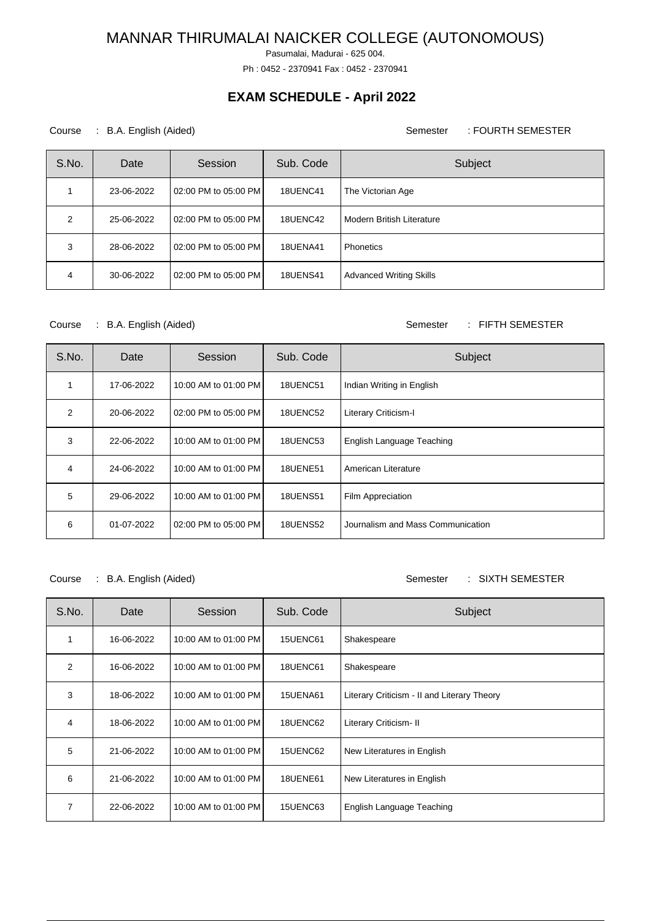# MANNAR THIRUMALAI NAICKER COLLEGE (AUTONOMOUS)

Pasumalai, Madurai - 625 004.

Ph : 0452 - 2370941 Fax : 0452 - 2370941

## EXAM SCHEDULE - April 2022

Course : B.A. English (Aided) Semester : FOURTH SEMESTER

| S.No. | Date | Session | Sub. Code | Subject |
|---|---|---|---|---|
| 1 | 23-06-2022 | 02:00 PM to 05:00 PM | 18UENC41 | The Victorian Age |
| 2 | 25-06-2022 | 02:00 PM to 05:00 PM | 18UENC42 | Modern British Literature |
| 3 | 28-06-2022 | 02:00 PM to 05:00 PM | 18UENA41 | Phonetics |
| 4 | 30-06-2022 | 02:00 PM to 05:00 PM | 18UENS41 | Advanced Writing Skills |

Course : B.A. English (Aided) Semester : FIFTH SEMESTER

| S.No. | Date | Session | Sub. Code | Subject |
|---|---|---|---|---|
| 1 | 17-06-2022 | 10:00 AM to 01:00 PM | 18UENC51 | Indian Writing in English |
| 2 | 20-06-2022 | 02:00 PM to 05:00 PM | 18UENC52 | Literary Criticism-I |
| 3 | 22-06-2022 | 10:00 AM to 01:00 PM | 18UENC53 | English Language Teaching |
| 4 | 24-06-2022 | 10:00 AM to 01:00 PM | 18UENE51 | American Literature |
| 5 | 29-06-2022 | 10:00 AM to 01:00 PM | 18UENS51 | Film Appreciation |
| 6 | 01-07-2022 | 02:00 PM to 05:00 PM | 18UENS52 | Journalism and Mass Communication |

Course : B.A. English (Aided) Semester : SIXTH SEMESTER

| S.No. | Date | Session | Sub. Code | Subject |
|---|---|---|---|---|
| 1 | 16-06-2022 | 10:00 AM to 01:00 PM | 15UENC61 | Shakespeare |
| 2 | 16-06-2022 | 10:00 AM to 01:00 PM | 18UENC61 | Shakespeare |
| 3 | 18-06-2022 | 10:00 AM to 01:00 PM | 15UENA61 | Literary Criticism - II and Literary Theory |
| 4 | 18-06-2022 | 10:00 AM to 01:00 PM | 18UENC62 | Literary Criticism- II |
| 5 | 21-06-2022 | 10:00 AM to 01:00 PM | 15UENC62 | New Literatures in English |
| 6 | 21-06-2022 | 10:00 AM to 01:00 PM | 18UENE61 | New Literatures in English |
| 7 | 22-06-2022 | 10:00 AM to 01:00 PM | 15UENC63 | English Language Teaching |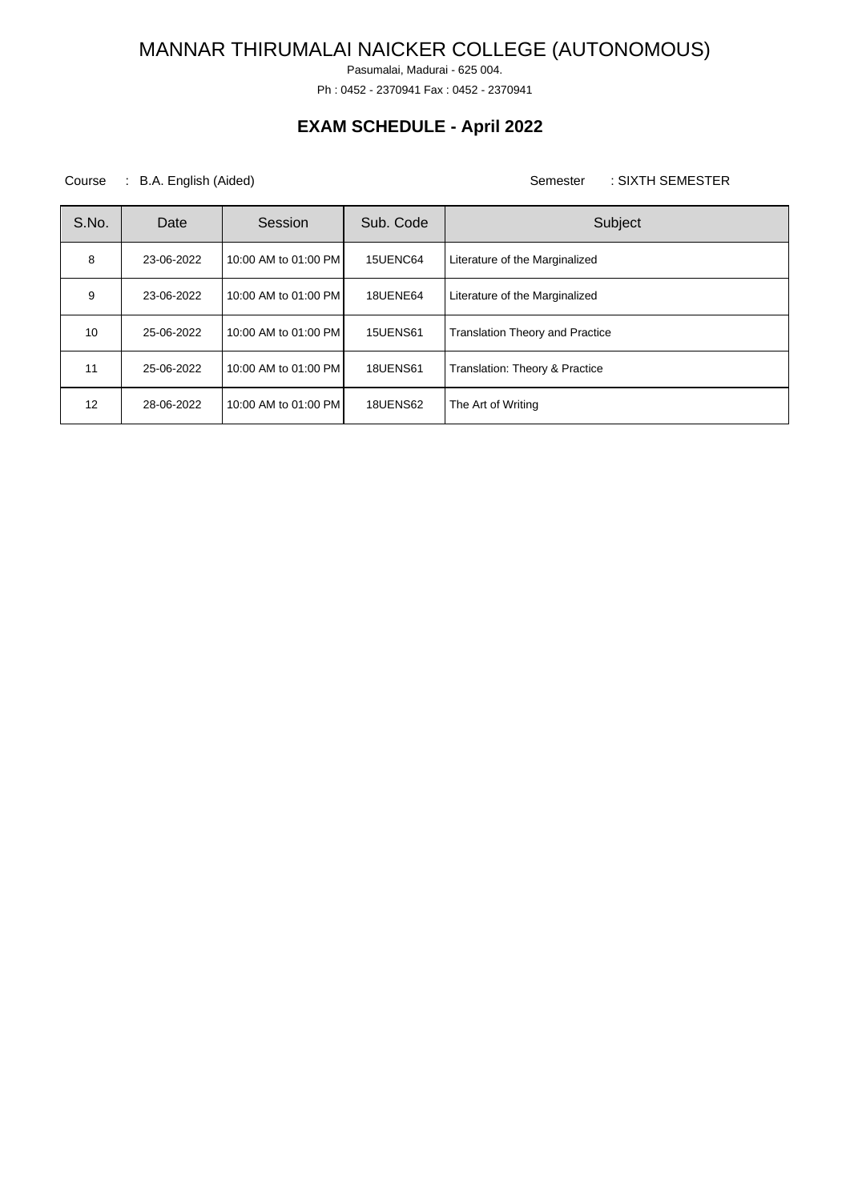# MANNAR THIRUMALAI NAICKER COLLEGE (AUTONOMOUS)

Pasumalai, Madurai - 625 004.

Ph : 0452 - 2370941 Fax : 0452 - 2370941

## EXAM SCHEDULE - April 2022

Course : B.A. English (Aided)

Semester : SIXTH SEMESTER

| S.No. | Date | Session | Sub. Code | Subject |
|---|---|---|---|---|
| 8 | 23-06-2022 | 10:00 AM to 01:00 PM | 15UENC64 | Literature of the Marginalized |
| 9 | 23-06-2022 | 10:00 AM to 01:00 PM | 18UENE64 | Literature of the Marginalized |
| 10 | 25-06-2022 | 10:00 AM to 01:00 PM | 15UENS61 | Translation Theory and Practice |
| 11 | 25-06-2022 | 10:00 AM to 01:00 PM | 18UENS61 | Translation: Theory & Practice |
| 12 | 28-06-2022 | 10:00 AM to 01:00 PM | 18UENS62 | The Art of Writing |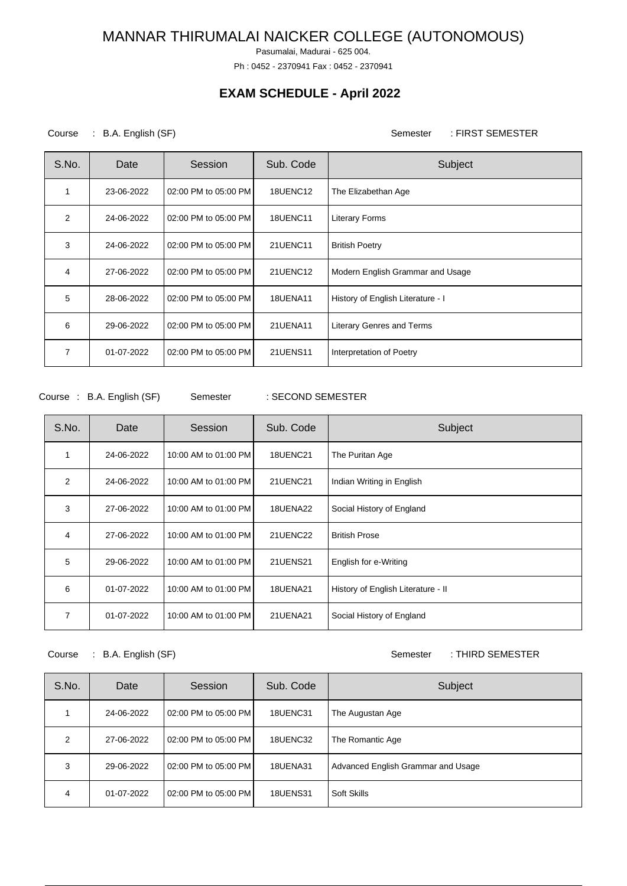# MANNAR THIRUMALAI NAICKER COLLEGE (AUTONOMOUS)

Pasumalai, Madurai - 625 004.

Ph : 0452 - 2370941 Fax : 0452 - 2370941

## EXAM SCHEDULE - April 2022

Course : B.A. English (SF) Semester : FIRST SEMESTER

| S.No. | Date | Session | Sub. Code | Subject |
|---|---|---|---|---|
| 1 | 23-06-2022 | 02:00 PM to 05:00 PM | 18UENC12 | The Elizabethan Age |
| 2 | 24-06-2022 | 02:00 PM to 05:00 PM | 18UENC11 | Literary Forms |
| 3 | 24-06-2022 | 02:00 PM to 05:00 PM | 21UENC11 | British Poetry |
| 4 | 27-06-2022 | 02:00 PM to 05:00 PM | 21UENC12 | Modern English Grammar and Usage |
| 5 | 28-06-2022 | 02:00 PM to 05:00 PM | 18UENA11 | History of English Literature - I |
| 6 | 29-06-2022 | 02:00 PM to 05:00 PM | 21UENA11 | Literary Genres and Terms |
| 7 | 01-07-2022 | 02:00 PM to 05:00 PM | 21UENS11 | Interpretation of Poetry |

Course : B.A. English (SF) Semester : SECOND SEMESTER

| S.No. | Date | Session | Sub. Code | Subject |
|---|---|---|---|---|
| 1 | 24-06-2022 | 10:00 AM to 01:00 PM | 18UENC21 | The Puritan Age |
| 2 | 24-06-2022 | 10:00 AM to 01:00 PM | 21UENC21 | Indian Writing in English |
| 3 | 27-06-2022 | 10:00 AM to 01:00 PM | 18UENA22 | Social History of England |
| 4 | 27-06-2022 | 10:00 AM to 01:00 PM | 21UENC22 | British Prose |
| 5 | 29-06-2022 | 10:00 AM to 01:00 PM | 21UENS21 | English for e-Writing |
| 6 | 01-07-2022 | 10:00 AM to 01:00 PM | 18UENA21 | History of English Literature - II |
| 7 | 01-07-2022 | 10:00 AM to 01:00 PM | 21UENA21 | Social History of England |

Course : B.A. English (SF) Semester : THIRD SEMESTER

| S.No. | Date | Session | Sub. Code | Subject |
|---|---|---|---|---|
| 1 | 24-06-2022 | 02:00 PM to 05:00 PM | 18UENC31 | The Augustan Age |
| 2 | 27-06-2022 | 02:00 PM to 05:00 PM | 18UENC32 | The Romantic Age |
| 3 | 29-06-2022 | 02:00 PM to 05:00 PM | 18UENA31 | Advanced English Grammar and Usage |
| 4 | 01-07-2022 | 02:00 PM to 05:00 PM | 18UENS31 | Soft Skills |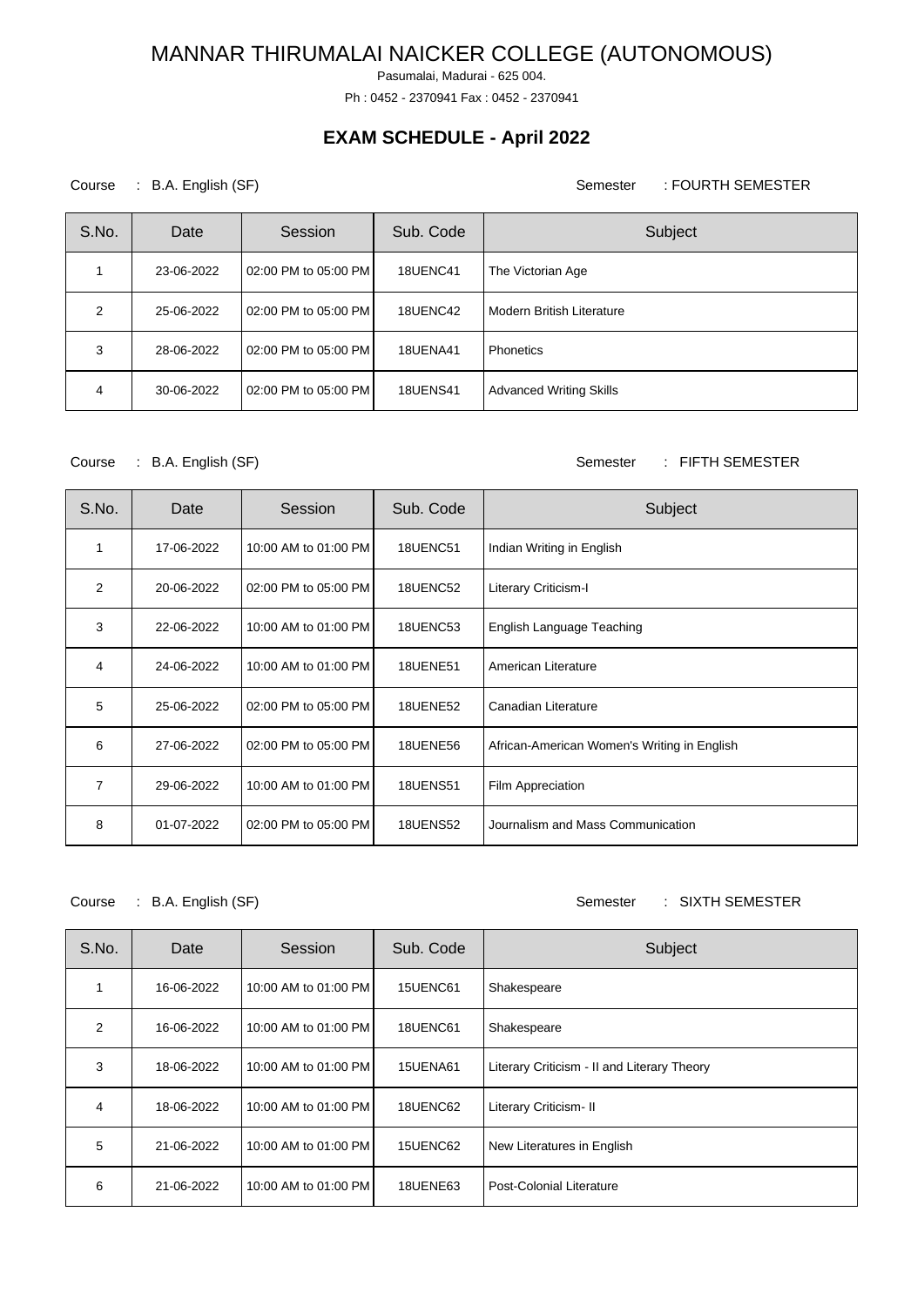# MANNAR THIRUMALAI NAICKER COLLEGE (AUTONOMOUS)

Pasumalai, Madurai - 625 004.

Ph : 0452 - 2370941 Fax : 0452 - 2370941

## EXAM SCHEDULE - April 2022

Course : B.A. English (SF) Semester : FOURTH SEMESTER

| S.No. | Date | Session | Sub. Code | Subject |
|---|---|---|---|---|
| 1 | 23-06-2022 | 02:00 PM to 05:00 PM | 18UENC41 | The Victorian Age |
| 2 | 25-06-2022 | 02:00 PM to 05:00 PM | 18UENC42 | Modern British Literature |
| 3 | 28-06-2022 | 02:00 PM to 05:00 PM | 18UENA41 | Phonetics |
| 4 | 30-06-2022 | 02:00 PM to 05:00 PM | 18UENS41 | Advanced Writing Skills |

Course : B.A. English (SF) Semester : FIFTH SEMESTER

| S.No. | Date | Session | Sub. Code | Subject |
|---|---|---|---|---|
| 1 | 17-06-2022 | 10:00 AM to 01:00 PM | 18UENC51 | Indian Writing in English |
| 2 | 20-06-2022 | 02:00 PM to 05:00 PM | 18UENC52 | Literary Criticism-I |
| 3 | 22-06-2022 | 10:00 AM to 01:00 PM | 18UENC53 | English Language Teaching |
| 4 | 24-06-2022 | 10:00 AM to 01:00 PM | 18UENE51 | American Literature |
| 5 | 25-06-2022 | 02:00 PM to 05:00 PM | 18UENE52 | Canadian Literature |
| 6 | 27-06-2022 | 02:00 PM to 05:00 PM | 18UENE56 | African-American Women's Writing in English |
| 7 | 29-06-2022 | 10:00 AM to 01:00 PM | 18UENS51 | Film Appreciation |
| 8 | 01-07-2022 | 02:00 PM to 05:00 PM | 18UENS52 | Journalism and Mass Communication |

Course : B.A. English (SF) Semester : SIXTH SEMESTER

| S.No. | Date | Session | Sub. Code | Subject |
|---|---|---|---|---|
| 1 | 16-06-2022 | 10:00 AM to 01:00 PM | 15UENC61 | Shakespeare |
| 2 | 16-06-2022 | 10:00 AM to 01:00 PM | 18UENC61 | Shakespeare |
| 3 | 18-06-2022 | 10:00 AM to 01:00 PM | 15UENA61 | Literary Criticism - II and Literary Theory |
| 4 | 18-06-2022 | 10:00 AM to 01:00 PM | 18UENC62 | Literary Criticism- II |
| 5 | 21-06-2022 | 10:00 AM to 01:00 PM | 15UENC62 | New Literatures in English |
| 6 | 21-06-2022 | 10:00 AM to 01:00 PM | 18UENE63 | Post-Colonial Literature |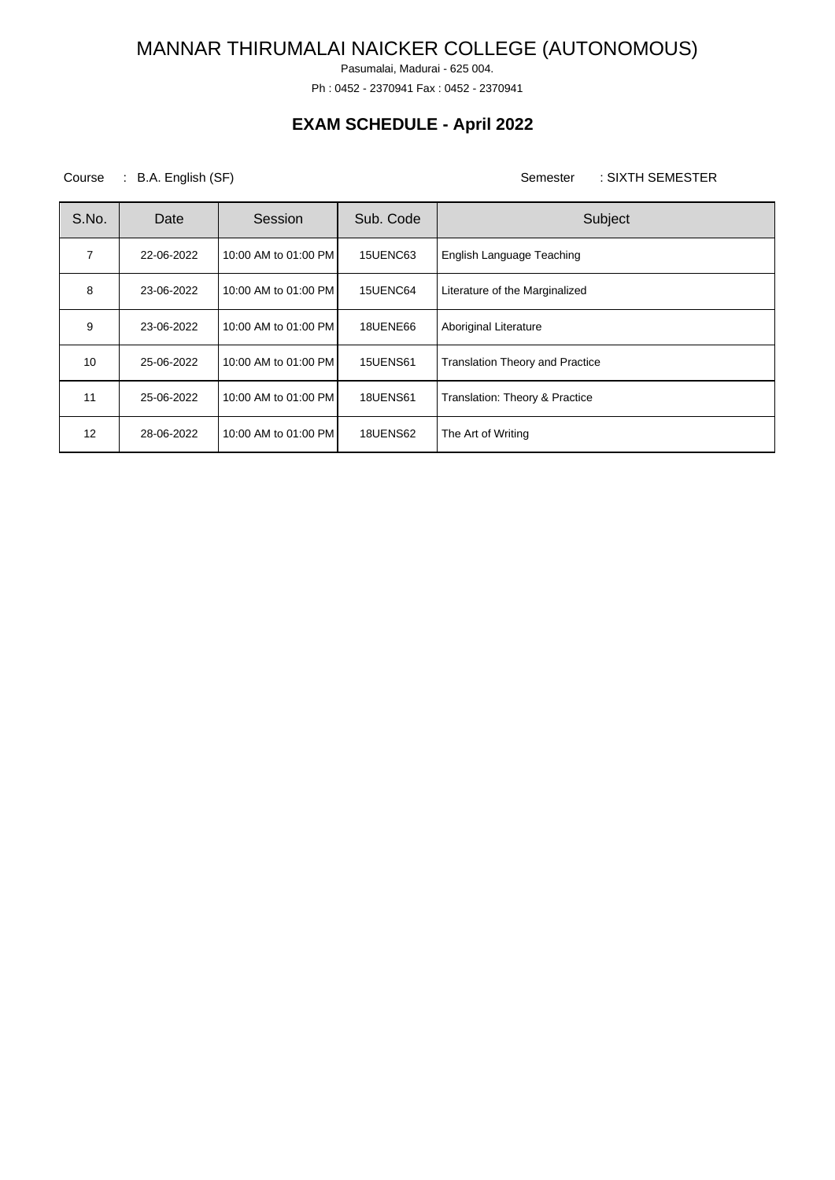# MANNAR THIRUMALAI NAICKER COLLEGE (AUTONOMOUS)

Pasumalai, Madurai - 625 004.

Ph : 0452 - 2370941 Fax : 0452 - 2370941

## EXAM SCHEDULE - April 2022

Course : B.A. English (SF)

Semester : SIXTH SEMESTER

| S.No. | Date | Session | Sub. Code | Subject |
|---|---|---|---|---|
| 7 | 22-06-2022 | 10:00 AM to 01:00 PM | 15UENC63 | English Language Teaching |
| 8 | 23-06-2022 | 10:00 AM to 01:00 PM | 15UENC64 | Literature of the Marginalized |
| 9 | 23-06-2022 | 10:00 AM to 01:00 PM | 18UENE66 | Aboriginal Literature |
| 10 | 25-06-2022 | 10:00 AM to 01:00 PM | 15UENS61 | Translation Theory and Practice |
| 11 | 25-06-2022 | 10:00 AM to 01:00 PM | 18UENS61 | Translation: Theory & Practice |
| 12 | 28-06-2022 | 10:00 AM to 01:00 PM | 18UENS62 | The Art of Writing |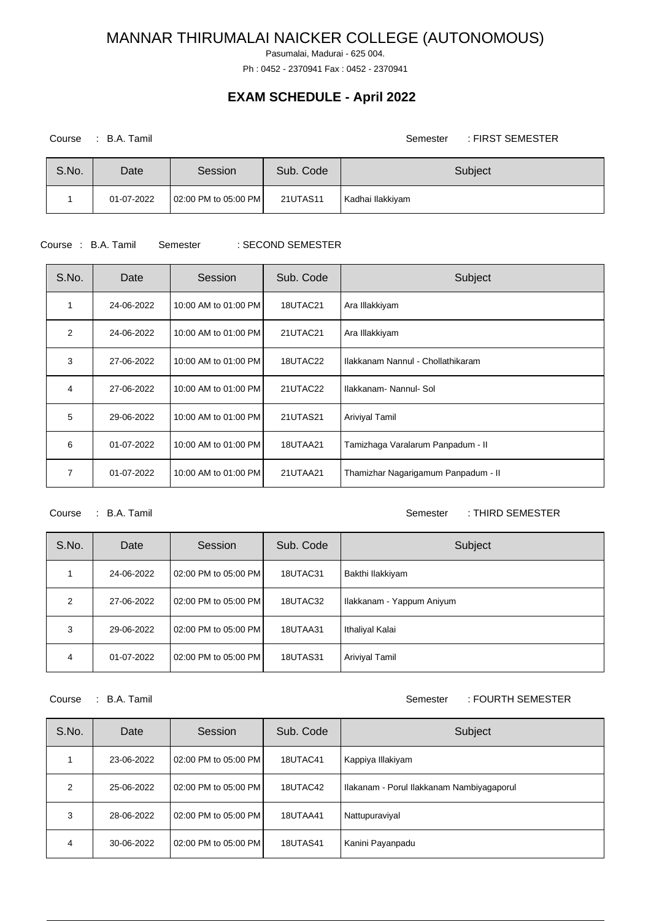# MANNAR THIRUMALAI NAICKER COLLEGE (AUTONOMOUS)

Pasumalai, Madurai - 625 004.

Ph : 0452 - 2370941 Fax : 0452 - 2370941

## EXAM SCHEDULE - April 2022

Course : B.A. Tamil Semester : FIRST SEMESTER

| S.No. | Date | Session | Sub. Code | Subject |
|---|---|---|---|---|
| 1 | 01-07-2022 | 02:00 PM to 05:00 PM | 21UTAS11 | Kadhai Ilakkiyam |

Course : B.A. Tamil Semester : SECOND SEMESTER

| S.No. | Date | Session | Sub. Code | Subject |
|---|---|---|---|---|
| 1 | 24-06-2022 | 10:00 AM to 01:00 PM | 18UTAC21 | Ara Illakkiyam |
| 2 | 24-06-2022 | 10:00 AM to 01:00 PM | 21UTAC21 | Ara Illakkiyam |
| 3 | 27-06-2022 | 10:00 AM to 01:00 PM | 18UTAC22 | Ilakkanam Nannul - Chollathikaram |
| 4 | 27-06-2022 | 10:00 AM to 01:00 PM | 21UTAC22 | Ilakkanam- Nannul- Sol |
| 5 | 29-06-2022 | 10:00 AM to 01:00 PM | 21UTAS21 | Ariviyal Tamil |
| 6 | 01-07-2022 | 10:00 AM to 01:00 PM | 18UTAA21 | Tamizhaga Varalarum Panpadum - II |
| 7 | 01-07-2022 | 10:00 AM to 01:00 PM | 21UTAA21 | Thamizhar Nagarigamum Panpadum - II |

Course : B.A. Tamil Semester : THIRD SEMESTER

| S.No. | Date | Session | Sub. Code | Subject |
|---|---|---|---|---|
| 1 | 24-06-2022 | 02:00 PM to 05:00 PM | 18UTAC31 | Bakthi Ilakkiyam |
| 2 | 27-06-2022 | 02:00 PM to 05:00 PM | 18UTAC32 | Ilakkanam - Yappum Aniyum |
| 3 | 29-06-2022 | 02:00 PM to 05:00 PM | 18UTAA31 | Ithaliyal Kalai |
| 4 | 01-07-2022 | 02:00 PM to 05:00 PM | 18UTAS31 | Ariviyal Tamil |

Course : B.A. Tamil Semester : FOURTH SEMESTER

| S.No. | Date | Session | Sub. Code | Subject |
|---|---|---|---|---|
| 1 | 23-06-2022 | 02:00 PM to 05:00 PM | 18UTAC41 | Kappiya Illakiyam |
| 2 | 25-06-2022 | 02:00 PM to 05:00 PM | 18UTAC42 | Ilakanam - Porul Ilakkanam Nambiyagaporul |
| 3 | 28-06-2022 | 02:00 PM to 05:00 PM | 18UTAA41 | Nattupuraviyal |
| 4 | 30-06-2022 | 02:00 PM to 05:00 PM | 18UTAS41 | Kanini Payanpadu |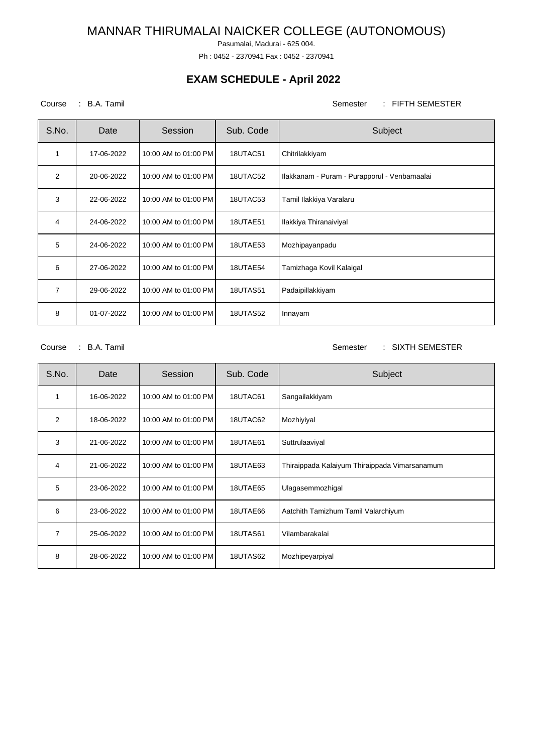# MANNAR THIRUMALAI NAICKER COLLEGE (AUTONOMOUS)

Pasumalai, Madurai - 625 004.

Ph : 0452 - 2370941 Fax : 0452 - 2370941

## EXAM SCHEDULE - April 2022

Course : B.A. Tamil　　　　Semester : FIFTH SEMESTER

| S.No. | Date | Session | Sub. Code | Subject |
|---|---|---|---|---|
| 1 | 17-06-2022 | 10:00 AM to 01:00 PM | 18UTAC51 | Chitrilakkiyam |
| 2 | 20-06-2022 | 10:00 AM to 01:00 PM | 18UTAC52 | Ilakkanam - Puram - Purapporul - Venbamaalai |
| 3 | 22-06-2022 | 10:00 AM to 01:00 PM | 18UTAC53 | Tamil Ilakkiya Varalaru |
| 4 | 24-06-2022 | 10:00 AM to 01:00 PM | 18UTAE51 | Ilakkiya Thiranaiviyal |
| 5 | 24-06-2022 | 10:00 AM to 01:00 PM | 18UTAE53 | Mozhipayanpadu |
| 6 | 27-06-2022 | 10:00 AM to 01:00 PM | 18UTAE54 | Tamizhaga Kovil Kalaigal |
| 7 | 29-06-2022 | 10:00 AM to 01:00 PM | 18UTAS51 | Padaipillakkiyam |
| 8 | 01-07-2022 | 10:00 AM to 01:00 PM | 18UTAS52 | Innayam |

Course : B.A. Tamil　　　　Semester : SIXTH SEMESTER

| S.No. | Date | Session | Sub. Code | Subject |
|---|---|---|---|---|
| 1 | 16-06-2022 | 10:00 AM to 01:00 PM | 18UTAC61 | Sangailakkiyam |
| 2 | 18-06-2022 | 10:00 AM to 01:00 PM | 18UTAC62 | Mozhiyiyal |
| 3 | 21-06-2022 | 10:00 AM to 01:00 PM | 18UTAE61 | Suttrulaaviyal |
| 4 | 21-06-2022 | 10:00 AM to 01:00 PM | 18UTAE63 | Thiraippada Kalaiyum Thiraippada Vimarsanamum |
| 5 | 23-06-2022 | 10:00 AM to 01:00 PM | 18UTAE65 | Ulagasemmozhigal |
| 6 | 23-06-2022 | 10:00 AM to 01:00 PM | 18UTAE66 | Aatchith Tamizhum Tamil Valarchiyum |
| 7 | 25-06-2022 | 10:00 AM to 01:00 PM | 18UTAS61 | Vilambarakalai |
| 8 | 28-06-2022 | 10:00 AM to 01:00 PM | 18UTAS62 | Mozhipeyarpiyal |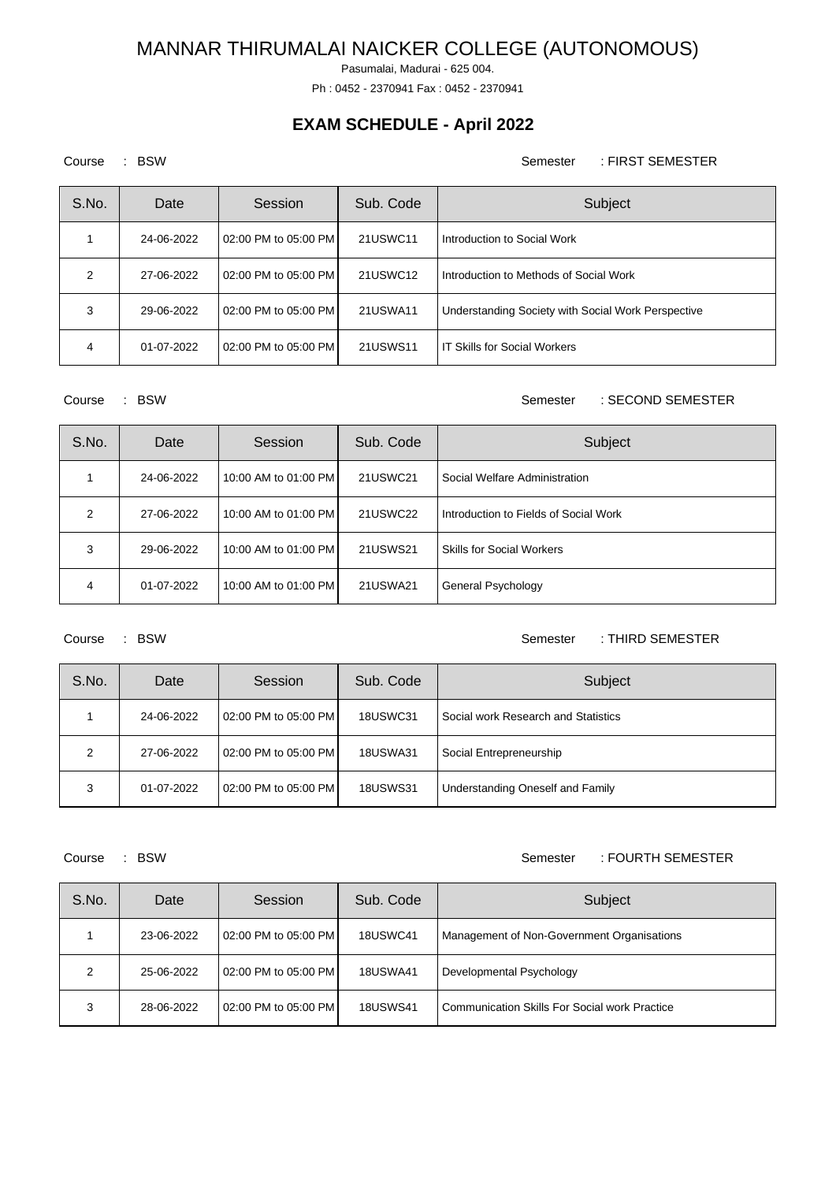# MANNAR THIRUMALAI NAICKER COLLEGE (AUTONOMOUS)

Pasumalai, Madurai - 625 004.

Ph : 0452 - 2370941 Fax : 0452 - 2370941

## EXAM SCHEDULE - April 2022

Course : BSW — Semester : FIRST SEMESTER

| S.No. | Date | Session | Sub. Code | Subject |
|---|---|---|---|---|
| 1 | 24-06-2022 | 02:00 PM to 05:00 PM | 21USWC11 | Introduction to Social Work |
| 2 | 27-06-2022 | 02:00 PM to 05:00 PM | 21USWC12 | Introduction to Methods of Social Work |
| 3 | 29-06-2022 | 02:00 PM to 05:00 PM | 21USWA11 | Understanding Society with Social Work Perspective |
| 4 | 01-07-2022 | 02:00 PM to 05:00 PM | 21USWS11 | IT Skills for Social Workers |

Course : BSW — Semester : SECOND SEMESTER

| S.No. | Date | Session | Sub. Code | Subject |
|---|---|---|---|---|
| 1 | 24-06-2022 | 10:00 AM to 01:00 PM | 21USWC21 | Social Welfare Administration |
| 2 | 27-06-2022 | 10:00 AM to 01:00 PM | 21USWC22 | Introduction to Fields of Social Work |
| 3 | 29-06-2022 | 10:00 AM to 01:00 PM | 21USWS21 | Skills for Social Workers |
| 4 | 01-07-2022 | 10:00 AM to 01:00 PM | 21USWA21 | General Psychology |

Course : BSW — Semester : THIRD SEMESTER

| S.No. | Date | Session | Sub. Code | Subject |
|---|---|---|---|---|
| 1 | 24-06-2022 | 02:00 PM to 05:00 PM | 18USWC31 | Social work Research and Statistics |
| 2 | 27-06-2022 | 02:00 PM to 05:00 PM | 18USWA31 | Social Entrepreneurship |
| 3 | 01-07-2022 | 02:00 PM to 05:00 PM | 18USWS31 | Understanding Oneself and Family |

Course : BSW — Semester : FOURTH SEMESTER

| S.No. | Date | Session | Sub. Code | Subject |
|---|---|---|---|---|
| 1 | 23-06-2022 | 02:00 PM to 05:00 PM | 18USWC41 | Management of Non-Government Organisations |
| 2 | 25-06-2022 | 02:00 PM to 05:00 PM | 18USWA41 | Developmental Psychology |
| 3 | 28-06-2022 | 02:00 PM to 05:00 PM | 18USWS41 | Communication Skills For Social work Practice |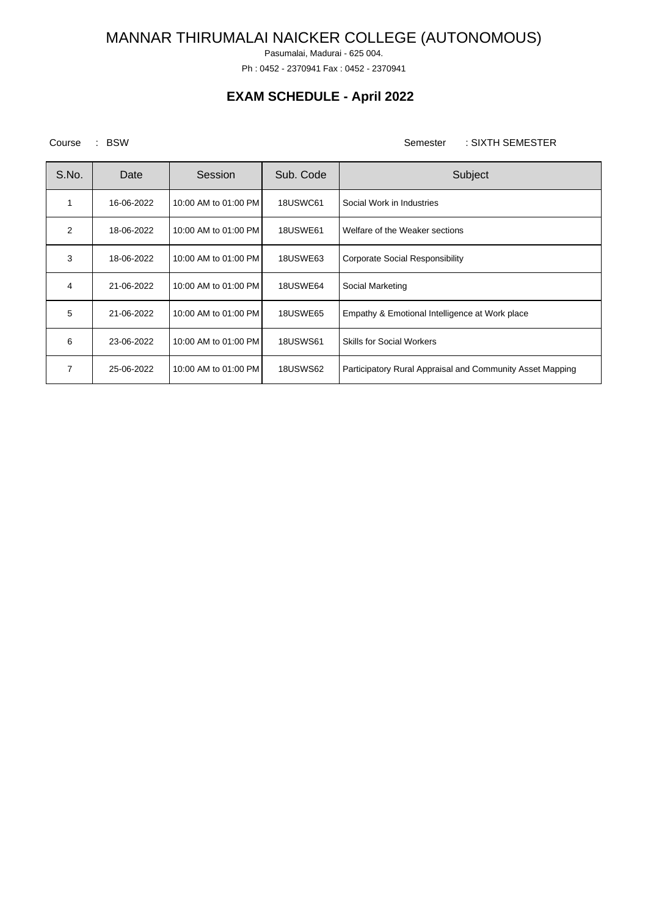# MANNAR THIRUMALAI NAICKER COLLEGE (AUTONOMOUS)

Pasumalai, Madurai - 625 004.

Ph : 0452 - 2370941 Fax : 0452 - 2370941

## EXAM SCHEDULE - April 2022

Course : BSW

Semester : SIXTH SEMESTER

| S.No. | Date | Session | Sub. Code | Subject |
|---|---|---|---|---|
| 1 | 16-06-2022 | 10:00 AM to 01:00 PM | 18USWC61 | Social Work in Industries |
| 2 | 18-06-2022 | 10:00 AM to 01:00 PM | 18USWE61 | Welfare of the Weaker sections |
| 3 | 18-06-2022 | 10:00 AM to 01:00 PM | 18USWE63 | Corporate Social Responsibility |
| 4 | 21-06-2022 | 10:00 AM to 01:00 PM | 18USWE64 | Social Marketing |
| 5 | 21-06-2022 | 10:00 AM to 01:00 PM | 18USWE65 | Empathy & Emotional Intelligence at Work place |
| 6 | 23-06-2022 | 10:00 AM to 01:00 PM | 18USWS61 | Skills for Social Workers |
| 7 | 25-06-2022 | 10:00 AM to 01:00 PM | 18USWS62 | Participatory Rural Appraisal and Community Asset Mapping |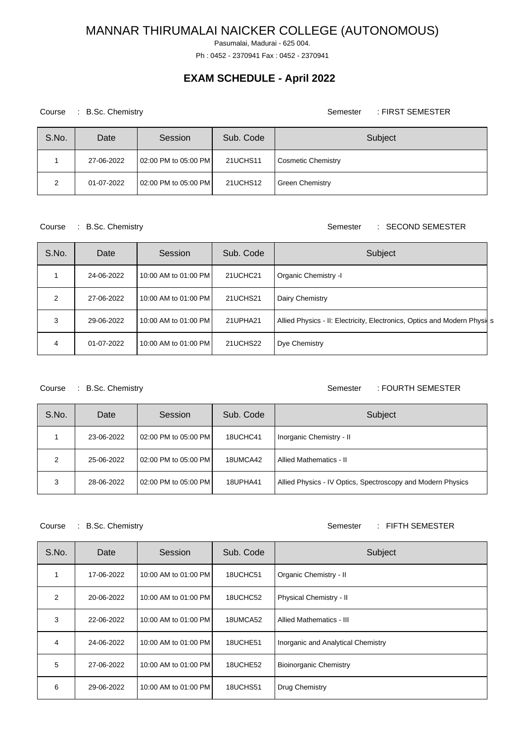# MANNAR THIRUMALAI NAICKER COLLEGE (AUTONOMOUS)

Pasumalai, Madurai - 625 004.

Ph : 0452 - 2370941 Fax : 0452 - 2370941

## EXAM SCHEDULE - April 2022

Course : B.Sc. Chemistry Semester : FIRST SEMESTER

| S.No. | Date | Session | Sub. Code | Subject |
|---|---|---|---|---|
| 1 | 27-06-2022 | 02:00 PM to 05:00 PM | 21UCHS11 | Cosmetic Chemistry |
| 2 | 01-07-2022 | 02:00 PM to 05:00 PM | 21UCHS12 | Green Chemistry |

Course : B.Sc. Chemistry Semester : SECOND SEMESTER

| S.No. | Date | Session | Sub. Code | Subject |
|---|---|---|---|---|
| 1 | 24-06-2022 | 10:00 AM to 01:00 PM | 21UCHC21 | Organic Chemistry -I |
| 2 | 27-06-2022 | 10:00 AM to 01:00 PM | 21UCHS21 | Dairy Chemistry |
| 3 | 29-06-2022 | 10:00 AM to 01:00 PM | 21UPHA21 | Allied Physics - II: Electricity, Electronics, Optics and Modern Physics |
| 4 | 01-07-2022 | 10:00 AM to 01:00 PM | 21UCHS22 | Dye Chemistry |

Course : B.Sc. Chemistry Semester : FOURTH SEMESTER

| S.No. | Date | Session | Sub. Code | Subject |
|---|---|---|---|---|
| 1 | 23-06-2022 | 02:00 PM to 05:00 PM | 18UCHC41 | Inorganic Chemistry - II |
| 2 | 25-06-2022 | 02:00 PM to 05:00 PM | 18UMCA42 | Allied Mathematics - II |
| 3 | 28-06-2022 | 02:00 PM to 05:00 PM | 18UPHA41 | Allied Physics - IV Optics, Spectroscopy and Modern Physics |

Course : B.Sc. Chemistry Semester : FIFTH SEMESTER

| S.No. | Date | Session | Sub. Code | Subject |
|---|---|---|---|---|
| 1 | 17-06-2022 | 10:00 AM to 01:00 PM | 18UCHC51 | Organic Chemistry - II |
| 2 | 20-06-2022 | 10:00 AM to 01:00 PM | 18UCHC52 | Physical Chemistry - II |
| 3 | 22-06-2022 | 10:00 AM to 01:00 PM | 18UMCA52 | Allied Mathematics - III |
| 4 | 24-06-2022 | 10:00 AM to 01:00 PM | 18UCHE51 | Inorganic and Analytical Chemistry |
| 5 | 27-06-2022 | 10:00 AM to 01:00 PM | 18UCHE52 | Bioinorganic Chemistry |
| 6 | 29-06-2022 | 10:00 AM to 01:00 PM | 18UCHS51 | Drug Chemistry |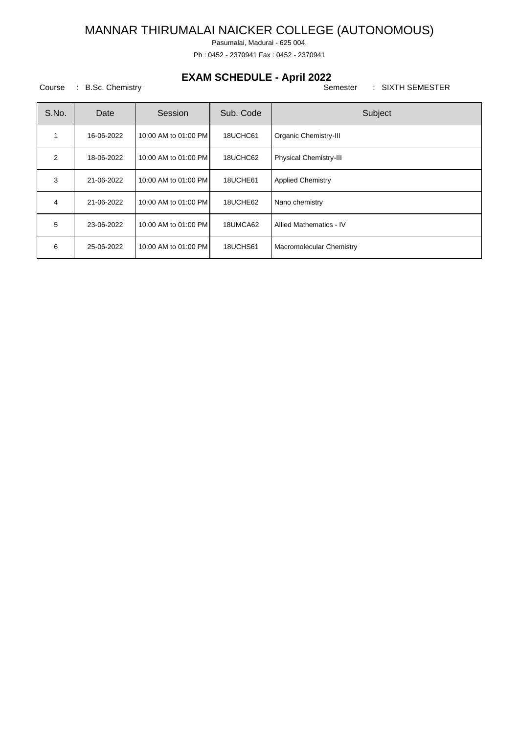# MANNAR THIRUMALAI NAICKER COLLEGE (AUTONOMOUS)

Pasumalai, Madurai - 625 004.

Ph : 0452 - 2370941 Fax : 0452 - 2370941

## EXAM SCHEDULE - April 2022

Course : B.Sc. Chemistry

Semester : SIXTH SEMESTER

| S.No. | Date | Session | Sub. Code | Subject |
|---|---|---|---|---|
| 1 | 16-06-2022 | 10:00 AM to 01:00 PM | 18UCHC61 | Organic Chemistry-III |
| 2 | 18-06-2022 | 10:00 AM to 01:00 PM | 18UCHC62 | Physical Chemistry-III |
| 3 | 21-06-2022 | 10:00 AM to 01:00 PM | 18UCHE61 | Applied Chemistry |
| 4 | 21-06-2022 | 10:00 AM to 01:00 PM | 18UCHE62 | Nano chemistry |
| 5 | 23-06-2022 | 10:00 AM to 01:00 PM | 18UMCA62 | Allied Mathematics - IV |
| 6 | 25-06-2022 | 10:00 AM to 01:00 PM | 18UCHS61 | Macromolecular Chemistry |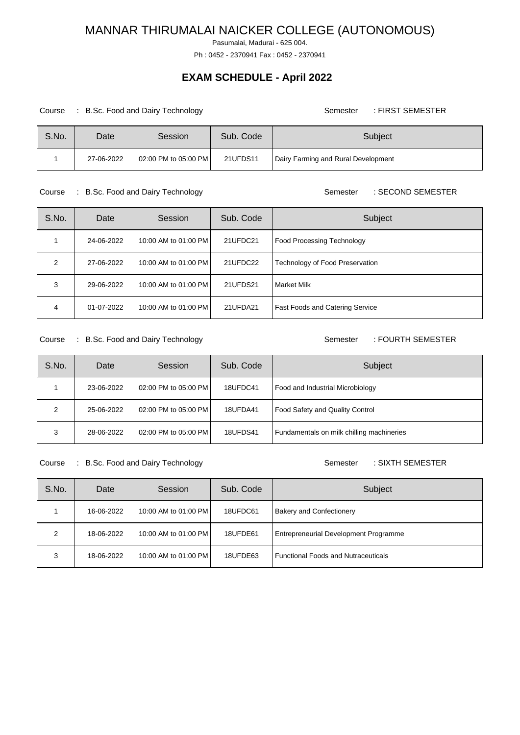# MANNAR THIRUMALAI NAICKER COLLEGE (AUTONOMOUS)

Pasumalai, Madurai - 625 004.

Ph : 0452 - 2370941 Fax : 0452 - 2370941

## EXAM SCHEDULE - April 2022

Course : B.Sc. Food and Dairy Technology Semester : FIRST SEMESTER

| S.No. | Date | Session | Sub. Code | Subject |
|---|---|---|---|---|
| 1 | 27-06-2022 | 02:00 PM to 05:00 PM | 21UFDS11 | Dairy Farming and Rural Development |

Course : B.Sc. Food and Dairy Technology Semester : SECOND SEMESTER

| S.No. | Date | Session | Sub. Code | Subject |
|---|---|---|---|---|
| 1 | 24-06-2022 | 10:00 AM to 01:00 PM | 21UFDC21 | Food Processing Technology |
| 2 | 27-06-2022 | 10:00 AM to 01:00 PM | 21UFDC22 | Technology of Food Preservation |
| 3 | 29-06-2022 | 10:00 AM to 01:00 PM | 21UFDS21 | Market Milk |
| 4 | 01-07-2022 | 10:00 AM to 01:00 PM | 21UFDA21 | Fast Foods and Catering Service |

Course : B.Sc. Food and Dairy Technology Semester : FOURTH SEMESTER

| S.No. | Date | Session | Sub. Code | Subject |
|---|---|---|---|---|
| 1 | 23-06-2022 | 02:00 PM to 05:00 PM | 18UFDC41 | Food and Industrial Microbiology |
| 2 | 25-06-2022 | 02:00 PM to 05:00 PM | 18UFDA41 | Food Safety and Quality Control |
| 3 | 28-06-2022 | 02:00 PM to 05:00 PM | 18UFDS41 | Fundamentals on milk chilling machineries |

Course : B.Sc. Food and Dairy Technology Semester : SIXTH SEMESTER

| S.No. | Date | Session | Sub. Code | Subject |
|---|---|---|---|---|
| 1 | 16-06-2022 | 10:00 AM to 01:00 PM | 18UFDC61 | Bakery and Confectionery |
| 2 | 18-06-2022 | 10:00 AM to 01:00 PM | 18UFDE61 | Entrepreneurial Development Programme |
| 3 | 18-06-2022 | 10:00 AM to 01:00 PM | 18UFDE63 | Functional Foods and Nutraceuticals |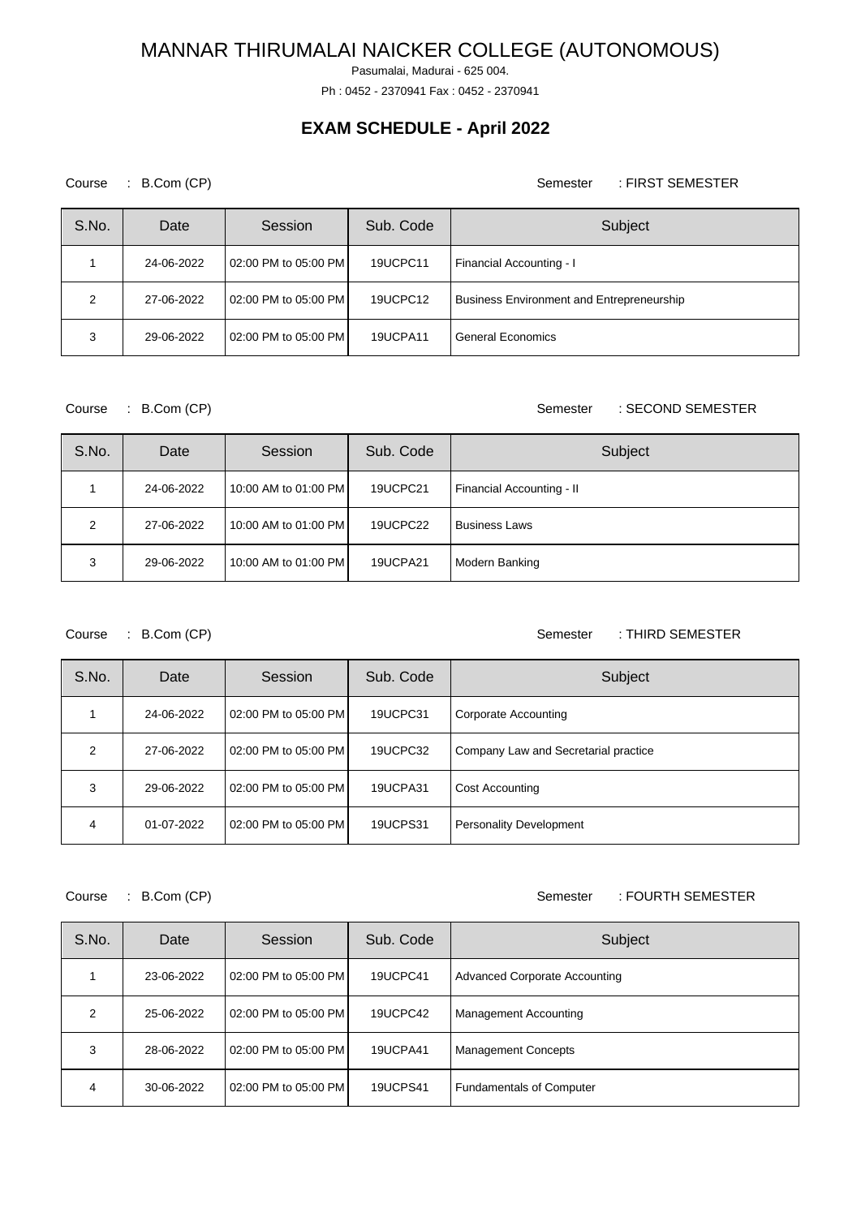# MANNAR THIRUMALAI NAICKER COLLEGE (AUTONOMOUS)

Pasumalai, Madurai - 625 004.

Ph : 0452 - 2370941 Fax : 0452 - 2370941

## EXAM SCHEDULE - April 2022

Course : B.Com (CP) Semester : FIRST SEMESTER

| S.No. | Date | Session | Sub. Code | Subject |
|---|---|---|---|---|
| 1 | 24-06-2022 | 02:00 PM to 05:00 PM | 19UCPC11 | Financial Accounting - I |
| 2 | 27-06-2022 | 02:00 PM to 05:00 PM | 19UCPC12 | Business Environment and Entrepreneurship |
| 3 | 29-06-2022 | 02:00 PM to 05:00 PM | 19UCPA11 | General Economics |

Course : B.Com (CP) Semester : SECOND SEMESTER

| S.No. | Date | Session | Sub. Code | Subject |
|---|---|---|---|---|
| 1 | 24-06-2022 | 10:00 AM to 01:00 PM | 19UCPC21 | Financial Accounting - II |
| 2 | 27-06-2022 | 10:00 AM to 01:00 PM | 19UCPC22 | Business Laws |
| 3 | 29-06-2022 | 10:00 AM to 01:00 PM | 19UCPA21 | Modern Banking |

Course : B.Com (CP) Semester : THIRD SEMESTER

| S.No. | Date | Session | Sub. Code | Subject |
|---|---|---|---|---|
| 1 | 24-06-2022 | 02:00 PM to 05:00 PM | 19UCPC31 | Corporate Accounting |
| 2 | 27-06-2022 | 02:00 PM to 05:00 PM | 19UCPC32 | Company Law and Secretarial practice |
| 3 | 29-06-2022 | 02:00 PM to 05:00 PM | 19UCPA31 | Cost Accounting |
| 4 | 01-07-2022 | 02:00 PM to 05:00 PM | 19UCPS31 | Personality Development |

Course : B.Com (CP) Semester : FOURTH SEMESTER

| S.No. | Date | Session | Sub. Code | Subject |
|---|---|---|---|---|
| 1 | 23-06-2022 | 02:00 PM to 05:00 PM | 19UCPC41 | Advanced Corporate Accounting |
| 2 | 25-06-2022 | 02:00 PM to 05:00 PM | 19UCPC42 | Management Accounting |
| 3 | 28-06-2022 | 02:00 PM to 05:00 PM | 19UCPA41 | Management Concepts |
| 4 | 30-06-2022 | 02:00 PM to 05:00 PM | 19UCPS41 | Fundamentals of Computer |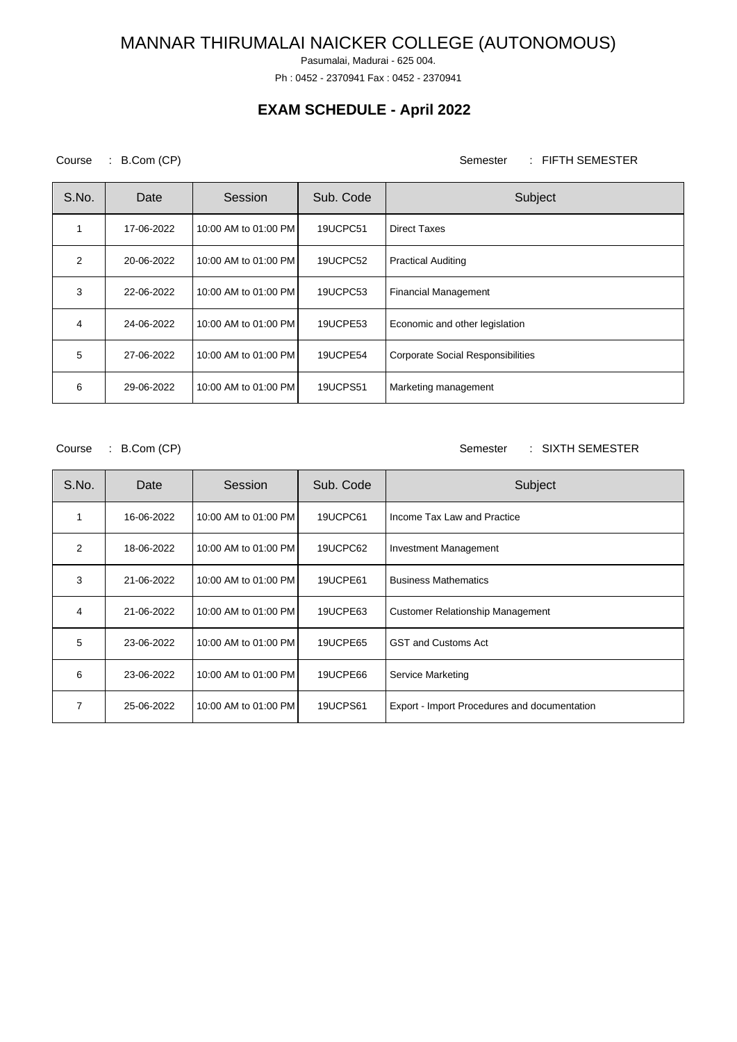# MANNAR THIRUMALAI NAICKER COLLEGE (AUTONOMOUS)

Pasumalai, Madurai - 625 004.

Ph : 0452 - 2370941 Fax : 0452 - 2370941

## EXAM SCHEDULE - April 2022

Course : B.Com (CP)    Semester : FIFTH SEMESTER

| S.No. | Date | Session | Sub. Code | Subject |
|---|---|---|---|---|
| 1 | 17-06-2022 | 10:00 AM to 01:00 PM | 19UCPC51 | Direct Taxes |
| 2 | 20-06-2022 | 10:00 AM to 01:00 PM | 19UCPC52 | Practical Auditing |
| 3 | 22-06-2022 | 10:00 AM to 01:00 PM | 19UCPC53 | Financial Management |
| 4 | 24-06-2022 | 10:00 AM to 01:00 PM | 19UCPE53 | Economic and other legislation |
| 5 | 27-06-2022 | 10:00 AM to 01:00 PM | 19UCPE54 | Corporate Social Responsibilities |
| 6 | 29-06-2022 | 10:00 AM to 01:00 PM | 19UCPS51 | Marketing management |

Course : B.Com (CP)    Semester : SIXTH SEMESTER

| S.No. | Date | Session | Sub. Code | Subject |
|---|---|---|---|---|
| 1 | 16-06-2022 | 10:00 AM to 01:00 PM | 19UCPC61 | Income Tax Law and Practice |
| 2 | 18-06-2022 | 10:00 AM to 01:00 PM | 19UCPC62 | Investment Management |
| 3 | 21-06-2022 | 10:00 AM to 01:00 PM | 19UCPE61 | Business Mathematics |
| 4 | 21-06-2022 | 10:00 AM to 01:00 PM | 19UCPE63 | Customer Relationship Management |
| 5 | 23-06-2022 | 10:00 AM to 01:00 PM | 19UCPE65 | GST and Customs Act |
| 6 | 23-06-2022 | 10:00 AM to 01:00 PM | 19UCPE66 | Service Marketing |
| 7 | 25-06-2022 | 10:00 AM to 01:00 PM | 19UCPS61 | Export - Import Procedures and documentation |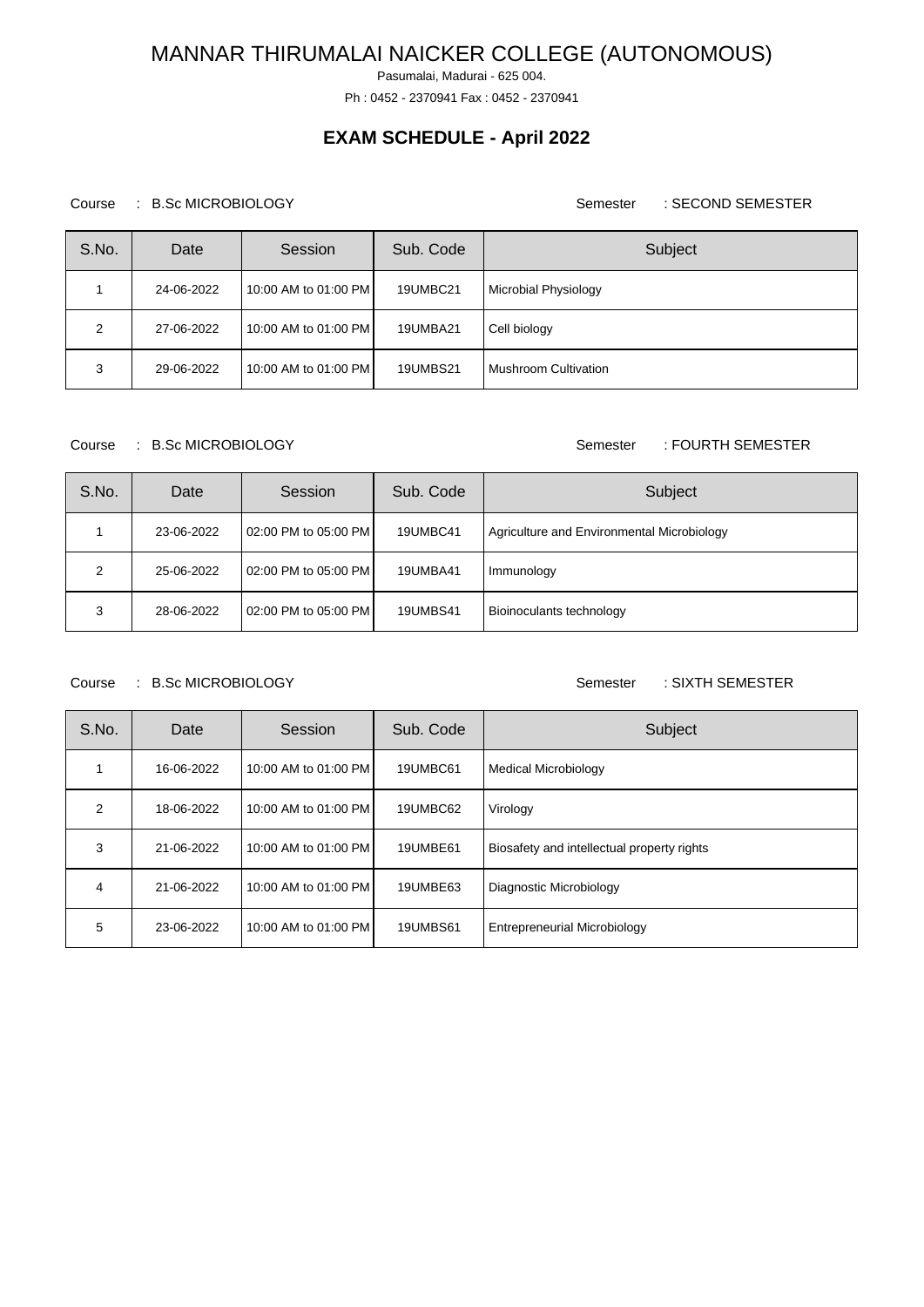# MANNAR THIRUMALAI NAICKER COLLEGE (AUTONOMOUS)

Pasumalai, Madurai - 625 004.

Ph : 0452 - 2370941 Fax : 0452 - 2370941

## EXAM SCHEDULE - April 2022

Course : B.Sc MICROBIOLOGY    Semester : SECOND SEMESTER

| S.No. | Date | Session | Sub. Code | Subject |
|---|---|---|---|---|
| 1 | 24-06-2022 | 10:00 AM to 01:00 PM | 19UMBC21 | Microbial Physiology |
| 2 | 27-06-2022 | 10:00 AM to 01:00 PM | 19UMBA21 | Cell biology |
| 3 | 29-06-2022 | 10:00 AM to 01:00 PM | 19UMBS21 | Mushroom Cultivation |

Course : B.Sc MICROBIOLOGY    Semester : FOURTH SEMESTER

| S.No. | Date | Session | Sub. Code | Subject |
|---|---|---|---|---|
| 1 | 23-06-2022 | 02:00 PM to 05:00 PM | 19UMBC41 | Agriculture and Environmental Microbiology |
| 2 | 25-06-2022 | 02:00 PM to 05:00 PM | 19UMBA41 | Immunology |
| 3 | 28-06-2022 | 02:00 PM to 05:00 PM | 19UMBS41 | Bioinoculants technology |

Course : B.Sc MICROBIOLOGY    Semester : SIXTH SEMESTER

| S.No. | Date | Session | Sub. Code | Subject |
|---|---|---|---|---|
| 1 | 16-06-2022 | 10:00 AM to 01:00 PM | 19UMBC61 | Medical Microbiology |
| 2 | 18-06-2022 | 10:00 AM to 01:00 PM | 19UMBC62 | Virology |
| 3 | 21-06-2022 | 10:00 AM to 01:00 PM | 19UMBE61 | Biosafety and intellectual property rights |
| 4 | 21-06-2022 | 10:00 AM to 01:00 PM | 19UMBE63 | Diagnostic Microbiology |
| 5 | 23-06-2022 | 10:00 AM to 01:00 PM | 19UMBS61 | Entrepreneurial Microbiology |